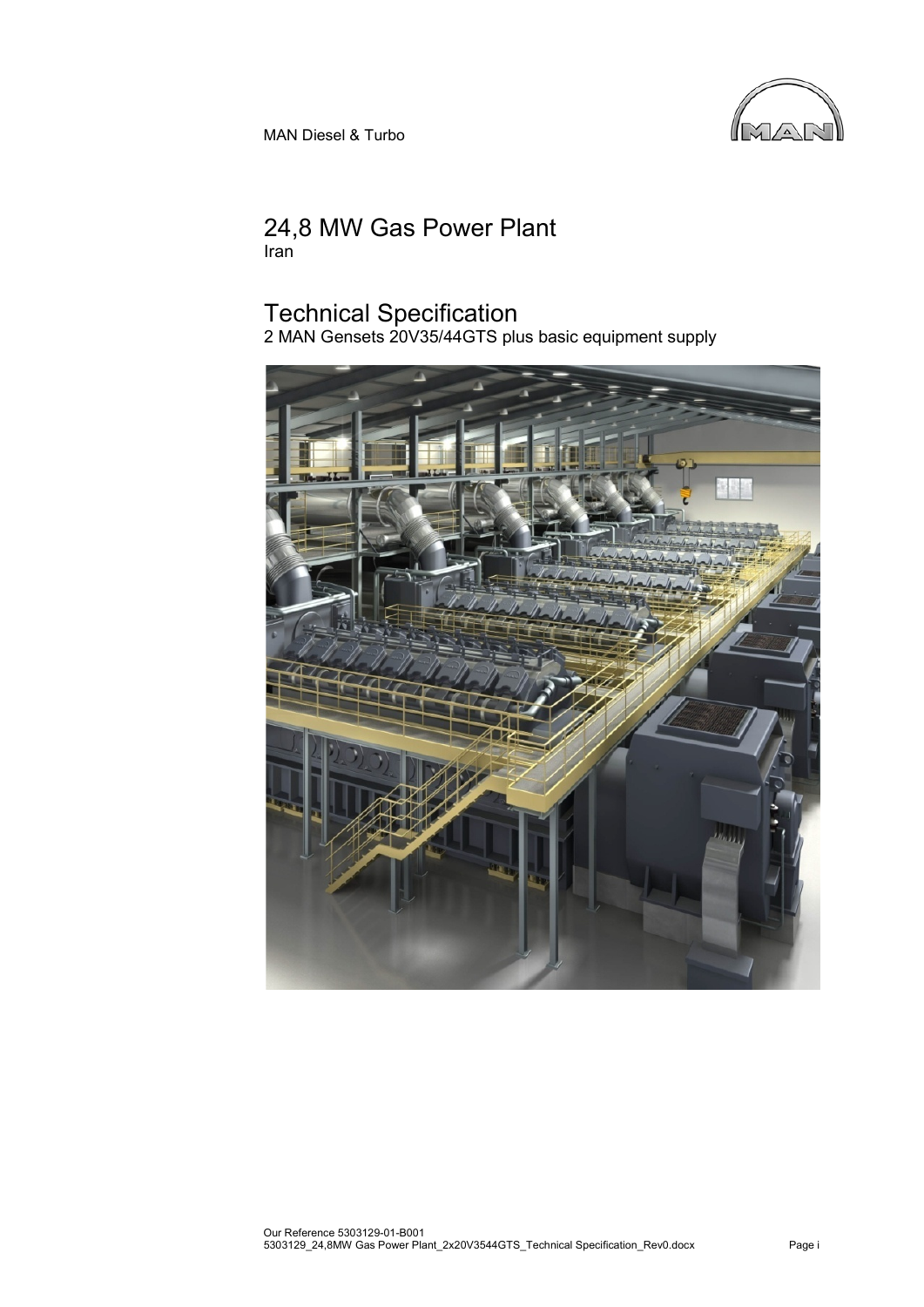MAN Diesel & Turbo

# 24,8 MW Gas Power Plant

Iran

# Technical Specification

2 MAN Gensets 20V35/44GTS plus basic equipment supply

Our Reference 5303129-01-B001
5303129_24,8MW Gas Power Plant_2x20V3544GTS_Technical Specification_Rev0.docx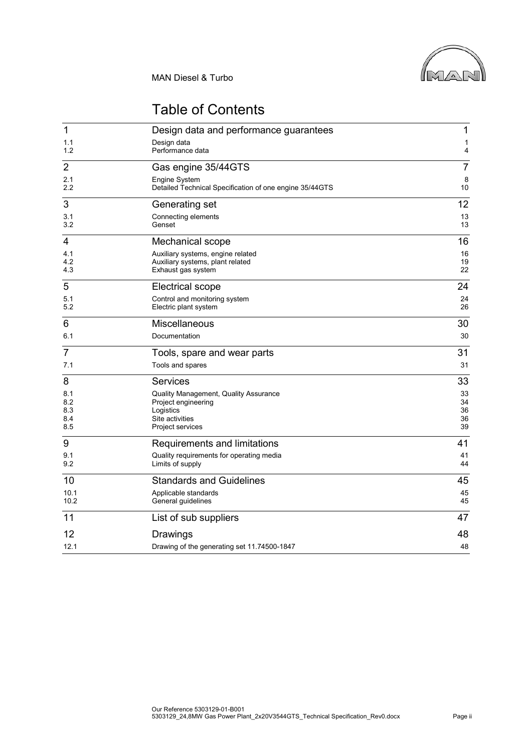# Table of Contents

| | | |
|---|---|---|
| **1** | **Design data and performance guarantees** | **1** |
| 1.1 | Design data | 1 |
| 1.2 | Performance data | 4 |
| **2** | **Gas engine 35/44GTS** | **7** |
| 2.1 | Engine System | 8 |
| 2.2 | Detailed Technical Specification of one engine 35/44GTS | 10 |
| **3** | **Generating set** | **12** |
| 3.1 | Connecting elements | 13 |
| 3.2 | Genset | 13 |
| **4** | **Mechanical scope** | **16** |
| 4.1 | Auxiliary systems, engine related | 16 |
| 4.2 | Auxiliary systems, plant related | 19 |
| 4.3 | Exhaust gas system | 22 |
| **5** | **Electrical scope** | **24** |
| 5.1 | Control and monitoring system | 24 |
| 5.2 | Electric plant system | 26 |
| **6** | **Miscellaneous** | **30** |
| 6.1 | Documentation | 30 |
| **7** | **Tools, spare and wear parts** | **31** |
| 7.1 | Tools and spares | 31 |
| **8** | **Services** | **33** |
| 8.1 | Quality Management, Quality Assurance | 33 |
| 8.2 | Project engineering | 34 |
| 8.3 | Logistics | 36 |
| 8.4 | Site activities | 36 |
| 8.5 | Project services | 39 |
| **9** | **Requirements and limitations** | **41** |
| 9.1 | Quality requirements for operating media | 41 |
| 9.2 | Limits of supply | 44 |
| **10** | **Standards and Guidelines** | **45** |
| 10.1 | Applicable standards | 45 |
| 10.2 | General guidelines | 45 |
| **11** | **List of sub suppliers** | **47** |
| **12** | **Drawings** | **48** |
| 12.1 | Drawing of the generating set 11.74500-1847 | 48 |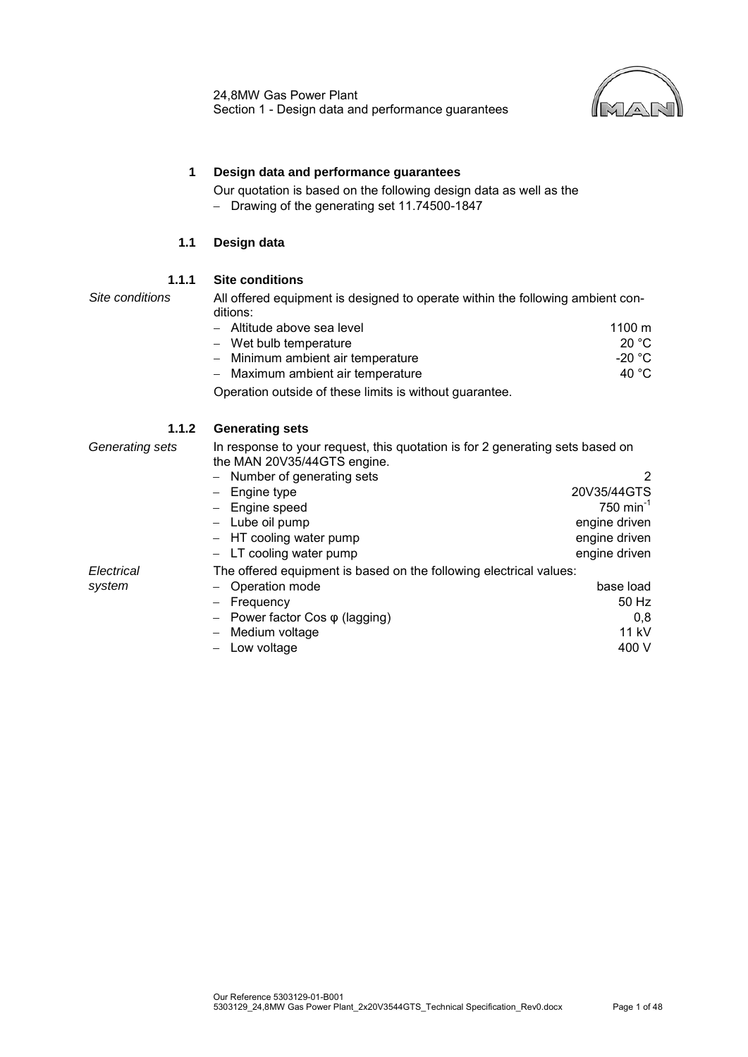# 1 Design data and performance guarantees

Our quotation is based on the following design data as well as the

- Drawing of the generating set 11.74500-1847

## 1.1 Design data

### 1.1.1 Site conditions

*Site conditions*

All offered equipment is designed to operate within the following ambient conditions:

| | |
|---|---|
| – Altitude above sea level | 1100 m |
| – Wet bulb temperature | 20 °C |
| – Minimum ambient air temperature | -20 °C |
| – Maximum ambient air temperature | 40 °C |

Operation outside of these limits is without guarantee.

### 1.1.2 Generating sets

*Generating sets*

In response to your request, this quotation is for 2 generating sets based on the MAN 20V35/44GTS engine.

| | |
|---|---|
| – Number of generating sets | 2 |
| – Engine type | 20V35/44GTS |
| – Engine speed | 750 $min^{-1}$ |
| – Lube oil pump | engine driven |
| – HT cooling water pump | engine driven |
| – LT cooling water pump | engine driven |

*Electrical system*

The offered equipment is based on the following electrical values:

| | |
|---|---|
| – Operation mode | base load |
| – Frequency | 50 Hz |
| – Power factor Cos φ (lagging) | 0,8 |
| – Medium voltage | 11 kV |
| – Low voltage | 400 V |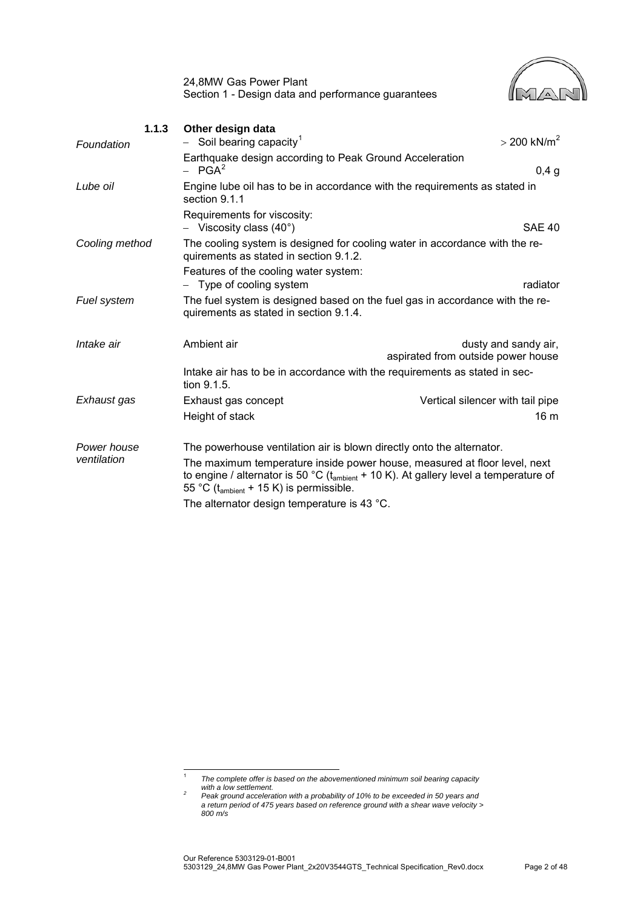### 1.1.3 Other design data

*Foundation*

- Soil bearing capacity[1] $> 200$ kN/m$^2$

Earthquake design according to Peak Ground Acceleration

- PGA[2] 0,4 g

*Lube oil*

Engine lube oil has to be in accordance with the requirements as stated in section 9.1.1

Requirements for viscosity:

- Viscosity class (40°) SAE 40

*Cooling method*

The cooling system is designed for cooling water in accordance with the requirements as stated in section 9.1.2.

Features of the cooling water system:

- Type of cooling system radiator

*Fuel system*

The fuel system is designed based on the fuel gas in accordance with the requirements as stated in section 9.1.4.

*Intake air*

Ambient air dusty and sandy air, aspirated from outside power house

Intake air has to be in accordance with the requirements as stated in section 9.1.5.

*Exhaust gas*

Exhaust gas concept Vertical silencer with tail pipe

Height of stack 16 m

*Power house ventilation*

The powerhouse ventilation air is blown directly onto the alternator.

The maximum temperature inside power house, measured at floor level, next to engine / alternator is 50 °C ($t_{ambient}$ + 10 K). At gallery level a temperature of 55 °C ($t_{ambient}$ + 15 K) is permissible.

The alternator design temperature is 43 °C.

---

[1] *The complete offer is based on the abovementioned minimum soil bearing capacity with a low settlement.*

[2] *Peak ground acceleration with a probability of 10% to be exceeded in 50 years and a return period of 475 years based on reference ground with a shear wave velocity > 800 m/s*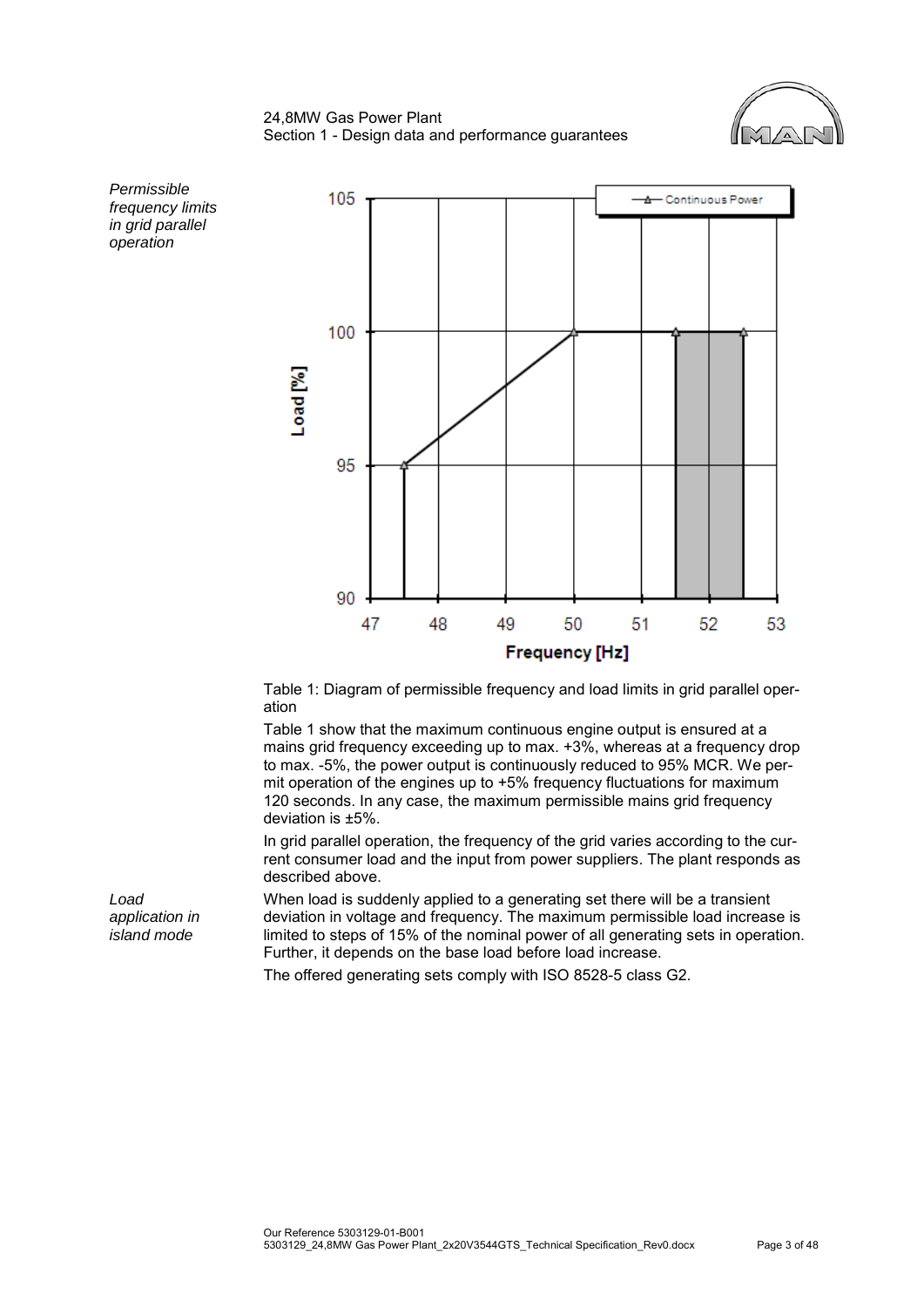*Permissible frequency limits in grid parallel operation*

Continuous Power

105
100
95
90

Load [%]

47
48
49
50
51
52
53

Frequency [Hz]

Table 1: Diagram of permissible frequency and load limits in grid parallel operation

Table 1 show that the maximum continuous engine output is ensured at a mains grid frequency exceeding up to max. +3%, whereas at a frequency drop to max. -5%, the power output is continuously reduced to 95% MCR. We permit operation of the engines up to +5% frequency fluctuations for maximum 120 seconds. In any case, the maximum permissible mains grid frequency deviation is ±5%.

In grid parallel operation, the frequency of the grid varies according to the current consumer load and the input from power suppliers. The plant responds as described above.

*Load application in island mode*

When load is suddenly applied to a generating set there will be a transient deviation in voltage and frequency. The maximum permissible load increase is limited to steps of 15% of the nominal power of all generating sets in operation. Further, it depends on the base load before load increase.

The offered generating sets comply with ISO 8528-5 class G2.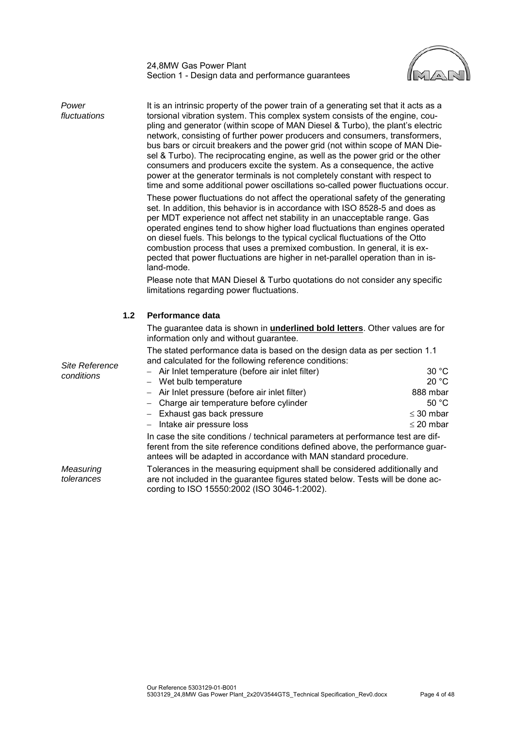*Power fluctuations*

It is an intrinsic property of the power train of a generating set that it acts as a torsional vibration system. This complex system consists of the engine, coupling and generator (within scope of MAN Diesel & Turbo), the plant's electric network, consisting of further power producers and consumers, transformers, bus bars or circuit breakers and the power grid (not within scope of MAN Diesel & Turbo). The reciprocating engine, as well as the power grid or the other consumers and producers excite the system. As a consequence, the active power at the generator terminals is not completely constant with respect to time and some additional power oscillations so-called power fluctuations occur.

These power fluctuations do not affect the operational safety of the generating set. In addition, this behavior is in accordance with ISO 8528-5 and does as per MDT experience not affect net stability in an unacceptable range. Gas operated engines tend to show higher load fluctuations than engines operated on diesel fuels. This belongs to the typical cyclical fluctuations of the Otto combustion process that uses a premixed combustion. In general, it is expected that power fluctuations are higher in net-parallel operation than in island-mode.

Please note that MAN Diesel & Turbo quotations do not consider any specific limitations regarding power fluctuations.

## 1.2 Performance data

The guarantee data is shown in **underlined bold letters**. Other values are for information only and without guarantee.

*Site Reference conditions*

The stated performance data is based on the design data as per section 1.1 and calculated for the following reference conditions:

| | |
|---|---|
| – Air Inlet temperature (before air inlet filter) | 30 °C |
| – Wet bulb temperature | 20 °C |
| – Air Inlet pressure (before air inlet filter) | 888 mbar |
| – Charge air temperature before cylinder | 50 °C |
| – Exhaust gas back pressure | ≤ 30 mbar |
| – Intake air pressure loss | ≤ 20 mbar |

In case the site conditions / technical parameters at performance test are different from the site reference conditions defined above, the performance guarantees will be adapted in accordance with MAN standard procedure.

*Measuring tolerances*

Tolerances in the measuring equipment shall be considered additionally and are not included in the guarantee figures stated below. Tests will be done according to ISO 15550:2002 (ISO 3046-1:2002).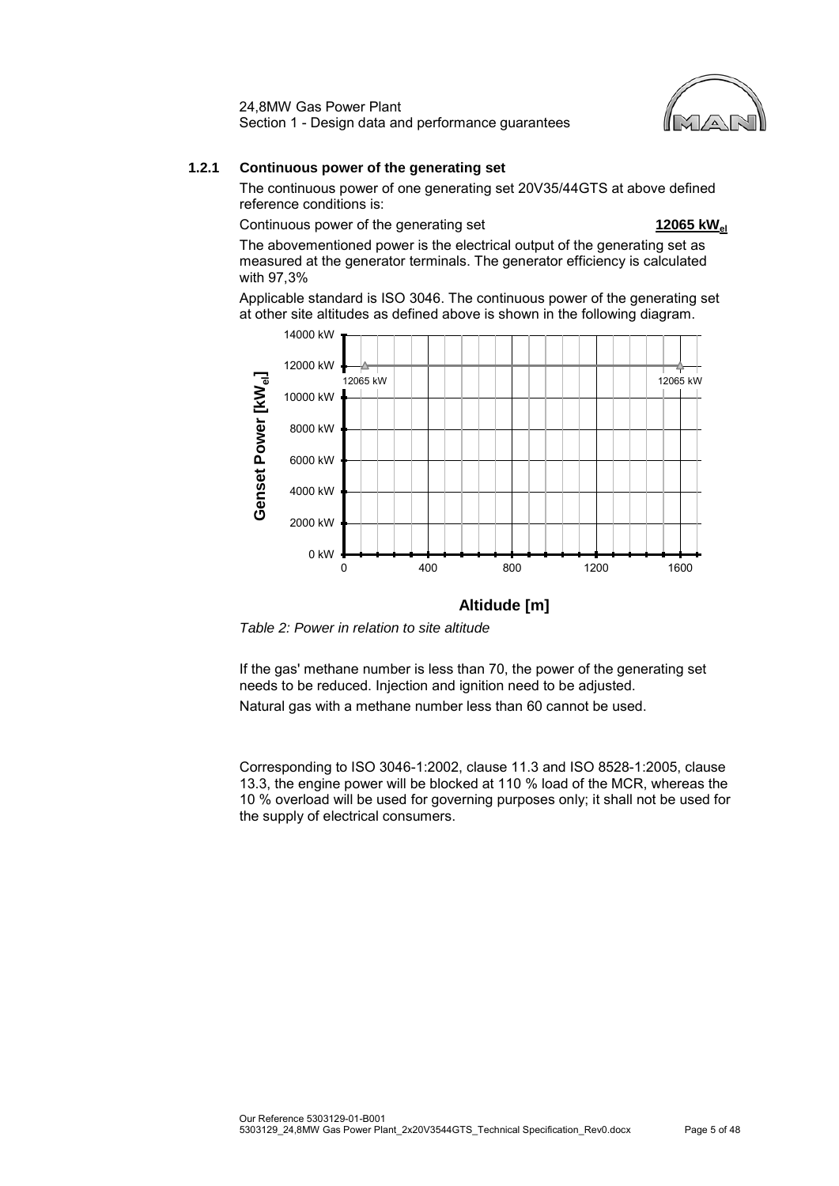### 1.2.1 Continuous power of the generating set

The continuous power of one generating set 20V35/44GTS at above defined reference conditions is:

Continuous power of the generating set **12065 $kW_{el}$**

The abovementioned power is the electrical output of the generating set as measured at the generator terminals. The generator efficiency is calculated with 97,3%

Applicable standard is ISO 3046. The continuous power of the generating set at other site altitudes as defined above is shown in the following diagram.

Genset Power [$kW_{el}$]

14000 kW
12000 kW
10000 kW
8000 kW
6000 kW
4000 kW
2000 kW
0 kW

12065 kW
12065 kW

0
400
800
1200
1600

Altidude [m]

*Table 2: Power in relation to site altitude*

If the gas' methane number is less than 70, the power of the generating set needs to be reduced. Injection and ignition need to be adjusted.

Natural gas with a methane number less than 60 cannot be used.

Corresponding to ISO 3046-1:2002, clause 11.3 and ISO 8528-1:2005, clause 13.3, the engine power will be blocked at 110 % load of the MCR, whereas the 10 % overload will be used for governing purposes only; it shall not be used for the supply of electrical consumers.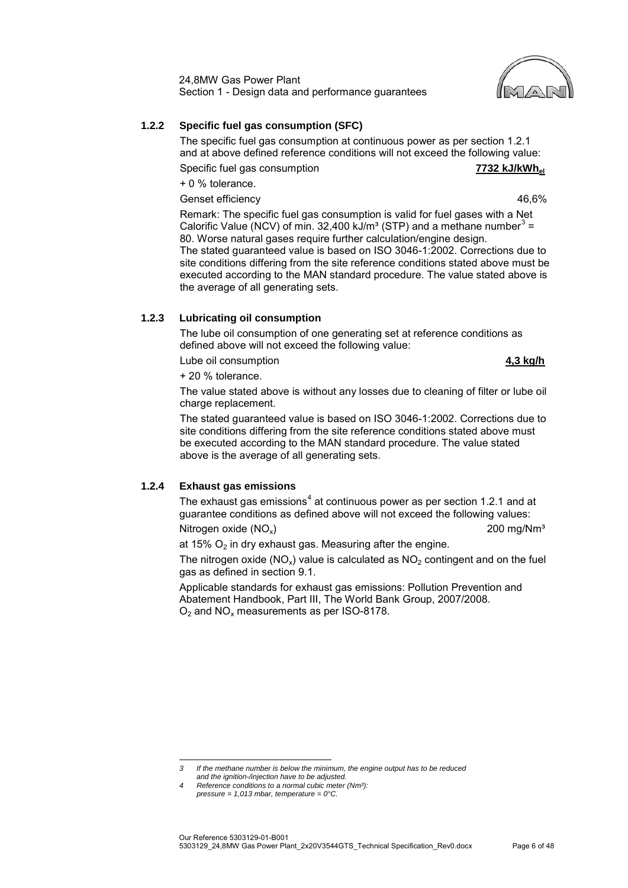### 1.2.2 Specific fuel gas consumption (SFC)

The specific fuel gas consumption at continuous power as per section 1.2.1 and at above defined reference conditions will not exceed the following value:

Specific fuel gas consumption **7732 $kJ/kWh_{el}$**

+ 0 % tolerance.

Genset efficiency 46,6%

Remark: The specific fuel gas consumption is valid for fuel gases with a Net Calorific Value (NCV) of min. 32,400 kJ/m³ (STP) and a methane number[3] = 80. Worse natural gases require further calculation/engine design.
The stated guaranteed value is based on ISO 3046-1:2002. Corrections due to site conditions differing from the site reference conditions stated above must be executed according to the MAN standard procedure. The value stated above is the average of all generating sets.

### 1.2.3 Lubricating oil consumption

The lube oil consumption of one generating set at reference conditions as defined above will not exceed the following value:

Lube oil consumption **4,3 kg/h**

+ 20 % tolerance.

The value stated above is without any losses due to cleaning of filter or lube oil charge replacement.

The stated guaranteed value is based on ISO 3046-1:2002. Corrections due to site conditions differing from the site reference conditions stated above must be executed according to the MAN standard procedure. The value stated above is the average of all generating sets.

### 1.2.4 Exhaust gas emissions

The exhaust gas emissions[4] at continuous power as per section 1.2.1 and at guarantee conditions as defined above will not exceed the following values:

Nitrogen oxide ($NO_x$) 200 mg/Nm³

at 15% $O_2$ in dry exhaust gas. Measuring after the engine.

The nitrogen oxide ($NO_x$) value is calculated as $NO_2$ contingent and on the fuel gas as defined in section 9.1.

Applicable standards for exhaust gas emissions: Pollution Prevention and Abatement Handbook, Part III, The World Bank Group, 2007/2008.
$O_2$ and $NO_x$ measurements as per ISO-8178.

---

*3 If the methane number is below the minimum, the engine output has to be reduced and the ignition-/injection have to be adjusted.*

*4 Reference conditions to a normal cubic meter (Nm³): pressure = 1,013 mbar, temperature = 0°C.*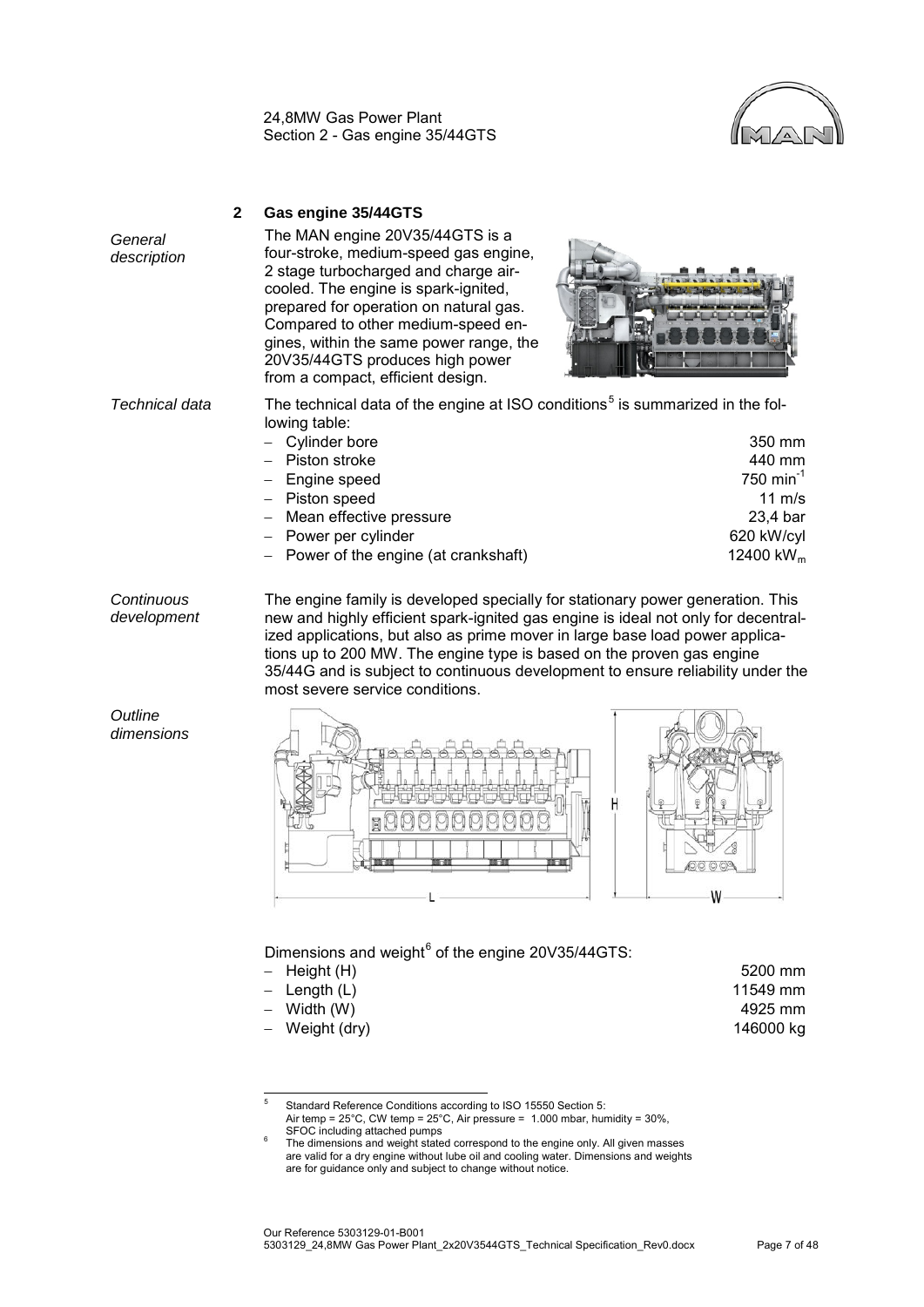## 2 Gas engine 35/44GTS

*General description*

The MAN engine 20V35/44GTS is a four-stroke, medium-speed gas engine, 2 stage turbocharged and charge air-cooled. The engine is spark-ignited, prepared for operation on natural gas. Compared to other medium-speed engines, within the same power range, the 20V35/44GTS produces high power from a compact, efficient design.

*Technical data*

The technical data of the engine at ISO conditions[5] is summarized in the following table:

| | |
|---|---|
| – Cylinder bore | 350 mm |
| – Piston stroke | 440 mm |
| – Engine speed | 750 $min^{-1}$ |
| – Piston speed | 11 m/s |
| – Mean effective pressure | 23,4 bar |
| – Power per cylinder | 620 kW/cyl |
| – Power of the engine (at crankshaft) | 12400 $kW_m$ |

*Continuous development*

The engine family is developed specially for stationary power generation. This new and highly efficient spark-ignited gas engine is ideal not only for decentralized applications, but also as prime mover in large base load power applications up to 200 MW. The engine type is based on the proven gas engine 35/44G and is subject to continuous development to ensure reliability under the most severe service conditions.

*Outline dimensions*

L

H

W

Dimensions and weight[6] of the engine 20V35/44GTS:

| | |
|---|---|
| – Height (H) | 5200 mm |
| – Length (L) | 11549 mm |
| – Width (W) | 4925 mm |
| – Weight (dry) | 146000 kg |

[5] Standard Reference Conditions according to ISO 15550 Section 5:
Air temp = 25°C, CW temp = 25°C, Air pressure = 1.000 mbar, humidity = 30%,
SFOC including attached pumps

[6] The dimensions and weight stated correspond to the engine only. All given masses are valid for a dry engine without lube oil and cooling water. Dimensions and weights are for guidance only and subject to change without notice.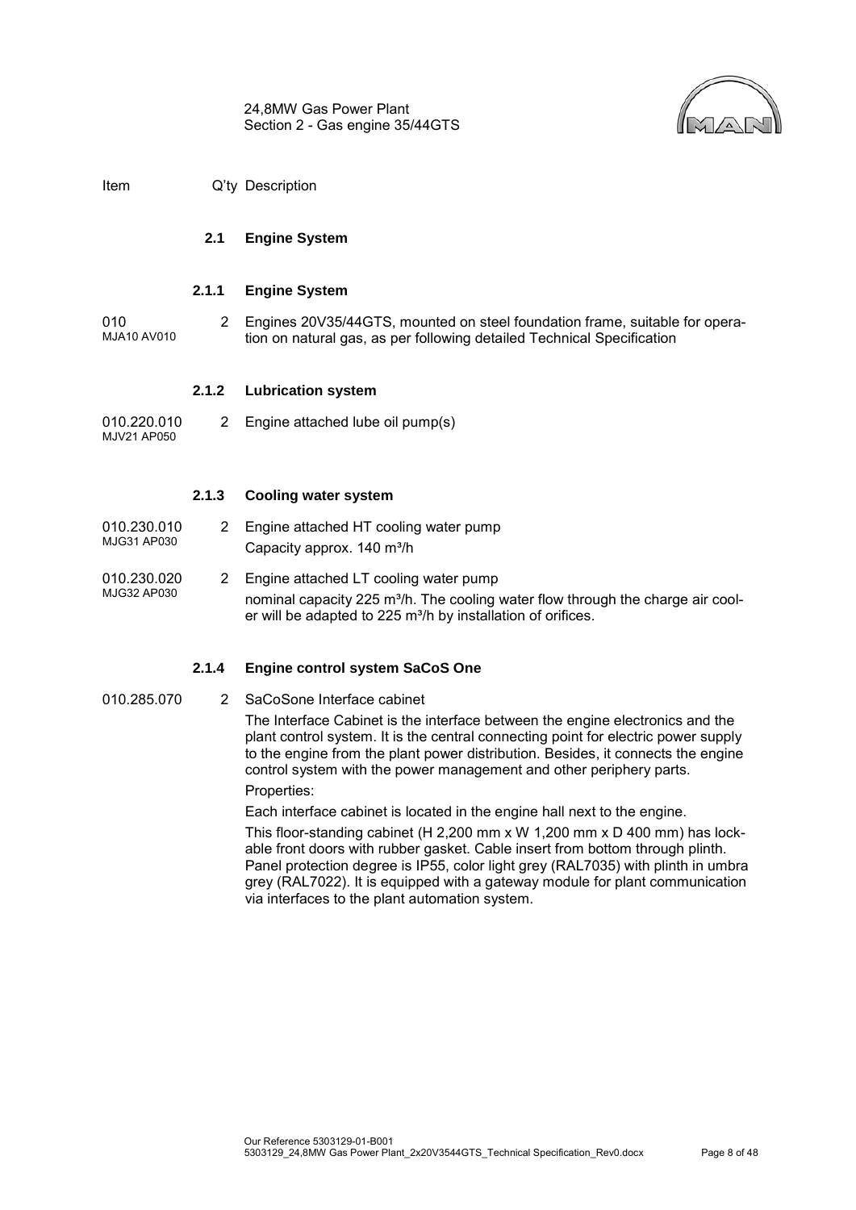| Item | Q'ty | Description |
|---|---|---|

## 2.1 Engine System

### 2.1.1 Engine System

| | | |
|---|---|---|
| 010<br>MJA10 AV010 | 2 | Engines 20V35/44GTS, mounted on steel foundation frame, suitable for operation on natural gas, as per following detailed Technical Specification |

### 2.1.2 Lubrication system

| | | |
|---|---|---|
| 010.220.010<br>MJV21 AP050 | 2 | Engine attached lube oil pump(s) |

### 2.1.3 Cooling water system

| | | |
|---|---|---|
| 010.230.010<br>MJG31 AP030 | 2 | Engine attached HT cooling water pump<br>Capacity approx. 140 m³/h |
| 010.230.020<br>MJG32 AP030 | 2 | Engine attached LT cooling water pump<br>nominal capacity 225 m³/h. The cooling water flow through the charge air cooler will be adapted to 225 m³/h by installation of orifices. |

### 2.1.4 Engine control system SaCoS One

010.285.070 — 2 — SaCoSone Interface cabinet

The Interface Cabinet is the interface between the engine electronics and the plant control system. It is the central connecting point for electric power supply to the engine from the plant power distribution. Besides, it connects the engine control system with the power management and other periphery parts.

Properties:

Each interface cabinet is located in the engine hall next to the engine.

This floor-standing cabinet (H 2,200 mm x W 1,200 mm x D 400 mm) has lockable front doors with rubber gasket. Cable insert from bottom through plinth. Panel protection degree is IP55, color light grey (RAL7035) with plinth in umbra grey (RAL7022). It is equipped with a gateway module for plant communication via interfaces to the plant automation system.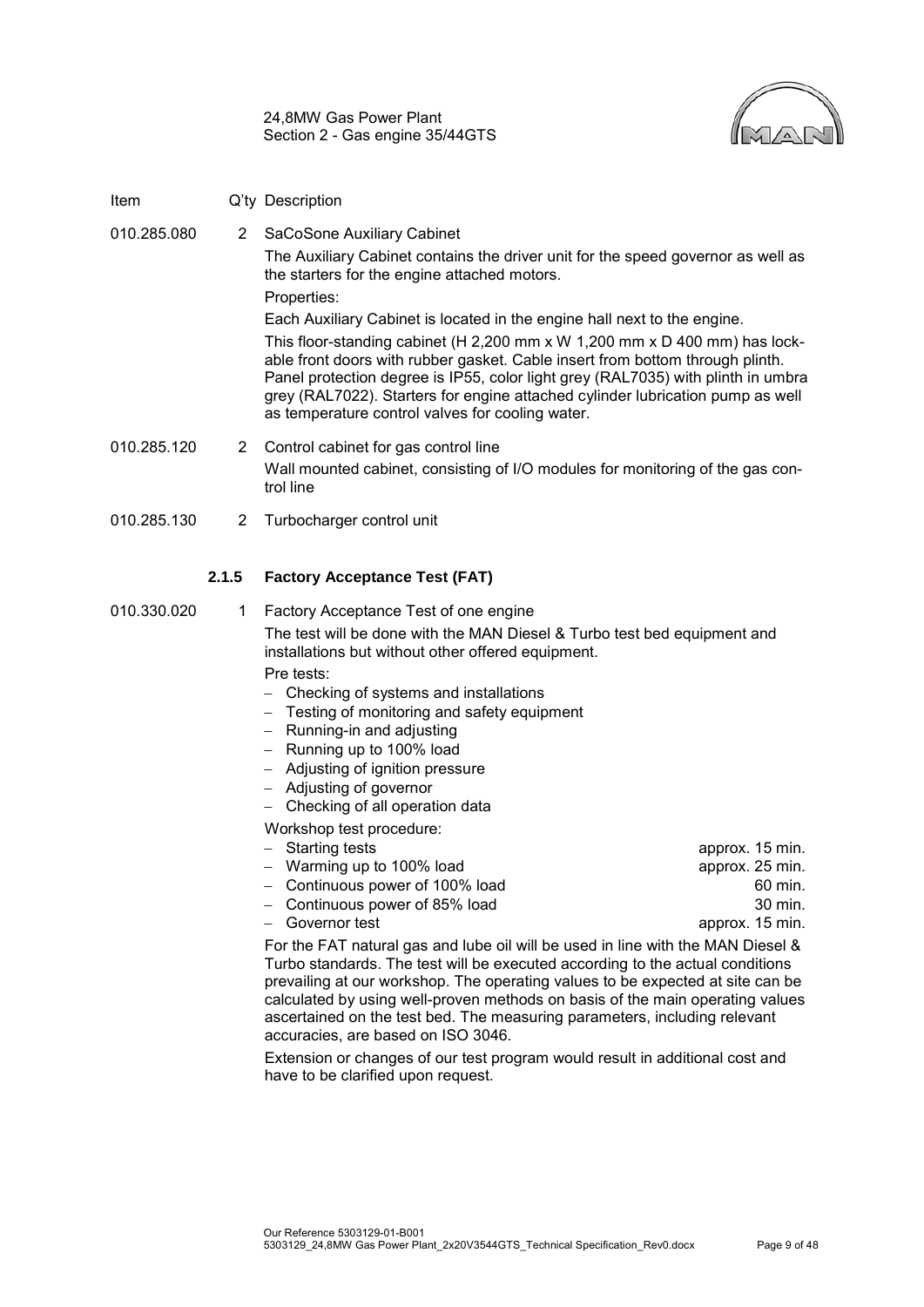| Item | Q'ty | Description |
|---|---|---|
| 010.285.080 | 2 | SaCoSone Auxiliary Cabinet |

The Auxiliary Cabinet contains the driver unit for the speed governor as well as the starters for the engine attached motors.

Properties:

Each Auxiliary Cabinet is located in the engine hall next to the engine.

This floor-standing cabinet (H 2,200 mm x W 1,200 mm x D 400 mm) has lockable front doors with rubber gasket. Cable insert from bottom through plinth. Panel protection degree is IP55, color light grey (RAL7035) with plinth in umbra grey (RAL7022). Starters for engine attached cylinder lubrication pump as well as temperature control valves for cooling water.

| Item | Q'ty | Description |
|---|---|---|
| 010.285.120 | 2 | Control cabinet for gas control line |

Wall mounted cabinet, consisting of I/O modules for monitoring of the gas control line

| Item | Q'ty | Description |
|---|---|---|
| 010.285.130 | 2 | Turbocharger control unit |

### 2.1.5 Factory Acceptance Test (FAT)

| Item | Q'ty | Description |
|---|---|---|
| 010.330.020 | 1 | Factory Acceptance Test of one engine |

The test will be done with the MAN Diesel & Turbo test bed equipment and installations but without other offered equipment.

Pre tests:

- Checking of systems and installations
- Testing of monitoring and safety equipment
- Running-in and adjusting
- Running up to 100% load
- Adjusting of ignition pressure
- Adjusting of governor
- Checking of all operation data

Workshop test procedure:

| | |
|---|---|
| – Starting tests | approx. 15 min. |
| – Warming up to 100% load | approx. 25 min. |
| – Continuous power of 100% load | 60 min. |
| – Continuous power of 85% load | 30 min. |
| – Governor test | approx. 15 min. |

For the FAT natural gas and lube oil will be used in line with the MAN Diesel & Turbo standards. The test will be executed according to the actual conditions prevailing at our workshop. The operating values to be expected at site can be calculated by using well-proven methods on basis of the main operating values ascertained on the test bed. The measuring parameters, including relevant accuracies, are based on ISO 3046.

Extension or changes of our test program would result in additional cost and have to be clarified upon request.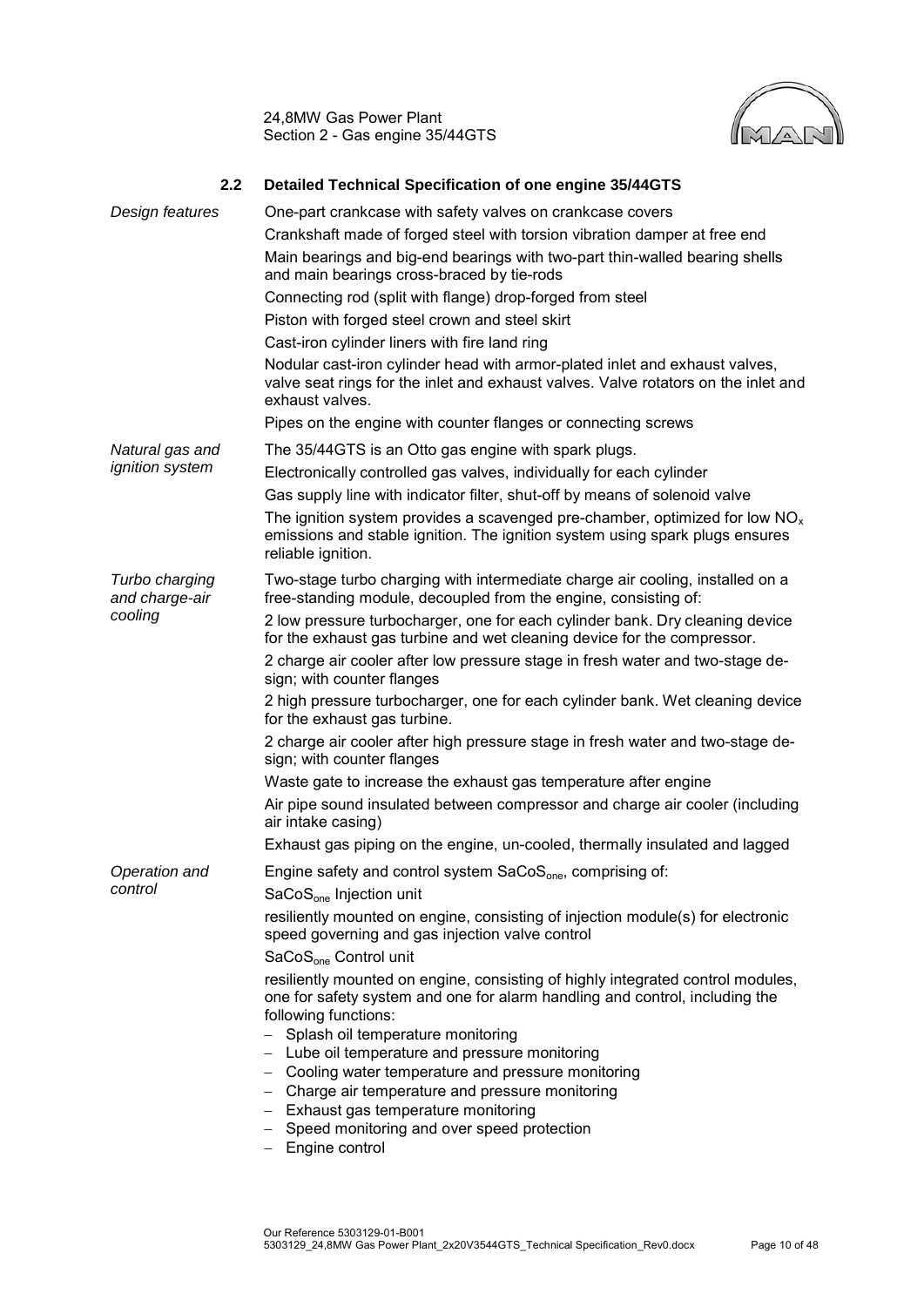## 2.2 Detailed Technical Specification of one engine 35/44GTS

*Design features*

One-part crankcase with safety valves on crankcase covers

Crankshaft made of forged steel with torsion vibration damper at free end

Main bearings and big-end bearings with two-part thin-walled bearing shells and main bearings cross-braced by tie-rods

Connecting rod (split with flange) drop-forged from steel

Piston with forged steel crown and steel skirt

Cast-iron cylinder liners with fire land ring

Nodular cast-iron cylinder head with armor-plated inlet and exhaust valves, valve seat rings for the inlet and exhaust valves. Valve rotators on the inlet and exhaust valves.

Pipes on the engine with counter flanges or connecting screws

*Natural gas and ignition system*

The 35/44GTS is an Otto gas engine with spark plugs.

Electronically controlled gas valves, individually for each cylinder

Gas supply line with indicator filter, shut-off by means of solenoid valve

The ignition system provides a scavenged pre-chamber, optimized for low $NO_x$ emissions and stable ignition. The ignition system using spark plugs ensures reliable ignition.

*Turbo charging and charge-air cooling*

Two-stage turbo charging with intermediate charge air cooling, installed on a free-standing module, decoupled from the engine, consisting of:

2 low pressure turbocharger, one for each cylinder bank. Dry cleaning device for the exhaust gas turbine and wet cleaning device for the compressor.

2 charge air cooler after low pressure stage in fresh water and two-stage design; with counter flanges

2 high pressure turbocharger, one for each cylinder bank. Wet cleaning device for the exhaust gas turbine.

2 charge air cooler after high pressure stage in fresh water and two-stage design; with counter flanges

Waste gate to increase the exhaust gas temperature after engine

Air pipe sound insulated between compressor and charge air cooler (including air intake casing)

Exhaust gas piping on the engine, un-cooled, thermally insulated and lagged

*Operation and control*

Engine safety and control system $SaCoS_{one}$, comprising of:

$SaCoS_{one}$ Injection unit

resiliently mounted on engine, consisting of injection module(s) for electronic speed governing and gas injection valve control

$SaCoS_{one}$ Control unit

resiliently mounted on engine, consisting of highly integrated control modules, one for safety system and one for alarm handling and control, including the following functions:

- Splash oil temperature monitoring
- Lube oil temperature and pressure monitoring
- Cooling water temperature and pressure monitoring
- Charge air temperature and pressure monitoring
- Exhaust gas temperature monitoring
- Speed monitoring and over speed protection
- Engine control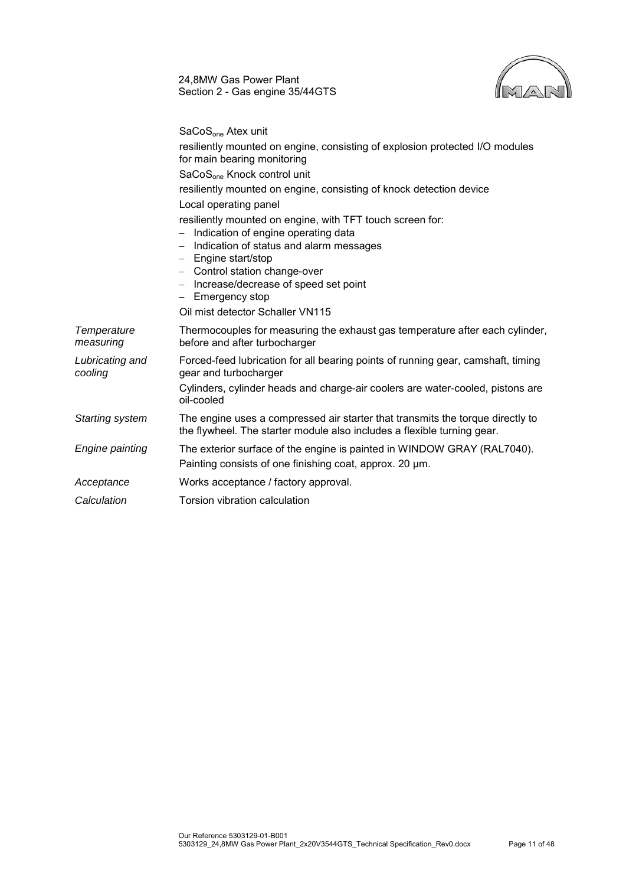SaCoS$_{one}$ Atex unit

resiliently mounted on engine, consisting of explosion protected I/O modules for main bearing monitoring

SaCoS$_{one}$ Knock control unit

resiliently mounted on engine, consisting of knock detection device

Local operating panel

resiliently mounted on engine, with TFT touch screen for:

- Indication of engine operating data
- Indication of status and alarm messages
- Engine start/stop
- Control station change-over
- Increase/decrease of speed set point
- Emergency stop

Oil mist detector Schaller VN115

| | |
|---|---|
| *Temperature measuring* | Thermocouples for measuring the exhaust gas temperature after each cylinder, before and after turbocharger |
| *Lubricating and cooling* | Forced-feed lubrication for all bearing points of running gear, camshaft, timing gear and turbocharger<br>Cylinders, cylinder heads and charge-air coolers are water-cooled, pistons are oil-cooled |
| *Starting system* | The engine uses a compressed air starter that transmits the torque directly to the flywheel. The starter module also includes a flexible turning gear. |
| *Engine painting* | The exterior surface of the engine is painted in WINDOW GRAY (RAL7040).<br>Painting consists of one finishing coat, approx. 20 µm. |
| *Acceptance* | Works acceptance / factory approval. |
| *Calculation* | Torsion vibration calculation |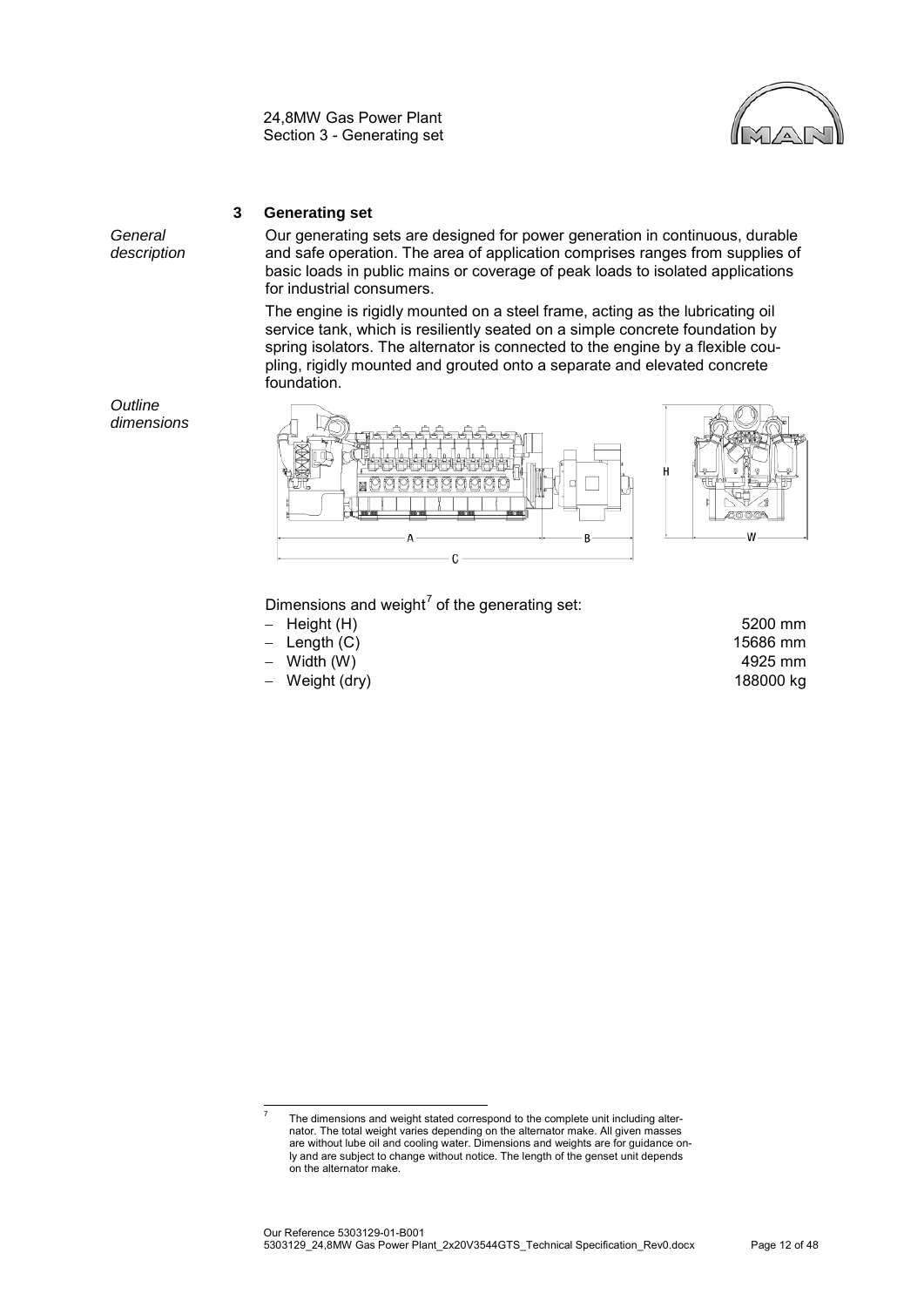## 3 Generating set

*General description*

Our generating sets are designed for power generation in continuous, durable and safe operation. The area of application comprises ranges from supplies of basic loads in public mains or coverage of peak loads to isolated applications for industrial consumers.

The engine is rigidly mounted on a steel frame, acting as the lubricating oil service tank, which is resiliently seated on a simple concrete foundation by spring isolators. The alternator is connected to the engine by a flexible coupling, rigidly mounted and grouted onto a separate and elevated concrete foundation.

*Outline dimensions*

A
B
C
H
W

Dimensions and weight[7] of the generating set:

- Height (H) 5200 mm
- Length (C) 15686 mm
- Width (W) 4925 mm
- Weight (dry) 188000 kg

[7] The dimensions and weight stated correspond to the complete unit including alternator. The total weight varies depending on the alternator make. All given masses are without lube oil and cooling water. Dimensions and weights are for guidance only and are subject to change without notice. The length of the genset unit depends on the alternator make.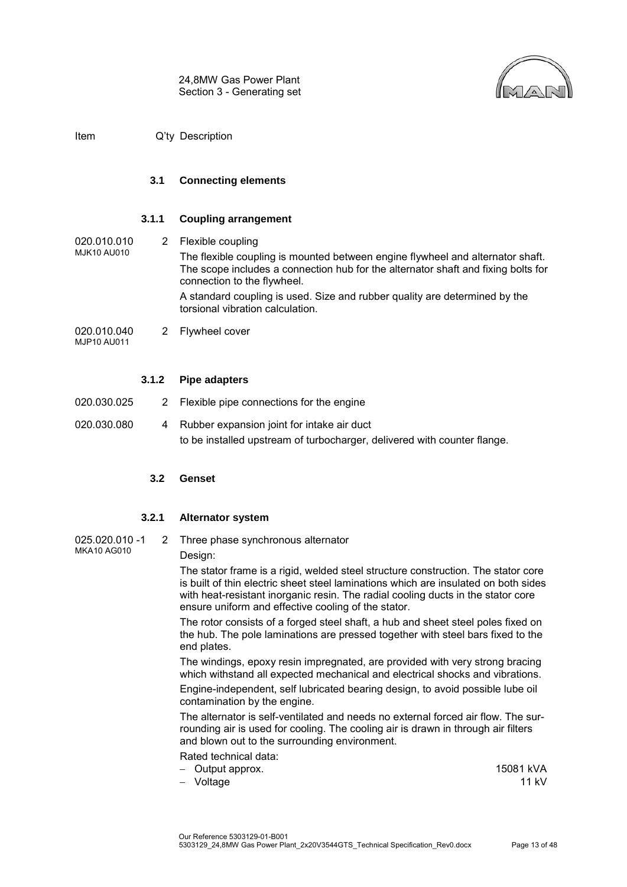| Item | Q'ty | Description |
|---|---|---|

### 3.1 Connecting elements

#### 3.1.1 Coupling arrangement

020.010.010
MJK10 AU010 — 2 — Flexible coupling

The flexible coupling is mounted between engine flywheel and alternator shaft. The scope includes a connection hub for the alternator shaft and fixing bolts for connection to the flywheel.

A standard coupling is used. Size and rubber quality are determined by the torsional vibration calculation.

020.010.040
MJP10 AU011 — 2 — Flywheel cover

#### 3.1.2 Pipe adapters

020.030.025 — 2 — Flexible pipe connections for the engine

020.030.080 — 4 — Rubber expansion joint for intake air duct
to be installed upstream of turbocharger, delivered with counter flange.

### 3.2 Genset

#### 3.2.1 Alternator system

025.020.010 -1
MKA10 AG010 — 2 — Three phase synchronous alternator

Design:

The stator frame is a rigid, welded steel structure construction. The stator core is built of thin electric sheet steel laminations which are insulated on both sides with heat-resistant inorganic resin. The radial cooling ducts in the stator core ensure uniform and effective cooling of the stator.

The rotor consists of a forged steel shaft, a hub and sheet steel poles fixed on the hub. The pole laminations are pressed together with steel bars fixed to the end plates.

The windings, epoxy resin impregnated, are provided with very strong bracing which withstand all expected mechanical and electrical shocks and vibrations.

Engine-independent, self lubricated bearing design, to avoid possible lube oil contamination by the engine.

The alternator is self-ventilated and needs no external forced air flow. The surrounding air is used for cooling. The cooling air is drawn in through air filters and blown out to the surrounding environment.

Rated technical data:

- Output approx. 15081 kVA
- Voltage 11 kV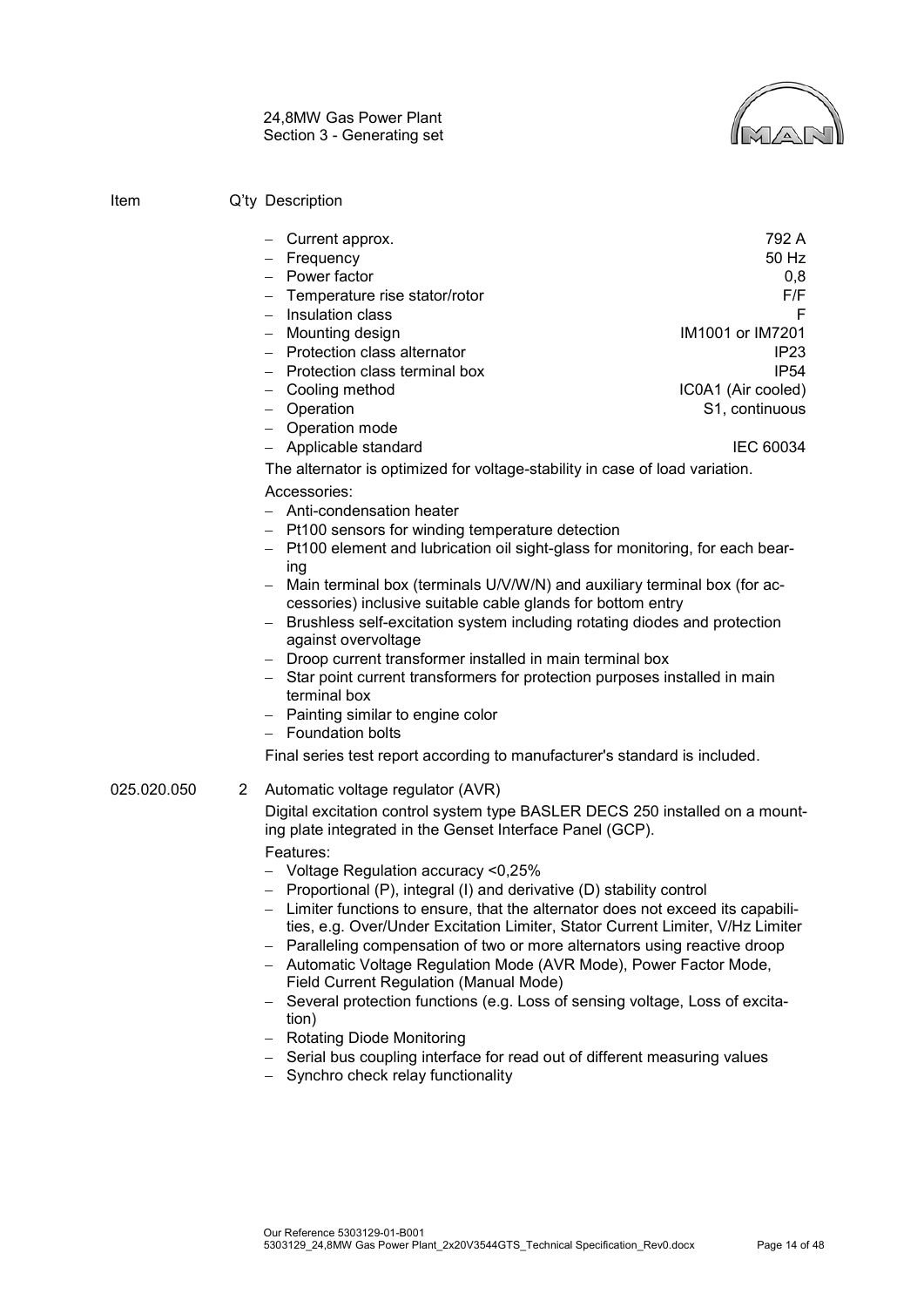| Item | Q'ty | Description |
|---|---|---|

- Current approx. 792 A
- Frequency 50 Hz
- Power factor 0,8
- Temperature rise stator/rotor F/F
- Insulation class F
- Mounting design IM1001 or IM7201
- Protection class alternator IP23
- Protection class terminal box IP54
- Cooling method IC0A1 (Air cooled)
- Operation S1, continuous
- Operation mode
- Applicable standard IEC 60034

The alternator is optimized for voltage-stability in case of load variation.

Accessories:

- Anti-condensation heater
- Pt100 sensors for winding temperature detection
- Pt100 element and lubrication oil sight-glass for monitoring, for each bearing
- Main terminal box (terminals U/V/W/N) and auxiliary terminal box (for accessories) inclusive suitable cable glands for bottom entry
- Brushless self-excitation system including rotating diodes and protection against overvoltage
- Droop current transformer installed in main terminal box
- Star point current transformers for protection purposes installed in main terminal box
- Painting similar to engine color
- Foundation bolts

Final series test report according to manufacturer's standard is included.

025.020.050 2 Automatic voltage regulator (AVR)

Digital excitation control system type BASLER DECS 250 installed on a mounting plate integrated in the Genset Interface Panel (GCP).

Features:

- Voltage Regulation accuracy <0,25%
- Proportional (P), integral (I) and derivative (D) stability control
- Limiter functions to ensure, that the alternator does not exceed its capabilities, e.g. Over/Under Excitation Limiter, Stator Current Limiter, V/Hz Limiter
- Paralleling compensation of two or more alternators using reactive droop
- Automatic Voltage Regulation Mode (AVR Mode), Power Factor Mode, Field Current Regulation (Manual Mode)
- Several protection functions (e.g. Loss of sensing voltage, Loss of excitation)
- Rotating Diode Monitoring
- Serial bus coupling interface for read out of different measuring values
- Synchro check relay functionality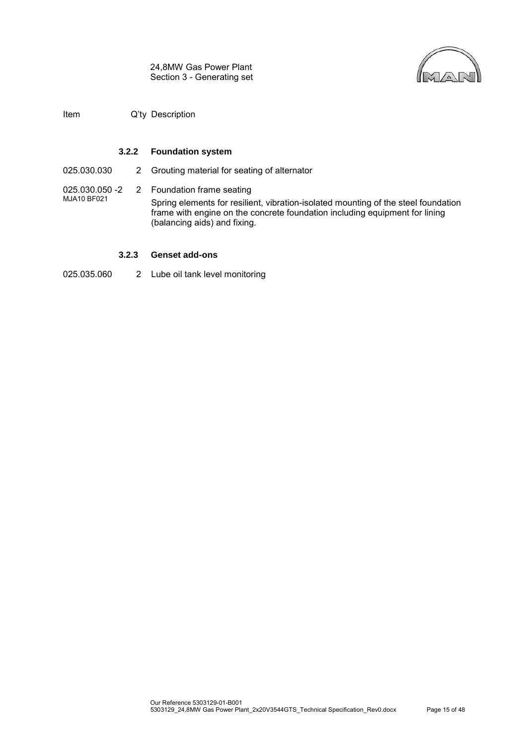| Item | Q'ty | Description |
|---|---|---|

### 3.2.2 Foundation system

| Item | Q'ty | Description |
|---|---|---|
| 025.030.030 | 2 | Grouting material for seating of alternator |
| 025.030.050 -2<br>MJA10 BF021 | 2 | Foundation frame seating<br>Spring elements for resilient, vibration-isolated mounting of the steel foundation frame with engine on the concrete foundation including equipment for lining (balancing aids) and fixing. |

### 3.2.3 Genset add-ons

| Item | Q'ty | Description |
|---|---|---|
| 025.035.060 | 2 | Lube oil tank level monitoring |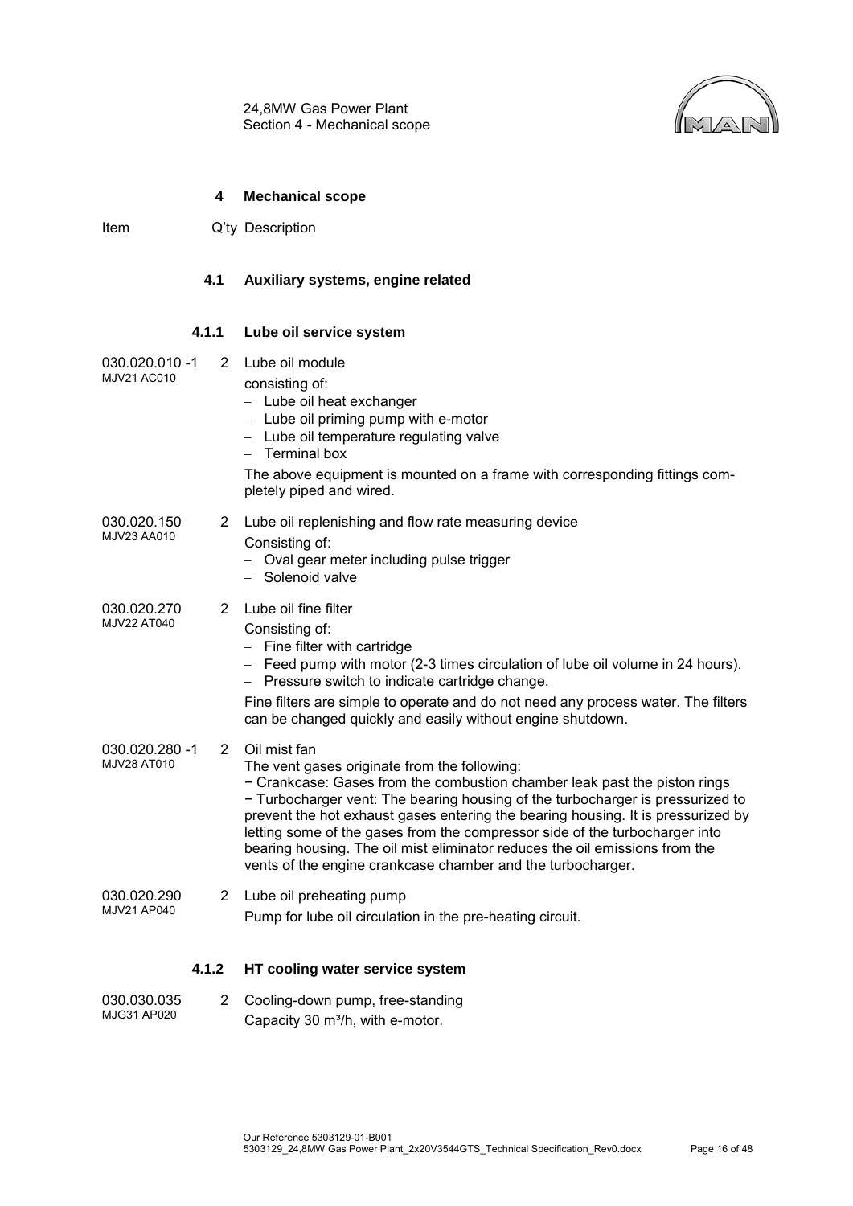## 4 Mechanical scope

| Item | Q'ty | Description |
|---|---|---|

### 4.1 Auxiliary systems, engine related

#### 4.1.1 Lube oil service system

**030.020.010 -1**
MJV21 AC010 — Q'ty: 2

Lube oil module

consisting of:

- Lube oil heat exchanger
- Lube oil priming pump with e-motor
- Lube oil temperature regulating valve
- Terminal box

The above equipment is mounted on a frame with corresponding fittings completely piped and wired.

**030.020.150**
MJV23 AA010 — Q'ty: 2

Lube oil replenishing and flow rate measuring device

Consisting of:

- Oval gear meter including pulse trigger
- Solenoid valve

**030.020.270**
MJV22 AT040 — Q'ty: 2

Lube oil fine filter

Consisting of:

- Fine filter with cartridge
- Feed pump with motor (2-3 times circulation of lube oil volume in 24 hours).
- Pressure switch to indicate cartridge change.

Fine filters are simple to operate and do not need any process water. The filters can be changed quickly and easily without engine shutdown.

**030.020.280 -1**
MJV28 AT010 — Q'ty: 2

Oil mist fan

The vent gases originate from the following:

− Crankcase: Gases from the combustion chamber leak past the piston rings

− Turbocharger vent: The bearing housing of the turbocharger is pressurized to prevent the hot exhaust gases entering the bearing housing. It is pressurized by letting some of the gases from the compressor side of the turbocharger into bearing housing. The oil mist eliminator reduces the oil emissions from the vents of the engine crankcase chamber and the turbocharger.

**030.020.290**
MJV21 AP040 — Q'ty: 2

Lube oil preheating pump

Pump for lube oil circulation in the pre-heating circuit.

#### 4.1.2 HT cooling water service system

**030.030.035**
MJG31 AP020 — Q'ty: 2

Cooling-down pump, free-standing

Capacity 30 m³/h, with e-motor.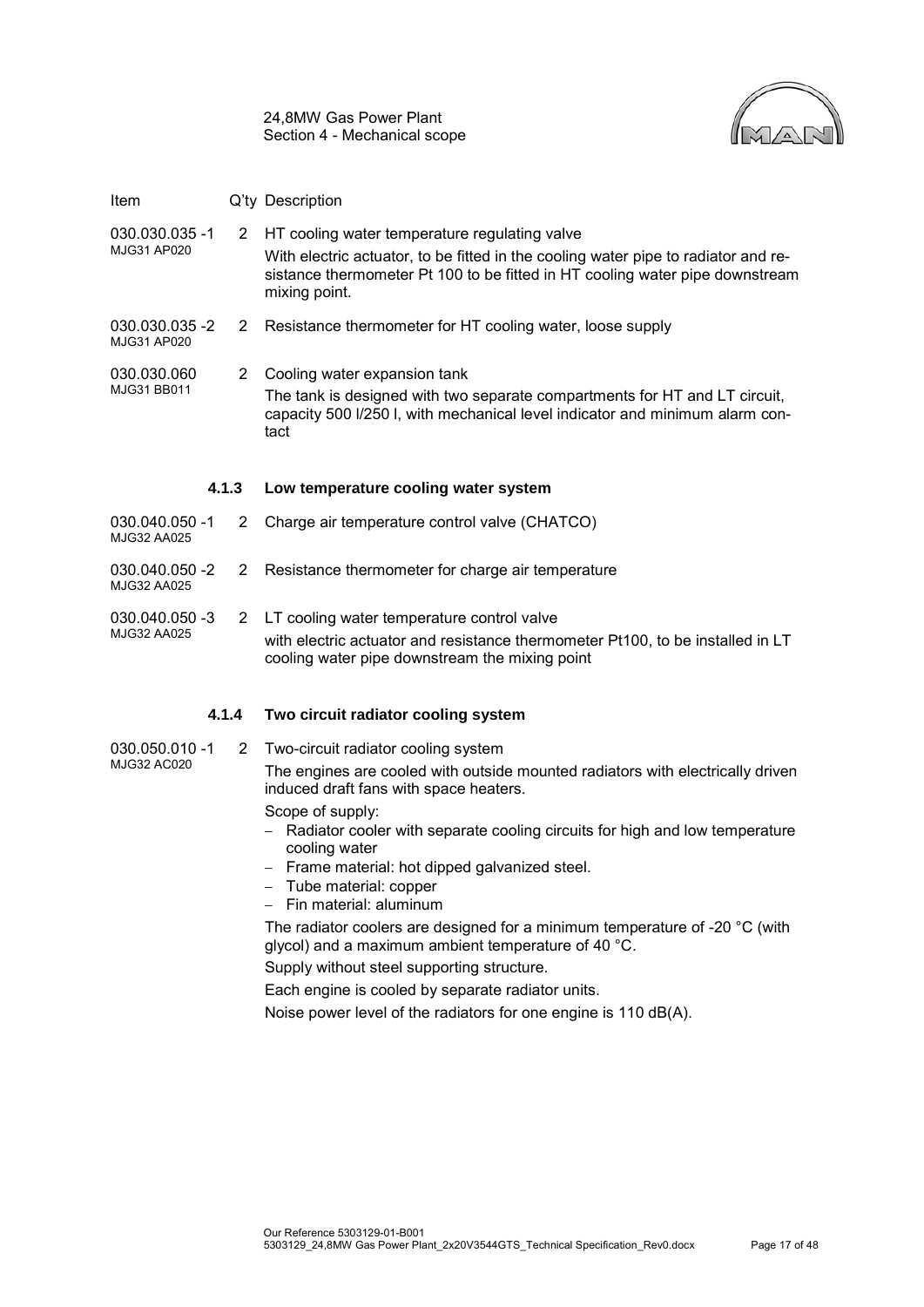| Item | Q'ty | Description |
|---|---|---|
| 030.030.035 -1<br>MJG31 AP020 | 2 | HT cooling water temperature regulating valve<br>With electric actuator, to be fitted in the cooling water pipe to radiator and resistance thermometer Pt 100 to be fitted in HT cooling water pipe downstream mixing point. |
| 030.030.035 -2<br>MJG31 AP020 | 2 | Resistance thermometer for HT cooling water, loose supply |
| 030.030.060<br>MJG31 BB011 | 2 | Cooling water expansion tank<br>The tank is designed with two separate compartments for HT and LT circuit, capacity 500 l/250 l, with mechanical level indicator and minimum alarm contact |

### 4.1.3 Low temperature cooling water system

| Item | Q'ty | Description |
|---|---|---|
| 030.040.050 -1<br>MJG32 AA025 | 2 | Charge air temperature control valve (CHATCO) |
| 030.040.050 -2<br>MJG32 AA025 | 2 | Resistance thermometer for charge air temperature |
| 030.040.050 -3<br>MJG32 AA025 | 2 | LT cooling water temperature control valve<br>with electric actuator and resistance thermometer Pt100, to be installed in LT cooling water pipe downstream the mixing point |

### 4.1.4 Two circuit radiator cooling system

030.050.010 -1 MJG32 AC020 — 2 — Two-circuit radiator cooling system

The engines are cooled with outside mounted radiators with electrically driven induced draft fans with space heaters.

Scope of supply:

- Radiator cooler with separate cooling circuits for high and low temperature cooling water
- Frame material: hot dipped galvanized steel.
- Tube material: copper
- Fin material: aluminum

The radiator coolers are designed for a minimum temperature of -20 °C (with glycol) and a maximum ambient temperature of 40 °C.

Supply without steel supporting structure.

Each engine is cooled by separate radiator units.

Noise power level of the radiators for one engine is 110 dB(A).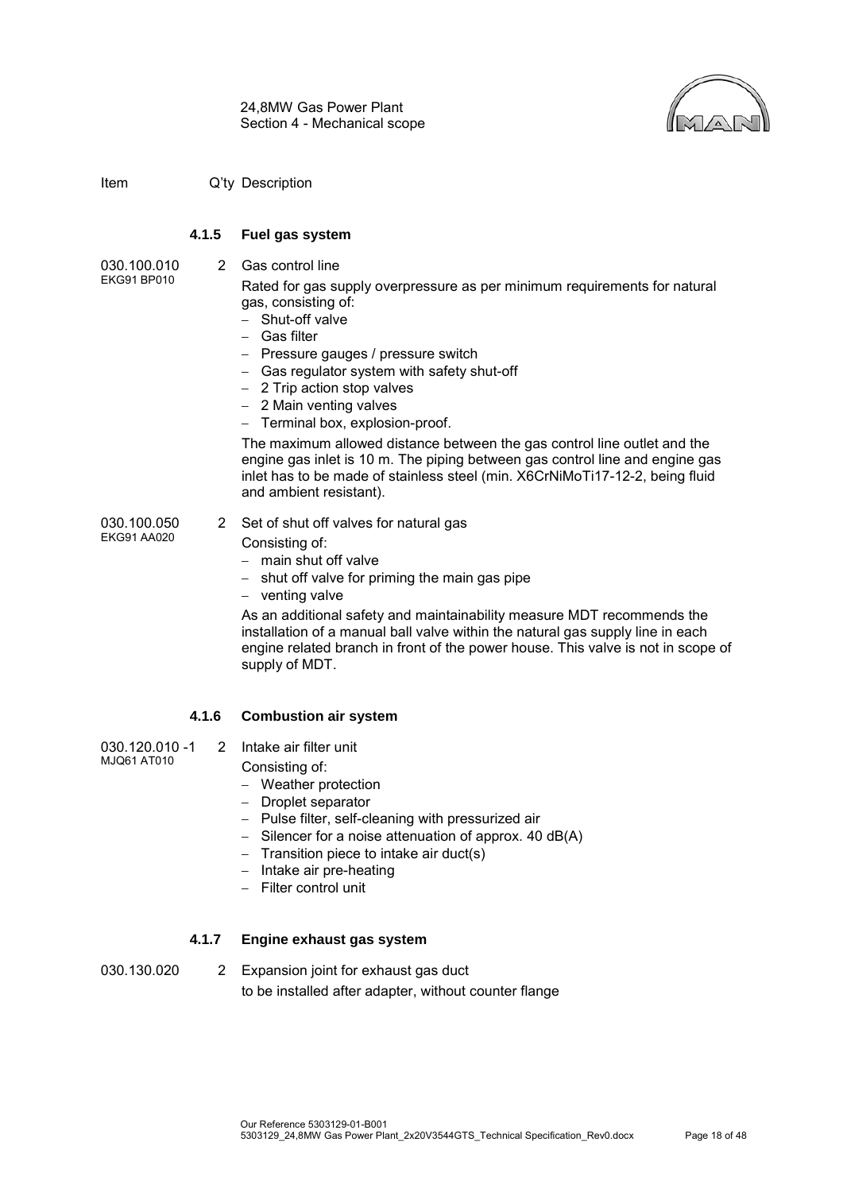| Item | Q'ty | Description |
|---|---|---|

### 4.1.5 Fuel gas system

030.100.010
EKG91 BP010

2 Gas control line

Rated for gas supply overpressure as per minimum requirements for natural gas, consisting of:

- Shut-off valve
- Gas filter
- Pressure gauges / pressure switch
- Gas regulator system with safety shut-off
- 2 Trip action stop valves
- 2 Main venting valves
- Terminal box, explosion-proof.

The maximum allowed distance between the gas control line outlet and the engine gas inlet is 10 m. The piping between gas control line and engine gas inlet has to be made of stainless steel (min. X6CrNiMoTi17-12-2, being fluid and ambient resistant).

030.100.050
EKG91 AA020

2 Set of shut off valves for natural gas

Consisting of:

- main shut off valve
- shut off valve for priming the main gas pipe
- venting valve

As an additional safety and maintainability measure MDT recommends the installation of a manual ball valve within the natural gas supply line in each engine related branch in front of the power house. This valve is not in scope of supply of MDT.

### 4.1.6 Combustion air system

030.120.010 -1
MJQ61 AT010

2 Intake air filter unit

Consisting of:

- Weather protection
- Droplet separator
- Pulse filter, self-cleaning with pressurized air
- Silencer for a noise attenuation of approx. 40 dB(A)
- Transition piece to intake air duct(s)
- Intake air pre-heating
- Filter control unit

### 4.1.7 Engine exhaust gas system

030.130.020

2 Expansion joint for exhaust gas duct

to be installed after adapter, without counter flange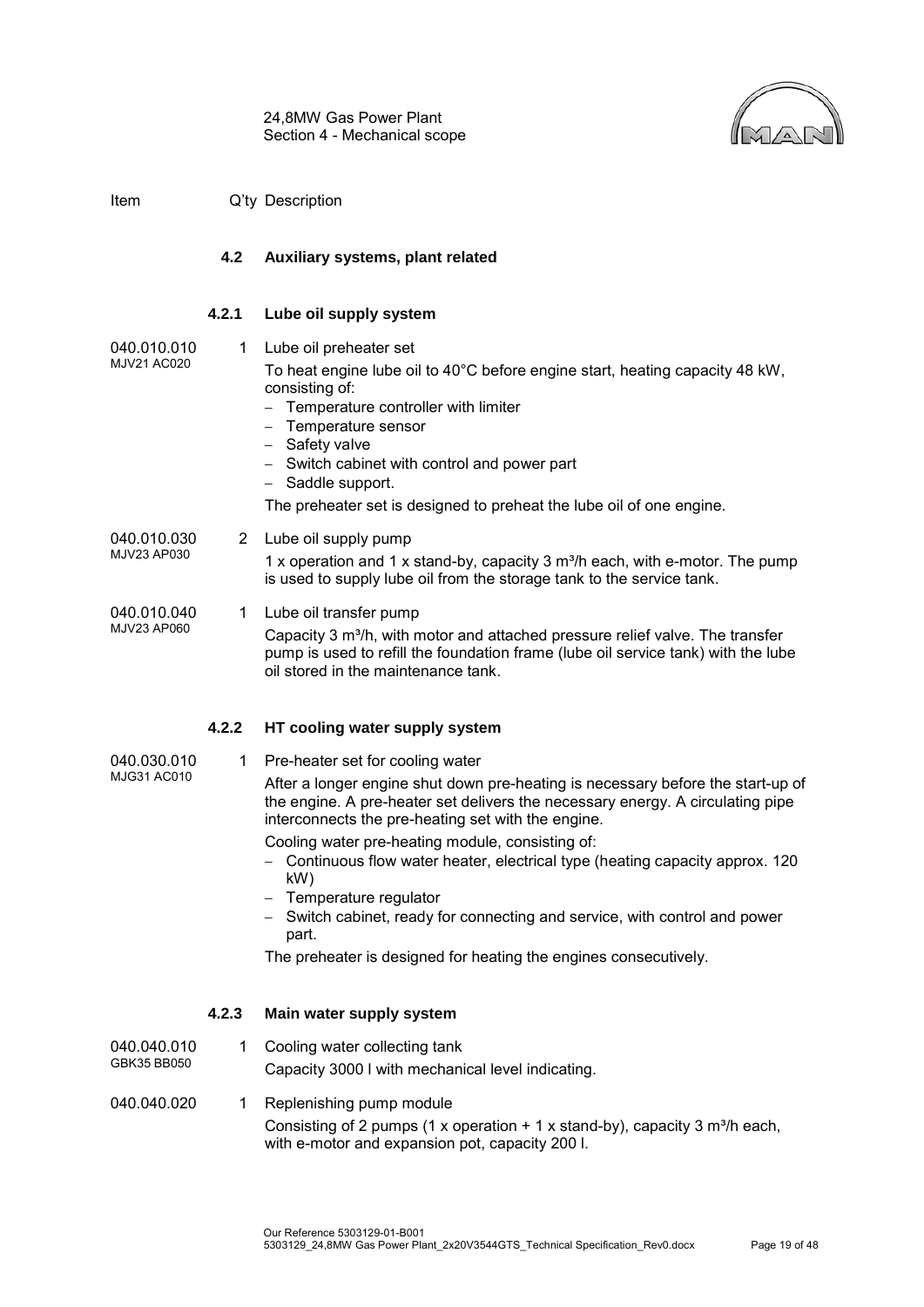Item | Q'ty | Description

## 4.2 Auxiliary systems, plant related

### 4.2.1 Lube oil supply system

040.010.010
MJV21 AC020

1 Lube oil preheater set

To heat engine lube oil to 40°C before engine start, heating capacity 48 kW, consisting of:

- Temperature controller with limiter
- Temperature sensor
- Safety valve
- Switch cabinet with control and power part
- Saddle support.

The preheater set is designed to preheat the lube oil of one engine.

040.010.030
MJV23 AP030

2 Lube oil supply pump

1 x operation and 1 x stand-by, capacity 3 m³/h each, with e-motor. The pump is used to supply lube oil from the storage tank to the service tank.

040.010.040
MJV23 AP060

1 Lube oil transfer pump

Capacity 3 m³/h, with motor and attached pressure relief valve. The transfer pump is used to refill the foundation frame (lube oil service tank) with the lube oil stored in the maintenance tank.

### 4.2.2 HT cooling water supply system

040.030.010
MJG31 AC010

1 Pre-heater set for cooling water

After a longer engine shut down pre-heating is necessary before the start-up of the engine. A pre-heater set delivers the necessary energy. A circulating pipe interconnects the pre-heating set with the engine.

Cooling water pre-heating module, consisting of:

- Continuous flow water heater, electrical type (heating capacity approx. 120 kW)
- Temperature regulator
- Switch cabinet, ready for connecting and service, with control and power part.

The preheater is designed for heating the engines consecutively.

### 4.2.3 Main water supply system

040.040.010
GBK35 BB050

1 Cooling water collecting tank

Capacity 3000 l with mechanical level indicating.

040.040.020

1 Replenishing pump module

Consisting of 2 pumps (1 x operation + 1 x stand-by), capacity 3 m³/h each, with e-motor and expansion pot, capacity 200 l.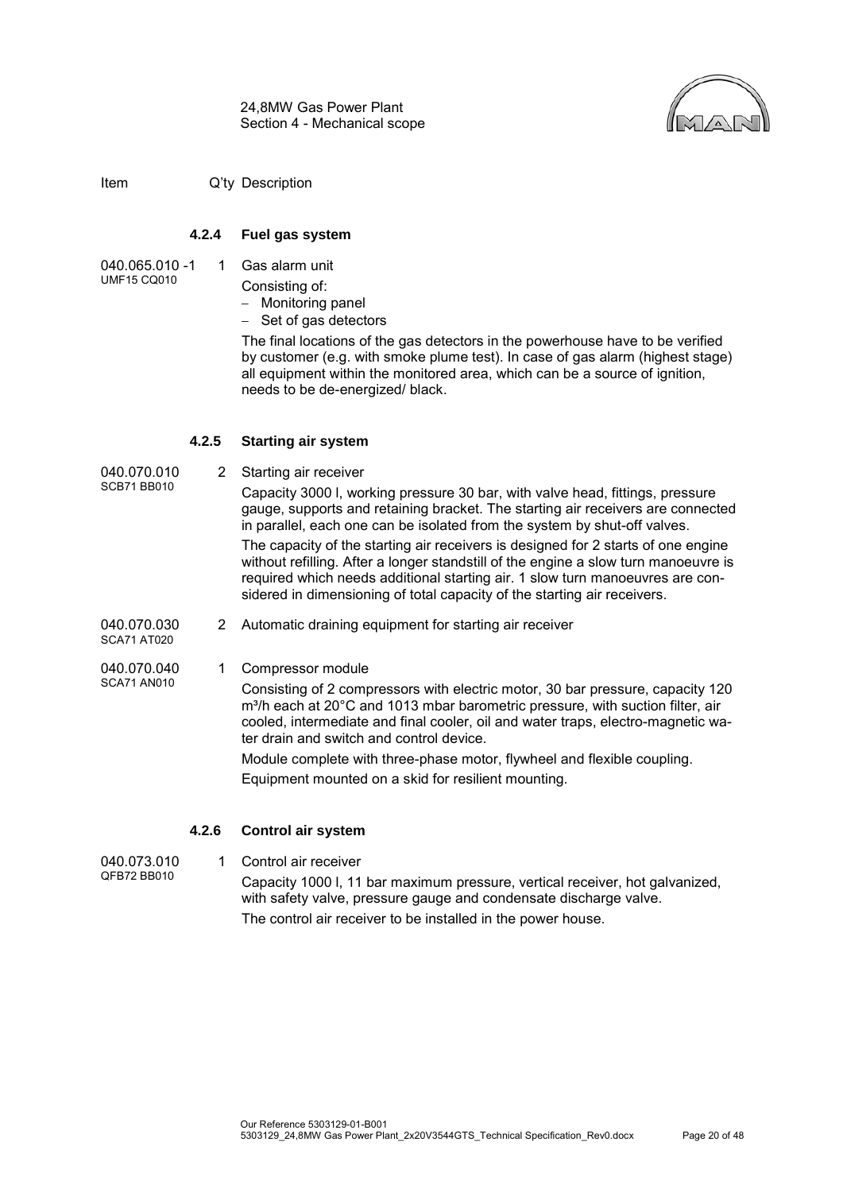| Item | Q'ty | Description |
|---|---|---|

### 4.2.4 Fuel gas system

| | | |
|---|---|---|
| 040.065.010 -1<br>UMF15 CQ010 | 1 | Gas alarm unit<br>Consisting of:<br>– Monitoring panel<br>– Set of gas detectors<br>The final locations of the gas detectors in the powerhouse have to be verified by customer (e.g. with smoke plume test). In case of gas alarm (highest stage) all equipment within the monitored area, which can be a source of ignition, needs to be de-energized/ black. |

### 4.2.5 Starting air system

| | | |
|---|---|---|
| 040.070.010<br>SCB71 BB010 | 2 | Starting air receiver<br>Capacity 3000 l, working pressure 30 bar, with valve head, fittings, pressure gauge, supports and retaining bracket. The starting air receivers are connected in parallel, each one can be isolated from the system by shut-off valves.<br>The capacity of the starting air receivers is designed for 2 starts of one engine without refilling. After a longer standstill of the engine a slow turn manoeuvre is required which needs additional starting air. 1 slow turn manoeuvres are considered in dimensioning of total capacity of the starting air receivers. |
| 040.070.030<br>SCA71 AT020 | 2 | Automatic draining equipment for starting air receiver |
| 040.070.040<br>SCA71 AN010 | 1 | Compressor module<br>Consisting of 2 compressors with electric motor, 30 bar pressure, capacity 120 $m^3$/h each at 20°C and 1013 mbar barometric pressure, with suction filter, air cooled, intermediate and final cooler, oil and water traps, electro-magnetic water drain and switch and control device.<br>Module complete with three-phase motor, flywheel and flexible coupling.<br>Equipment mounted on a skid for resilient mounting. |

### 4.2.6 Control air system

| | | |
|---|---|---|
| 040.073.010<br>QFB72 BB010 | 1 | Control air receiver<br>Capacity 1000 l, 11 bar maximum pressure, vertical receiver, hot galvanized, with safety valve, pressure gauge and condensate discharge valve.<br>The control air receiver to be installed in the power house. |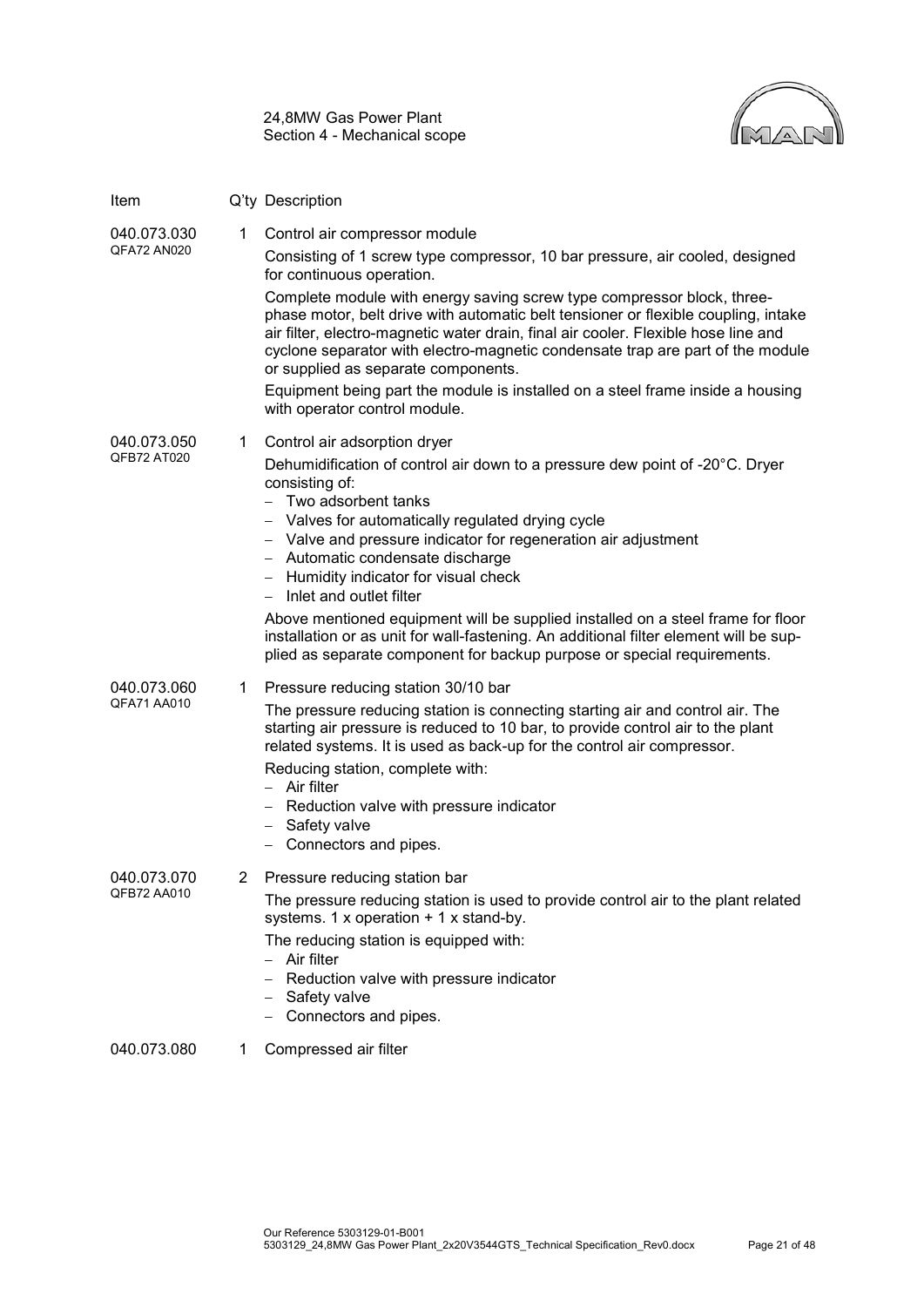| Item | Q'ty | Description |
|---|---|---|
| 040.073.030<br>QFA72 AN020 | 1 | Control air compressor module<br>Consisting of 1 screw type compressor, 10 bar pressure, air cooled, designed for continuous operation.<br>Complete module with energy saving screw type compressor block, three-phase motor, belt drive with automatic belt tensioner or flexible coupling, intake air filter, electro-magnetic water drain, final air cooler. Flexible hose line and cyclone separator with electro-magnetic condensate trap are part of the module or supplied as separate components.<br>Equipment being part the module is installed on a steel frame inside a housing with operator control module. |
| 040.073.050<br>QFB72 AT020 | 1 | Control air adsorption dryer<br>Dehumidification of control air down to a pressure dew point of -20°C. Dryer consisting of:<br>– Two adsorbent tanks<br>– Valves for automatically regulated drying cycle<br>– Valve and pressure indicator for regeneration air adjustment<br>– Automatic condensate discharge<br>– Humidity indicator for visual check<br>– Inlet and outlet filter<br>Above mentioned equipment will be supplied installed on a steel frame for floor installation or as unit for wall-fastening. An additional filter element will be supplied as separate component for backup purpose or special requirements. |
| 040.073.060<br>QFA71 AA010 | 1 | Pressure reducing station 30/10 bar<br>The pressure reducing station is connecting starting air and control air. The starting air pressure is reduced to 10 bar, to provide control air to the plant related systems. It is used as back-up for the control air compressor.<br>Reducing station, complete with:<br>– Air filter<br>– Reduction valve with pressure indicator<br>– Safety valve<br>– Connectors and pipes. |
| 040.073.070<br>QFB72 AA010 | 2 | Pressure reducing station bar<br>The pressure reducing station is used to provide control air to the plant related systems. 1 x operation + 1 x stand-by.<br>The reducing station is equipped with:<br>– Air filter<br>– Reduction valve with pressure indicator<br>– Safety valve<br>– Connectors and pipes. |
| 040.073.080 | 1 | Compressed air filter |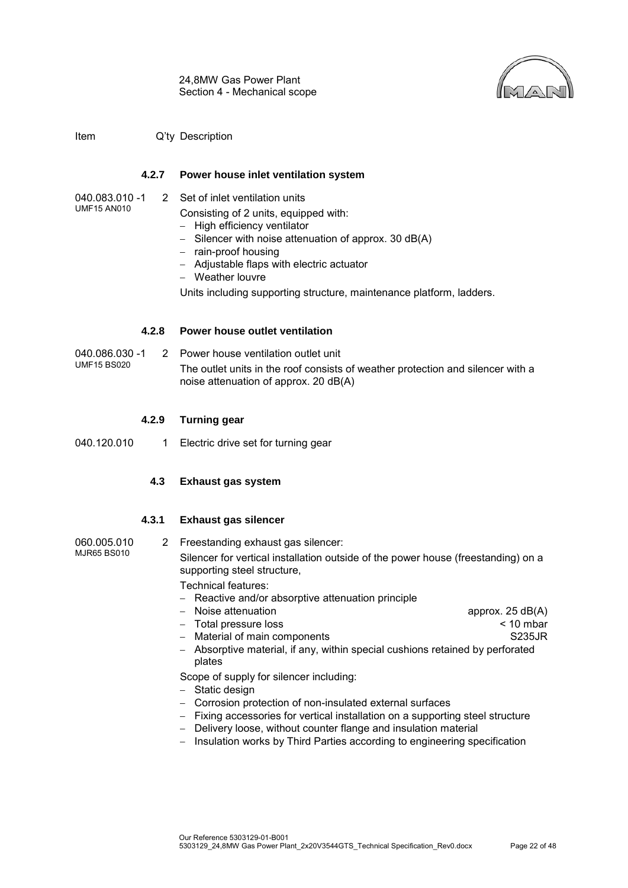| Item | Q'ty | Description |
|---|---|---|

### 4.2.7 Power house inlet ventilation system

040.083.010 -1
UMF15 AN010

2 Set of inlet ventilation units

Consisting of 2 units, equipped with:

- High efficiency ventilator
- Silencer with noise attenuation of approx. 30 dB(A)
- rain-proof housing
- Adjustable flaps with electric actuator
- Weather louvre

Units including supporting structure, maintenance platform, ladders.

### 4.2.8 Power house outlet ventilation

040.086.030 -1
UMF15 BS020

2 Power house ventilation outlet unit

The outlet units in the roof consists of weather protection and silencer with a noise attenuation of approx. 20 dB(A)

### 4.2.9 Turning gear

040.120.010

1 Electric drive set for turning gear

## 4.3 Exhaust gas system

### 4.3.1 Exhaust gas silencer

060.005.010
MJR65 BS010

2 Freestanding exhaust gas silencer:

Silencer for vertical installation outside of the power house (freestanding) on a supporting steel structure,

Technical features:

- Reactive and/or absorptive attenuation principle
- Noise attenuation — approx. 25 dB(A)
- Total pressure loss — < 10 mbar
- Material of main components — S235JR
- Absorptive material, if any, within special cushions retained by perforated plates

Scope of supply for silencer including:

- Static design
- Corrosion protection of non-insulated external surfaces
- Fixing accessories for vertical installation on a supporting steel structure
- Delivery loose, without counter flange and insulation material
- Insulation works by Third Parties according to engineering specification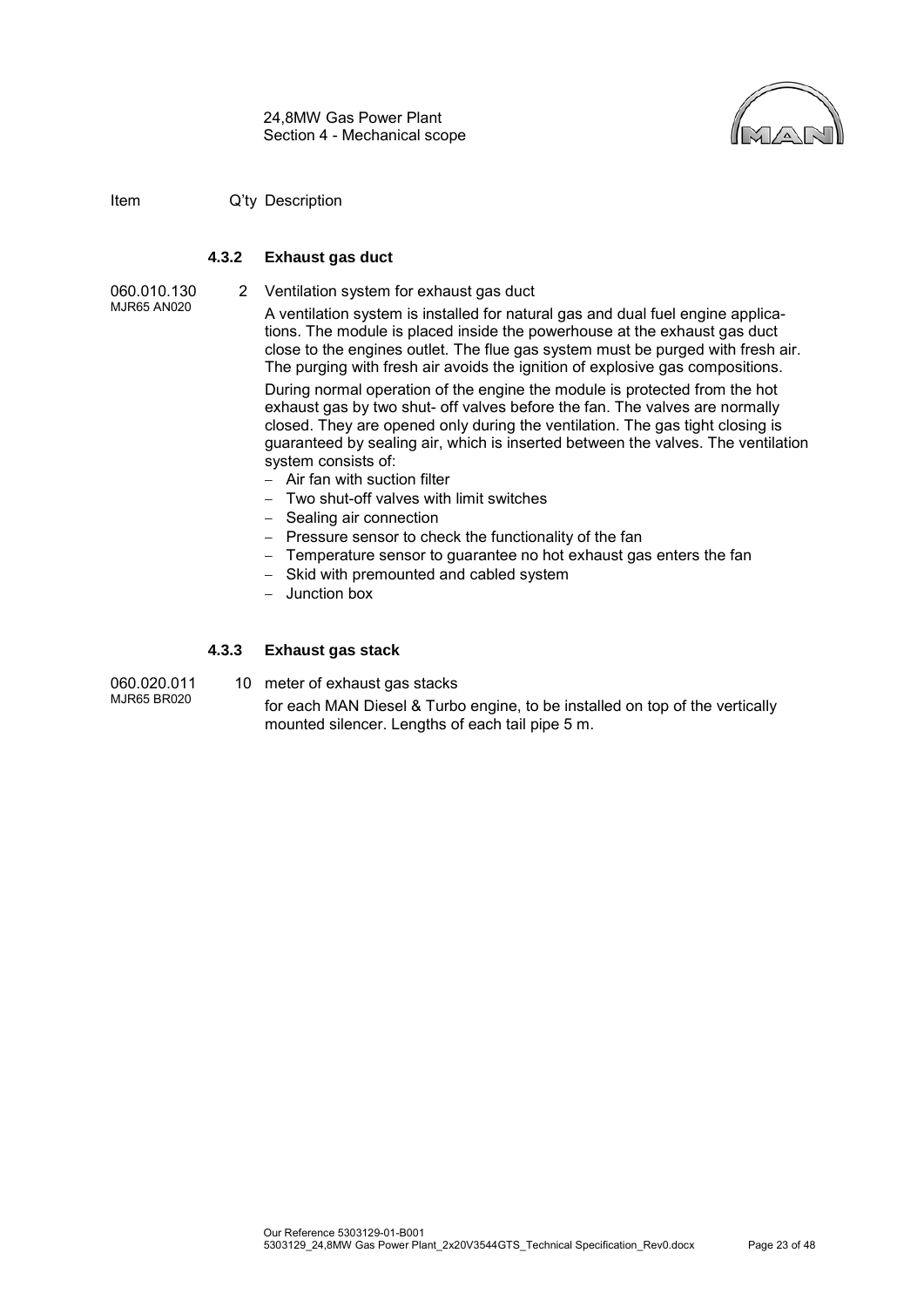Item Q'ty Description

### 4.3.2 Exhaust gas duct

060.010.130
MJR65 AN020

2 Ventilation system for exhaust gas duct

A ventilation system is installed for natural gas and dual fuel engine applications. The module is placed inside the powerhouse at the exhaust gas duct close to the engines outlet. The flue gas system must be purged with fresh air. The purging with fresh air avoids the ignition of explosive gas compositions.

During normal operation of the engine the module is protected from the hot exhaust gas by two shut- off valves before the fan. The valves are normally closed. They are opened only during the ventilation. The gas tight closing is guaranteed by sealing air, which is inserted between the valves. The ventilation system consists of:

- Air fan with suction filter
- Two shut-off valves with limit switches
- Sealing air connection
- Pressure sensor to check the functionality of the fan
- Temperature sensor to guarantee no hot exhaust gas enters the fan
- Skid with premounted and cabled system
- Junction box

### 4.3.3 Exhaust gas stack

060.020.011
MJR65 BR020

10 meter of exhaust gas stacks

for each MAN Diesel & Turbo engine, to be installed on top of the vertically mounted silencer. Lengths of each tail pipe 5 m.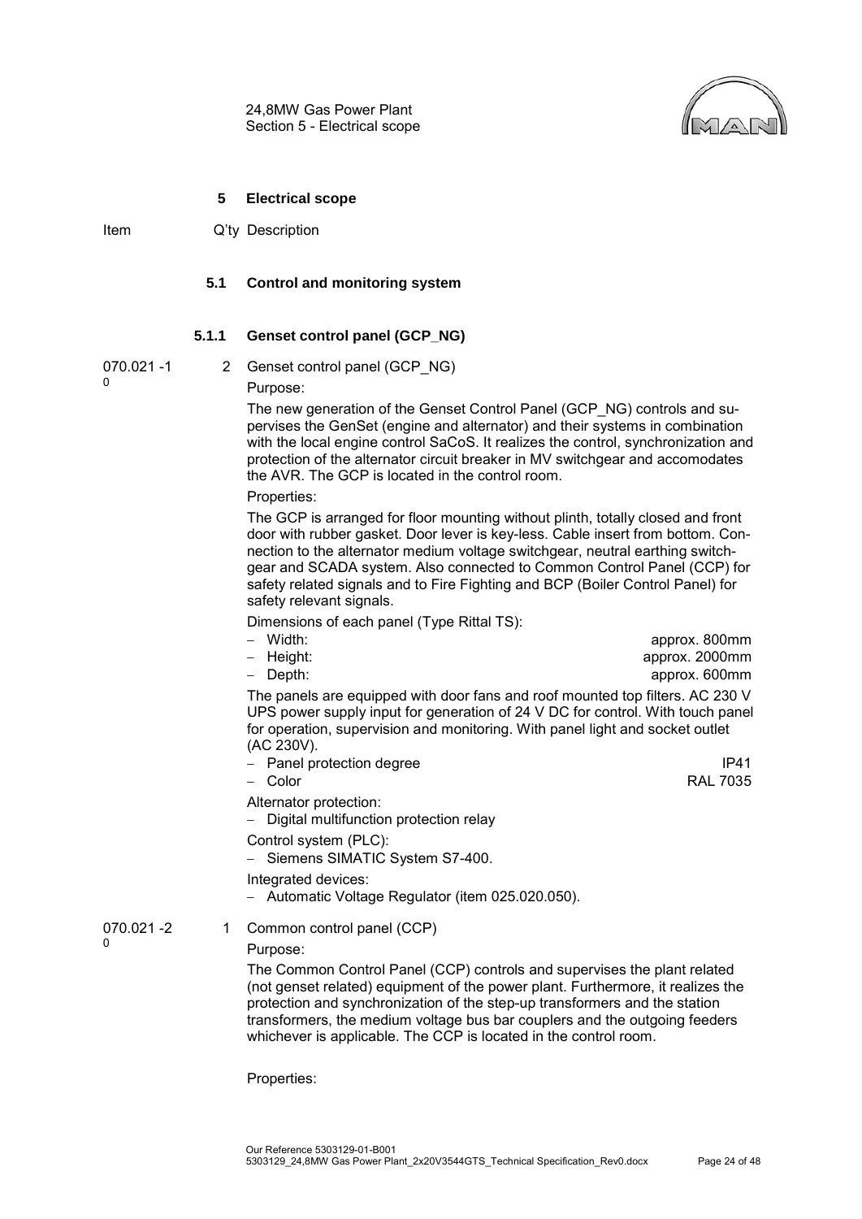## 5 Electrical scope

| Item | Q'ty | Description |
|---|---|---|

### 5.1 Control and monitoring system

#### 5.1.1 Genset control panel (GCP_NG)

070.021 -10 | 2 | Genset control panel (GCP_NG)

Purpose:

The new generation of the Genset Control Panel (GCP_NG) controls and supervises the GenSet (engine and alternator) and their systems in combination with the local engine control SaCoS. It realizes the control, synchronization and protection of the alternator circuit breaker in MV switchgear and accomodates the AVR. The GCP is located in the control room.

Properties:

The GCP is arranged for floor mounting without plinth, totally closed and front door with rubber gasket. Door lever is key-less. Cable insert from bottom. Connection to the alternator medium voltage switchgear, neutral earthing switchgear and SCADA system. Also connected to Common Control Panel (CCP) for safety related signals and to Fire Fighting and BCP (Boiler Control Panel) for safety relevant signals.

Dimensions of each panel (Type Rittal TS):

- Width: approx. 800mm
- Height: approx. 2000mm
- Depth: approx. 600mm

The panels are equipped with door fans and roof mounted top filters. AC 230 V UPS power supply input for generation of 24 V DC for control. With touch panel for operation, supervision and monitoring. With panel light and socket outlet (AC 230V).

- Panel protection degree IP41
- Color RAL 7035

Alternator protection:

- Digital multifunction protection relay

Control system (PLC):

- Siemens SIMATIC System S7-400.

Integrated devices:

- Automatic Voltage Regulator (item 025.020.050).

070.021 -20 | 1 | Common control panel (CCP)

Purpose:

The Common Control Panel (CCP) controls and supervises the plant related (not genset related) equipment of the power plant. Furthermore, it realizes the protection and synchronization of the step-up transformers and the station transformers, the medium voltage bus bar couplers and the outgoing feeders whichever is applicable. The CCP is located in the control room.

Properties:

Our Reference 5303129-01-B001
5303129_24,8MW Gas Power Plant_2x20V3544GTS_Technical Specification_Rev0.docx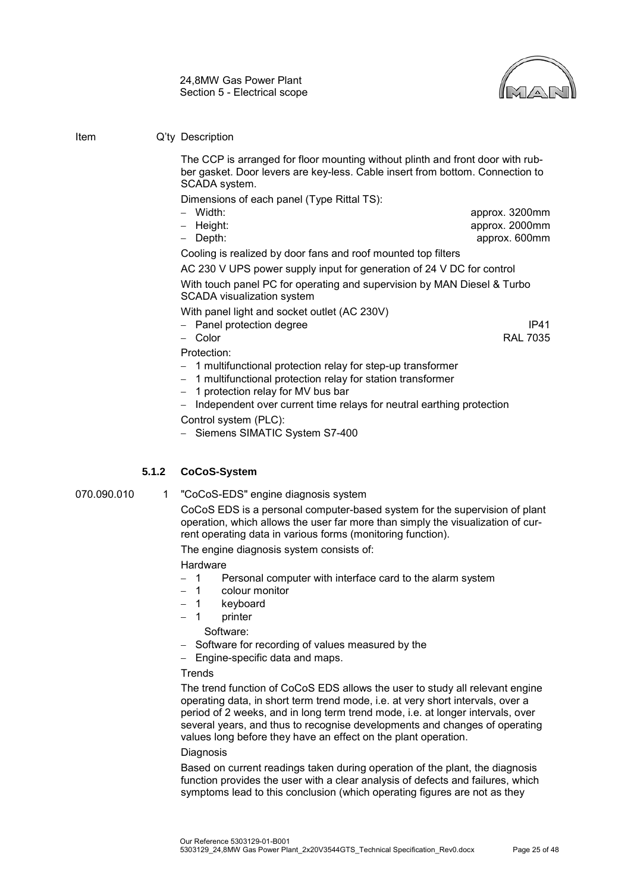| Item | Q'ty | Description |
|---|---|---|

The CCP is arranged for floor mounting without plinth and front door with rubber gasket. Door levers are key-less. Cable insert from bottom. Connection to SCADA system.

Dimensions of each panel (Type Rittal TS):

- Width: approx. 3200mm
- Height: approx. 2000mm
- Depth: approx. 600mm

Cooling is realized by door fans and roof mounted top filters

AC 230 V UPS power supply input for generation of 24 V DC for control

With touch panel PC for operating and supervision by MAN Diesel & Turbo SCADA visualization system

With panel light and socket outlet (AC 230V)

- Panel protection degree IP41
- Color RAL 7035

Protection:

- 1 multifunctional protection relay for step-up transformer
- 1 multifunctional protection relay for station transformer
- 1 protection relay for MV bus bar
- Independent over current time relays for neutral earthing protection

Control system (PLC):

- Siemens SIMATIC System S7-400

### 5.1.2 CoCoS-System

070.090.010 | 1 | "CoCoS-EDS" engine diagnosis system

CoCoS EDS is a personal computer-based system for the supervision of plant operation, which allows the user far more than simply the visualization of current operating data in various forms (monitoring function).

The engine diagnosis system consists of:

Hardware

- 1 Personal computer with interface card to the alarm system
- 1 colour monitor
- 1 keyboard
- 1 printer

Software:

- Software for recording of values measured by the
- Engine-specific data and maps.

Trends

The trend function of CoCoS EDS allows the user to study all relevant engine operating data, in short term trend mode, i.e. at very short intervals, over a period of 2 weeks, and in long term trend mode, i.e. at longer intervals, over several years, and thus to recognise developments and changes of operating values long before they have an effect on the plant operation.

Diagnosis

Based on current readings taken during operation of the plant, the diagnosis function provides the user with a clear analysis of defects and failures, which symptoms lead to this conclusion (which operating figures are not as they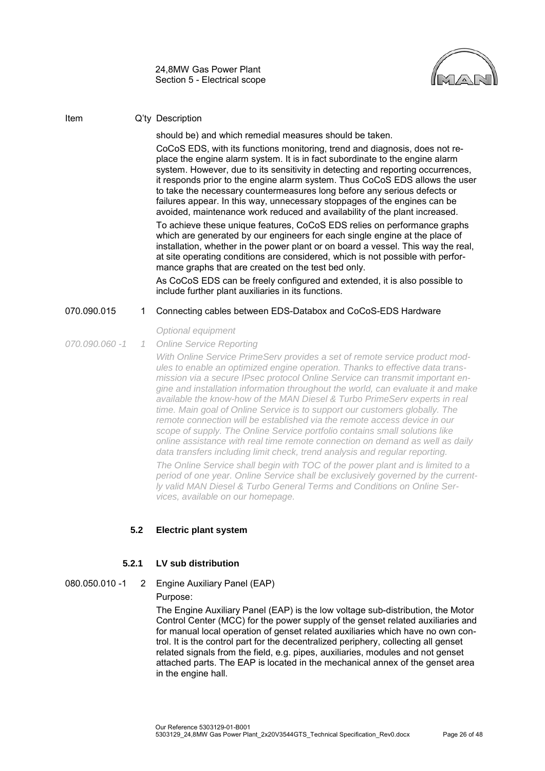| Item | Q'ty | Description |
|---|---|---|

should be) and which remedial measures should be taken.

CoCoS EDS, with its functions monitoring, trend and diagnosis, does not replace the engine alarm system. It is in fact subordinate to the engine alarm system. However, due to its sensitivity in detecting and reporting occurrences, it responds prior to the engine alarm system. Thus CoCoS EDS allows the user to take the necessary countermeasures long before any serious defects or failures appear. In this way, unnecessary stoppages of the engines can be avoided, maintenance work reduced and availability of the plant increased.

To achieve these unique features, CoCoS EDS relies on performance graphs which are generated by our engineers for each single engine at the place of installation, whether in the power plant or on board a vessel. This way the real, at site operating conditions are considered, which is not possible with performance graphs that are created on the test bed only.

As CoCoS EDS can be freely configured and extended, it is also possible to include further plant auxiliaries in its functions.

070.090.015 &nbsp;&nbsp; 1 &nbsp;&nbsp; Connecting cables between EDS-Databox and CoCoS-EDS Hardware

*Optional equipment*

*070.090.060 -1 &nbsp;&nbsp; 1 &nbsp;&nbsp; Online Service Reporting*

*With Online Service PrimeServ provides a set of remote service product modules to enable an optimized engine operation. Thanks to effective data transmission via a secure IPsec protocol Online Service can transmit important engine and installation information throughout the world, can evaluate it and make available the know-how of the MAN Diesel & Turbo PrimeServ experts in real time. Main goal of Online Service is to support our customers globally. The remote connection will be established via the remote access device in our scope of supply. The Online Service portfolio contains small solutions like online assistance with real time remote connection on demand as well as daily data transfers including limit check, trend analysis and regular reporting.*

*The Online Service shall begin with TOC of the power plant and is limited to a period of one year. Online Service shall be exclusively governed by the currently valid MAN Diesel & Turbo General Terms and Conditions on Online Services, available on our homepage.*

## 5.2 Electric plant system

### 5.2.1 LV sub distribution

080.050.010 -1 &nbsp;&nbsp; 2 &nbsp;&nbsp; Engine Auxiliary Panel (EAP)

Purpose:

The Engine Auxiliary Panel (EAP) is the low voltage sub-distribution, the Motor Control Center (MCC) for the power supply of the genset related auxiliaries and for manual local operation of genset related auxiliaries which have no own control. It is the control part for the decentralized periphery, collecting all genset related signals from the field, e.g. pipes, auxiliaries, modules and not genset attached parts. The EAP is located in the mechanical annex of the genset area in the engine hall.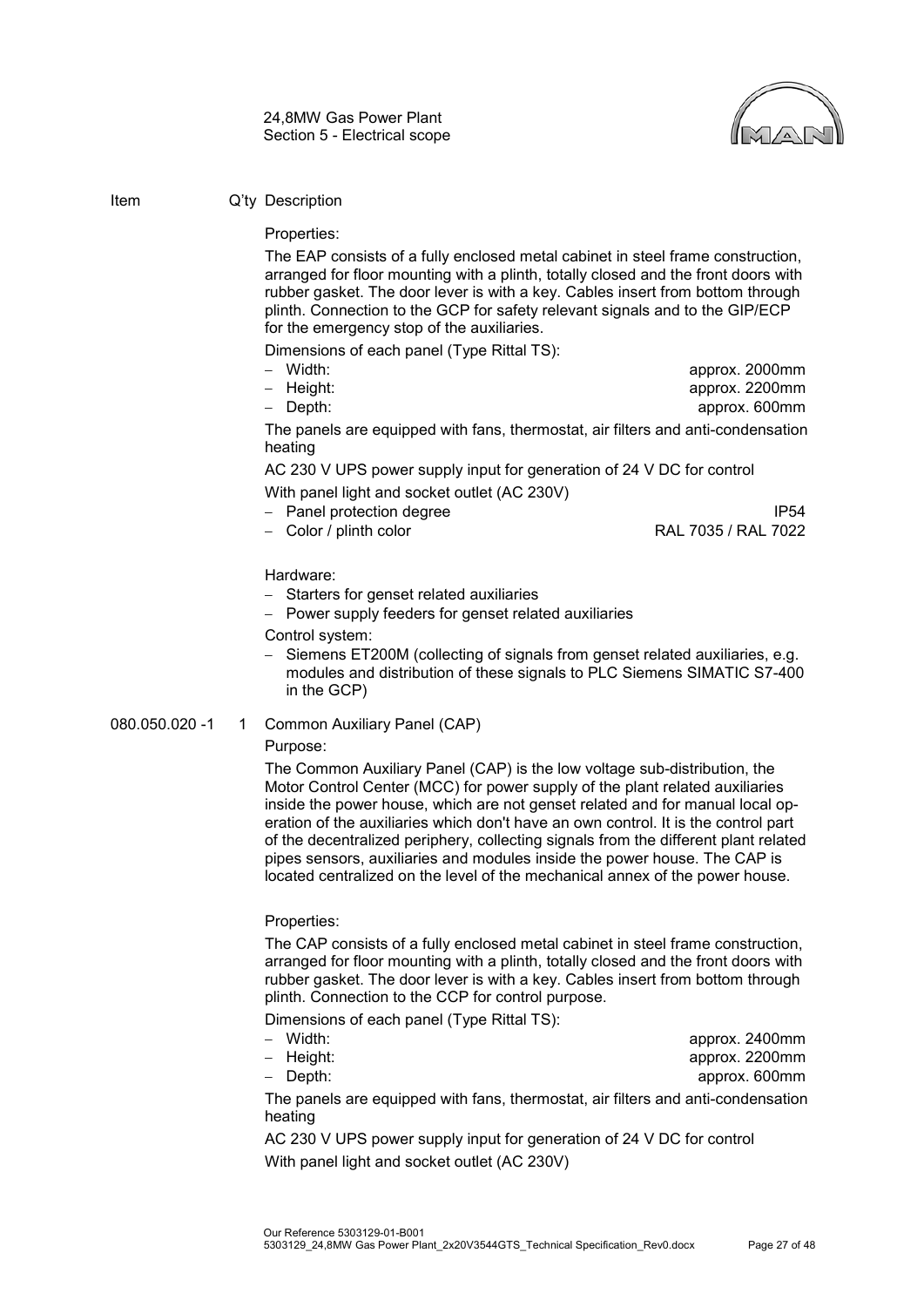Item | Q'ty | Description

Properties:

The EAP consists of a fully enclosed metal cabinet in steel frame construction, arranged for floor mounting with a plinth, totally closed and the front doors with rubber gasket. The door lever is with a key. Cables insert from bottom through plinth. Connection to the GCP for safety relevant signals and to the GIP/ECP for the emergency stop of the auxiliaries.

Dimensions of each panel (Type Rittal TS):

- Width: approx. 2000mm
- Height: approx. 2200mm
- Depth: approx. 600mm

The panels are equipped with fans, thermostat, air filters and anti-condensation heating

AC 230 V UPS power supply input for generation of 24 V DC for control

With panel light and socket outlet (AC 230V)

- Panel protection degree IP54
- Color / plinth color RAL 7035 / RAL 7022

Hardware:

- Starters for genset related auxiliaries
- Power supply feeders for genset related auxiliaries

Control system:

- Siemens ET200M (collecting of signals from genset related auxiliaries, e.g. modules and distribution of these signals to PLC Siemens SIMATIC S7-400 in the GCP)

080.050.020 -1 | 1 | Common Auxiliary Panel (CAP)

Purpose:

The Common Auxiliary Panel (CAP) is the low voltage sub-distribution, the Motor Control Center (MCC) for power supply of the plant related auxiliaries inside the power house, which are not genset related and for manual local operation of the auxiliaries which don't have an own control. It is the control part of the decentralized periphery, collecting signals from the different plant related pipes sensors, auxiliaries and modules inside the power house. The CAP is located centralized on the level of the mechanical annex of the power house.

Properties:

The CAP consists of a fully enclosed metal cabinet in steel frame construction, arranged for floor mounting with a plinth, totally closed and the front doors with rubber gasket. The door lever is with a key. Cables insert from bottom through plinth. Connection to the CCP for control purpose.

Dimensions of each panel (Type Rittal TS):

- Width: approx. 2400mm
- Height: approx. 2200mm
- Depth: approx. 600mm

The panels are equipped with fans, thermostat, air filters and anti-condensation heating

AC 230 V UPS power supply input for generation of 24 V DC for control

With panel light and socket outlet (AC 230V)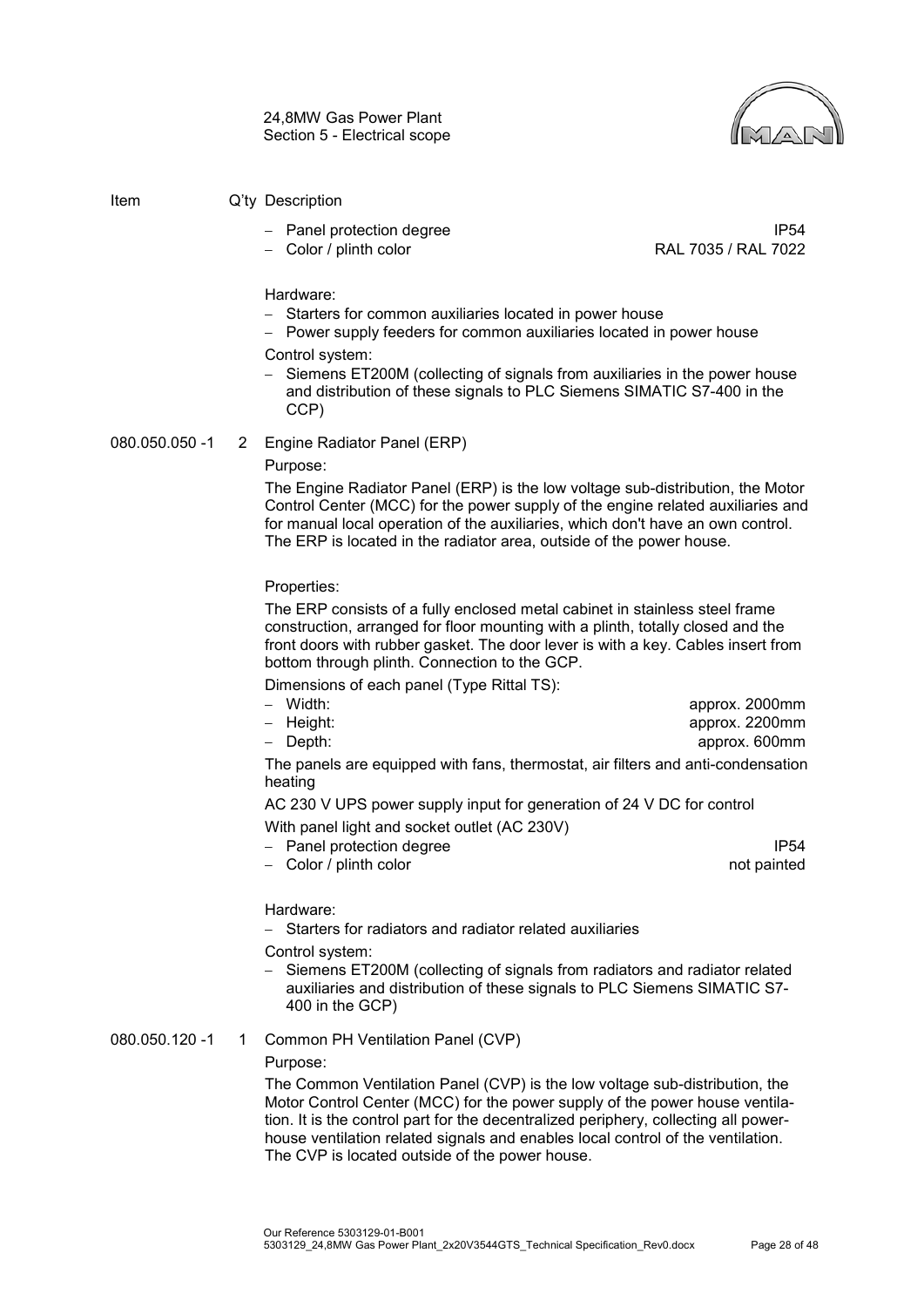| Item | Q'ty | Description |
|---|---|---|

- Panel protection degree IP54
- Color / plinth color RAL 7035 / RAL 7022

Hardware:

- Starters for common auxiliaries located in power house
- Power supply feeders for common auxiliaries located in power house

Control system:

- Siemens ET200M (collecting of signals from auxiliaries in the power house and distribution of these signals to PLC Siemens SIMATIC S7-400 in the CCP)

080.050.050 -1 2 Engine Radiator Panel (ERP)

Purpose:

The Engine Radiator Panel (ERP) is the low voltage sub-distribution, the Motor Control Center (MCC) for the power supply of the engine related auxiliaries and for manual local operation of the auxiliaries, which don't have an own control. The ERP is located in the radiator area, outside of the power house.

Properties:

The ERP consists of a fully enclosed metal cabinet in stainless steel frame construction, arranged for floor mounting with a plinth, totally closed and the front doors with rubber gasket. The door lever is with a key. Cables insert from bottom through plinth. Connection to the GCP.

Dimensions of each panel (Type Rittal TS):

- Width: approx. 2000mm
- Height: approx. 2200mm
- Depth: approx. 600mm

The panels are equipped with fans, thermostat, air filters and anti-condensation heating

AC 230 V UPS power supply input for generation of 24 V DC for control

With panel light and socket outlet (AC 230V)

- Panel protection degree IP54
- Color / plinth color not painted

Hardware:

- Starters for radiators and radiator related auxiliaries

Control system:

- Siemens ET200M (collecting of signals from radiators and radiator related auxiliaries and distribution of these signals to PLC Siemens SIMATIC S7-400 in the GCP)

080.050.120 -1 1 Common PH Ventilation Panel (CVP)

Purpose:

The Common Ventilation Panel (CVP) is the low voltage sub-distribution, the Motor Control Center (MCC) for the power supply of the power house ventilation. It is the control part for the decentralized periphery, collecting all powerhouse ventilation related signals and enables local control of the ventilation. The CVP is located outside of the power house.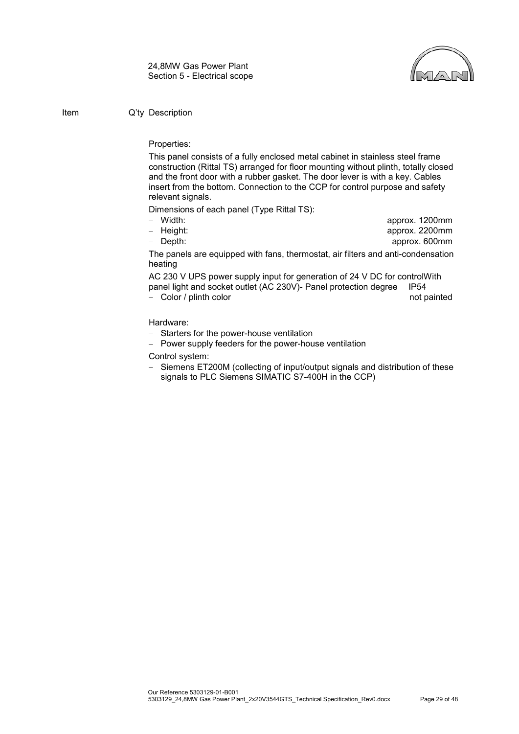Item Q'ty Description

Properties:

This panel consists of a fully enclosed metal cabinet in stainless steel frame construction (Rittal TS) arranged for floor mounting without plinth, totally closed and the front door with a rubber gasket. The door lever is with a key. Cables insert from the bottom. Connection to the CCP for control purpose and safety relevant signals.

Dimensions of each panel (Type Rittal TS):

- Width: approx. 1200mm
- Height: approx. 2200mm
- Depth: approx. 600mm

The panels are equipped with fans, thermostat, air filters and anti-condensation heating

AC 230 V UPS power supply input for generation of 24 V DC for controlWith panel light and socket outlet (AC 230V)- Panel protection degree IP54

- Color / plinth color not painted

Hardware:

- Starters for the power-house ventilation
- Power supply feeders for the power-house ventilation

Control system:

- Siemens ET200M (collecting of input/output signals and distribution of these signals to PLC Siemens SIMATIC S7-400H in the CCP)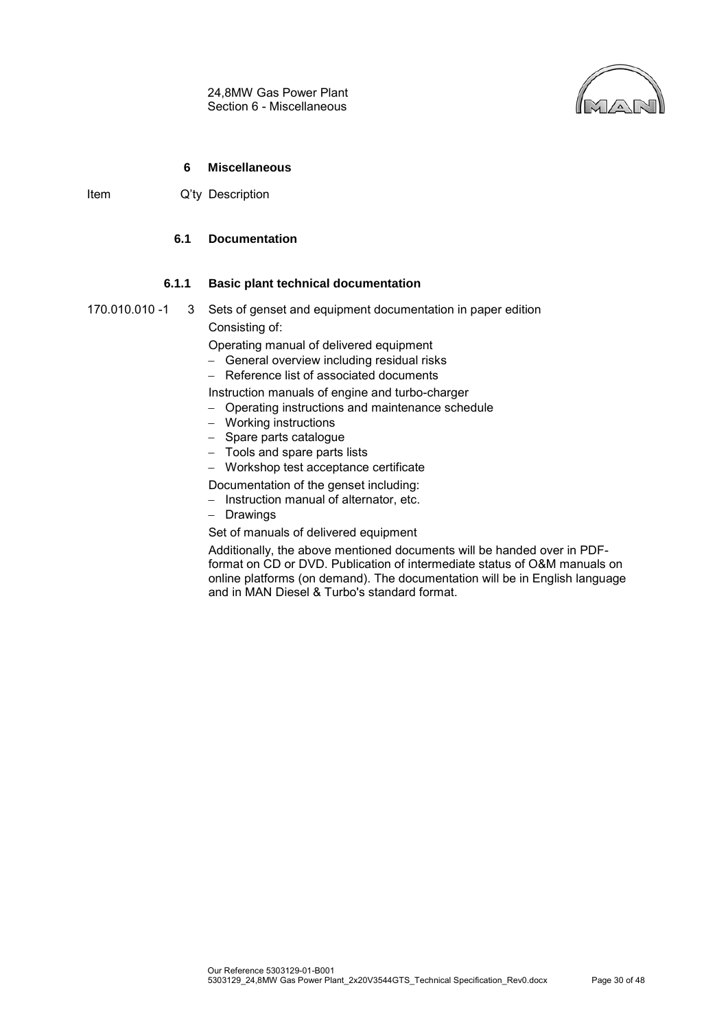# 6 Miscellaneous

| Item | Q'ty | Description |
|---|---|---|

## 6.1 Documentation

### 6.1.1 Basic plant technical documentation

170.010.010 -1 3 Sets of genset and equipment documentation in paper edition

Consisting of:

Operating manual of delivered equipment

- General overview including residual risks
- Reference list of associated documents

Instruction manuals of engine and turbo-charger

- Operating instructions and maintenance schedule
- Working instructions
- Spare parts catalogue
- Tools and spare parts lists
- Workshop test acceptance certificate

Documentation of the genset including:

- Instruction manual of alternator, etc.
- Drawings

Set of manuals of delivered equipment

Additionally, the above mentioned documents will be handed over in PDF-format on CD or DVD. Publication of intermediate status of O&M manuals on online platforms (on demand). The documentation will be in English language and in MAN Diesel & Turbo's standard format.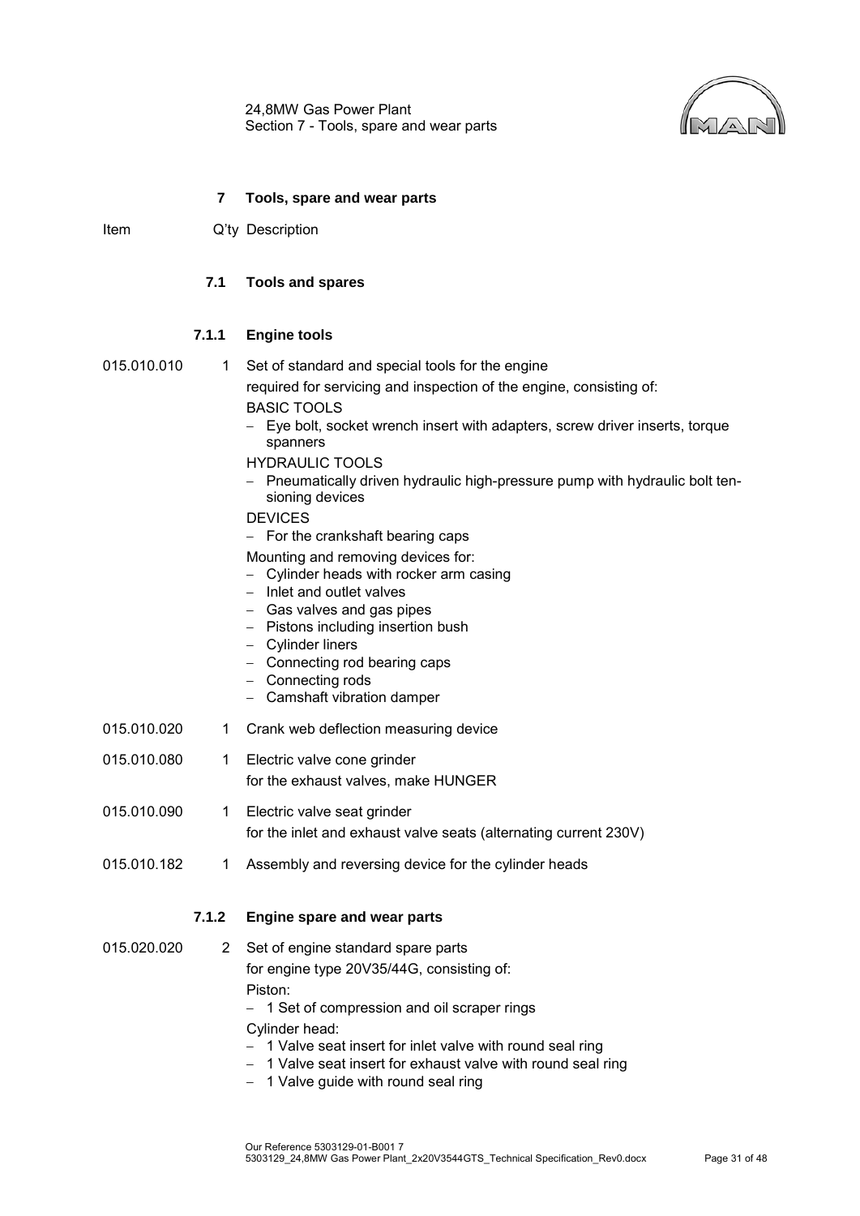# 7 Tools, spare and wear parts

| Item | Q'ty | Description |
|---|---|---|

## 7.1 Tools and spares

### 7.1.1 Engine tools

| Item | Q'ty | Description |
|---|---|---|
| 015.010.010 | 1 | Set of standard and special tools for the engine<br>required for servicing and inspection of the engine, consisting of:<br>BASIC TOOLS<br>– Eye bolt, socket wrench insert with adapters, screw driver inserts, torque spanners<br>HYDRAULIC TOOLS<br>– Pneumatically driven hydraulic high-pressure pump with hydraulic bolt tensioning devices<br>DEVICES<br>– For the crankshaft bearing caps<br>Mounting and removing devices for:<br>– Cylinder heads with rocker arm casing<br>– Inlet and outlet valves<br>– Gas valves and gas pipes<br>– Pistons including insertion bush<br>– Cylinder liners<br>– Connecting rod bearing caps<br>– Connecting rods<br>– Camshaft vibration damper |
| 015.010.020 | 1 | Crank web deflection measuring device |
| 015.010.080 | 1 | Electric valve cone grinder<br>for the exhaust valves, make HUNGER |
| 015.010.090 | 1 | Electric valve seat grinder<br>for the inlet and exhaust valve seats (alternating current 230V) |
| 015.010.182 | 1 | Assembly and reversing device for the cylinder heads |

### 7.1.2 Engine spare and wear parts

| Item | Q'ty | Description |
|---|---|---|
| 015.020.020 | 2 | Set of engine standard spare parts<br>for engine type 20V35/44G, consisting of:<br>Piston:<br>– 1 Set of compression and oil scraper rings<br>Cylinder head:<br>– 1 Valve seat insert for inlet valve with round seal ring<br>– 1 Valve seat insert for exhaust valve with round seal ring<br>– 1 Valve guide with round seal ring |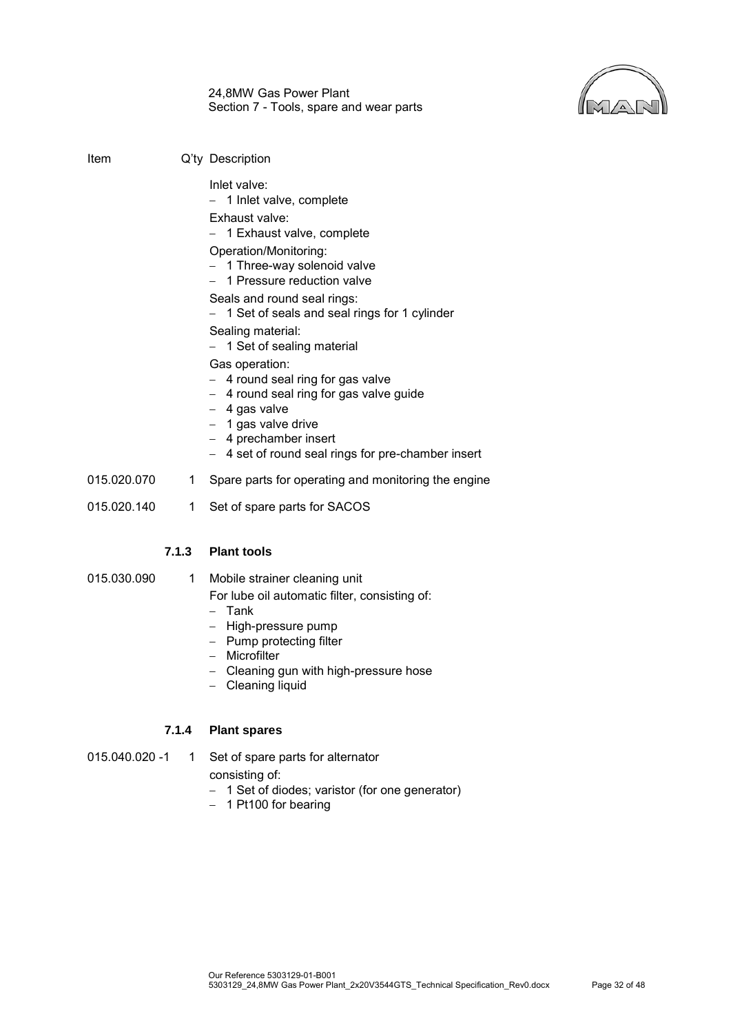| Item | Q'ty | Description |
|---|---|---|
| | | Inlet valve:<br>– 1 Inlet valve, complete<br>Exhaust valve:<br>– 1 Exhaust valve, complete<br>Operation/Monitoring:<br>– 1 Three-way solenoid valve<br>– 1 Pressure reduction valve<br>Seals and round seal rings:<br>– 1 Set of seals and seal rings for 1 cylinder<br>Sealing material:<br>– 1 Set of sealing material<br>Gas operation:<br>– 4 round seal ring for gas valve<br>– 4 round seal ring for gas valve guide<br>– 4 gas valve<br>– 1 gas valve drive<br>– 4 prechamber insert<br>– 4 set of round seal rings for pre-chamber insert |
| 015.020.070 | 1 | Spare parts for operating and monitoring the engine |
| 015.020.140 | 1 | Set of spare parts for SACOS |

### 7.1.3 Plant tools

015.030.090 — 1 — Mobile strainer cleaning unit

For lube oil automatic filter, consisting of:

- Tank
- High-pressure pump
- Pump protecting filter
- Microfilter
- Cleaning gun with high-pressure hose
- Cleaning liquid

### 7.1.4 Plant spares

015.040.020 -1 — 1 — Set of spare parts for alternator

consisting of:

- 1 Set of diodes; varistor (for one generator)
- 1 Pt100 for bearing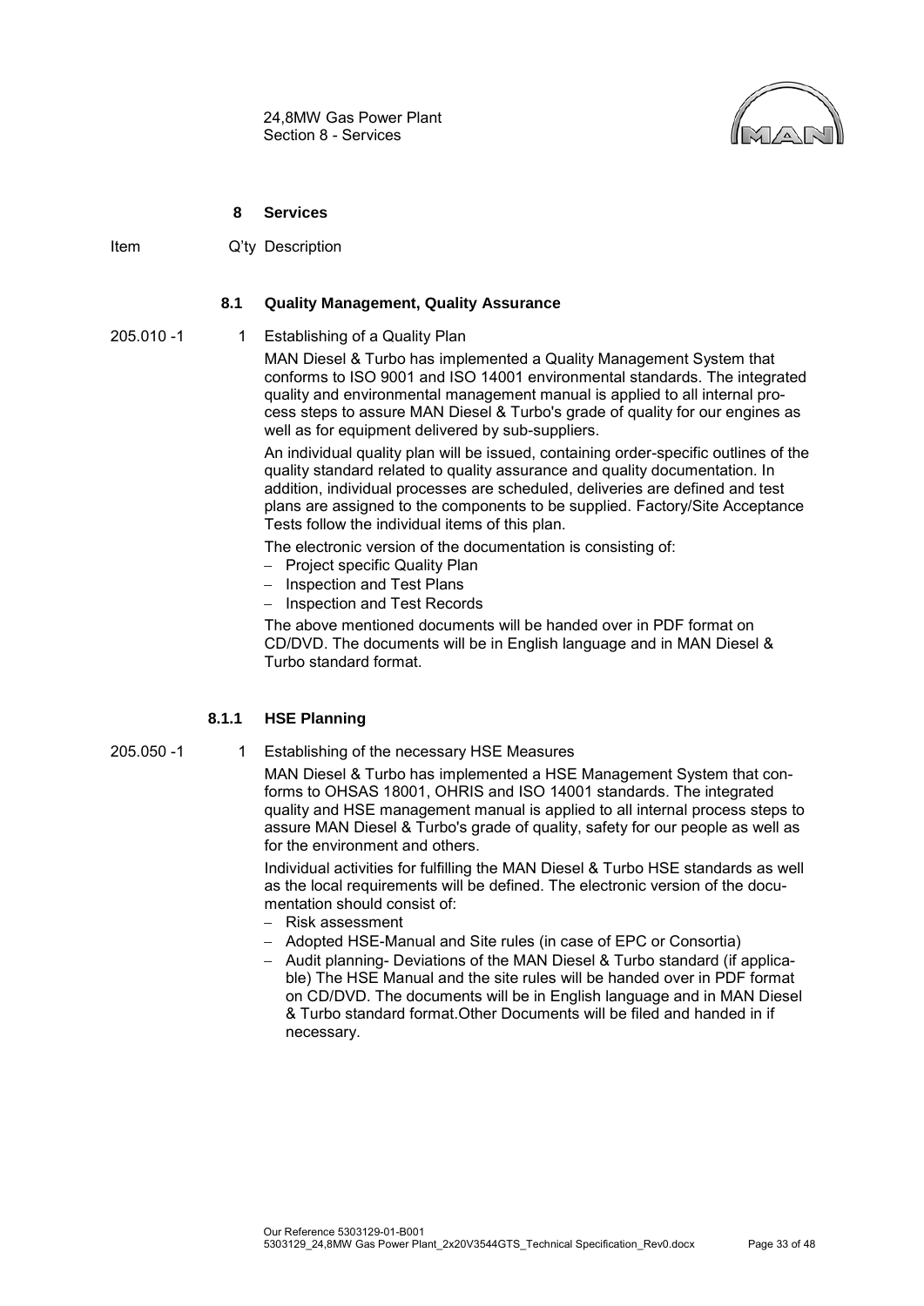## 8 Services

| Item | Q'ty | Description |
|---|---|---|

### 8.1 Quality Management, Quality Assurance

205.010 -1 &nbsp;&nbsp; 1 &nbsp;&nbsp; Establishing of a Quality Plan

MAN Diesel & Turbo has implemented a Quality Management System that conforms to ISO 9001 and ISO 14001 environmental standards. The integrated quality and environmental management manual is applied to all internal process steps to assure MAN Diesel & Turbo's grade of quality for our engines as well as for equipment delivered by sub-suppliers.

An individual quality plan will be issued, containing order-specific outlines of the quality standard related to quality assurance and quality documentation. In addition, individual processes are scheduled, deliveries are defined and test plans are assigned to the components to be supplied. Factory/Site Acceptance Tests follow the individual items of this plan.

The electronic version of the documentation is consisting of:

- Project specific Quality Plan
- Inspection and Test Plans
- Inspection and Test Records

The above mentioned documents will be handed over in PDF format on CD/DVD. The documents will be in English language and in MAN Diesel & Turbo standard format.

#### 8.1.1 HSE Planning

205.050 -1 &nbsp;&nbsp; 1 &nbsp;&nbsp; Establishing of the necessary HSE Measures

MAN Diesel & Turbo has implemented a HSE Management System that conforms to OHSAS 18001, OHRIS and ISO 14001 standards. The integrated quality and HSE management manual is applied to all internal process steps to assure MAN Diesel & Turbo's grade of quality, safety for our people as well as for the environment and others.

Individual activities for fulfilling the MAN Diesel & Turbo HSE standards as well as the local requirements will be defined. The electronic version of the documentation should consist of:

- Risk assessment
- Adopted HSE-Manual and Site rules (in case of EPC or Consortia)
- Audit planning- Deviations of the MAN Diesel & Turbo standard (if applicable) The HSE Manual and the site rules will be handed over in PDF format on CD/DVD. The documents will be in English language and in MAN Diesel & Turbo standard format.Other Documents will be filed and handed in if necessary.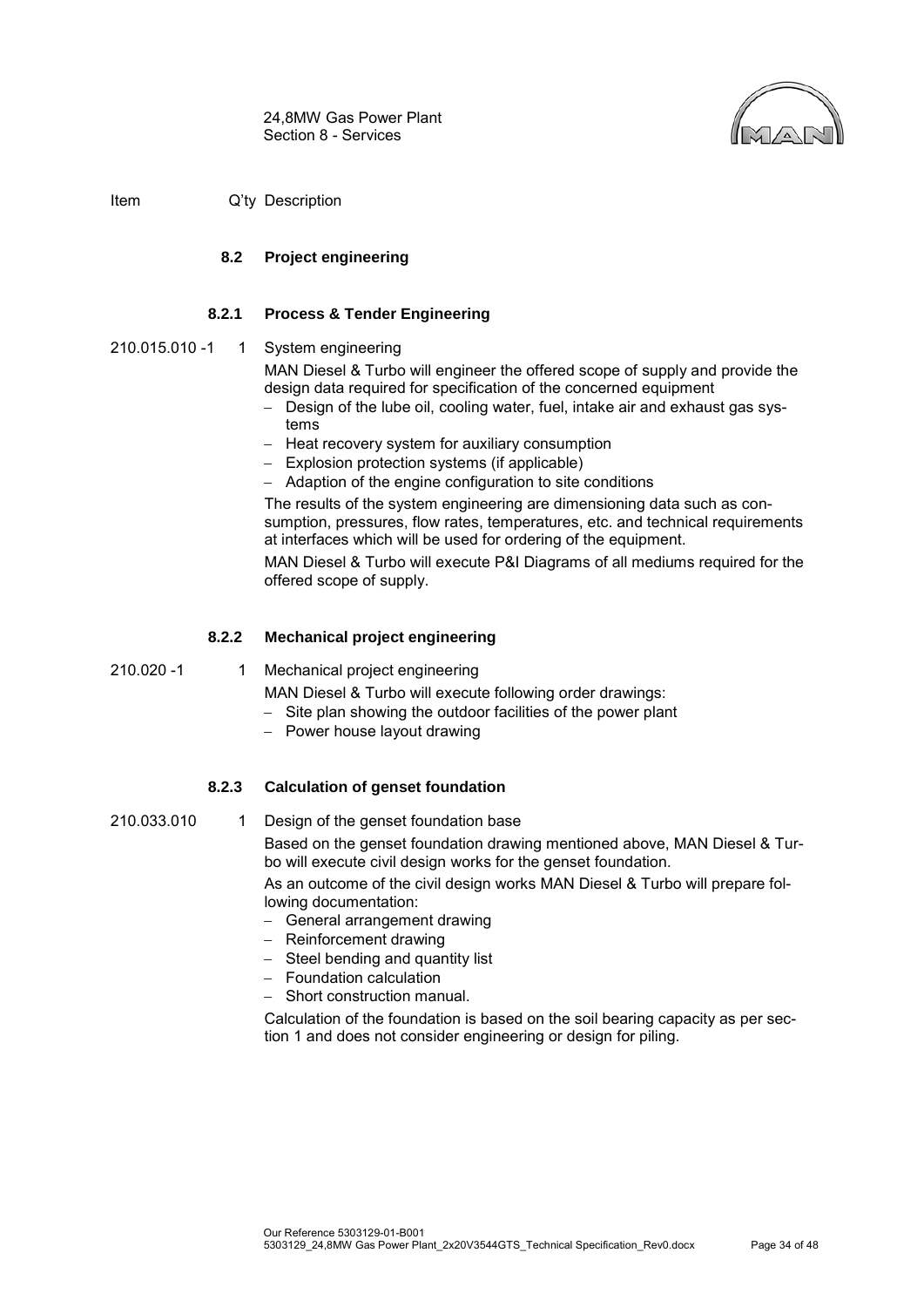| Item | Q'ty | Description |
|---|---|---|

## 8.2 Project engineering

### 8.2.1 Process & Tender Engineering

210.015.010 -1 &nbsp;&nbsp; 1 &nbsp;&nbsp; System engineering

MAN Diesel & Turbo will engineer the offered scope of supply and provide the design data required for specification of the concerned equipment

- Design of the lube oil, cooling water, fuel, intake air and exhaust gas systems
- Heat recovery system for auxiliary consumption
- Explosion protection systems (if applicable)
- Adaption of the engine configuration to site conditions

The results of the system engineering are dimensioning data such as consumption, pressures, flow rates, temperatures, etc. and technical requirements at interfaces which will be used for ordering of the equipment.

MAN Diesel & Turbo will execute P&I Diagrams of all mediums required for the offered scope of supply.

### 8.2.2 Mechanical project engineering

210.020 -1 &nbsp;&nbsp; 1 &nbsp;&nbsp; Mechanical project engineering

MAN Diesel & Turbo will execute following order drawings:

- Site plan showing the outdoor facilities of the power plant
- Power house layout drawing

### 8.2.3 Calculation of genset foundation

210.033.010 &nbsp;&nbsp; 1 &nbsp;&nbsp; Design of the genset foundation base

Based on the genset foundation drawing mentioned above, MAN Diesel & Turbo will execute civil design works for the genset foundation.

As an outcome of the civil design works MAN Diesel & Turbo will prepare following documentation:

- General arrangement drawing
- Reinforcement drawing
- Steel bending and quantity list
- Foundation calculation
- Short construction manual.

Calculation of the foundation is based on the soil bearing capacity as per section 1 and does not consider engineering or design for piling.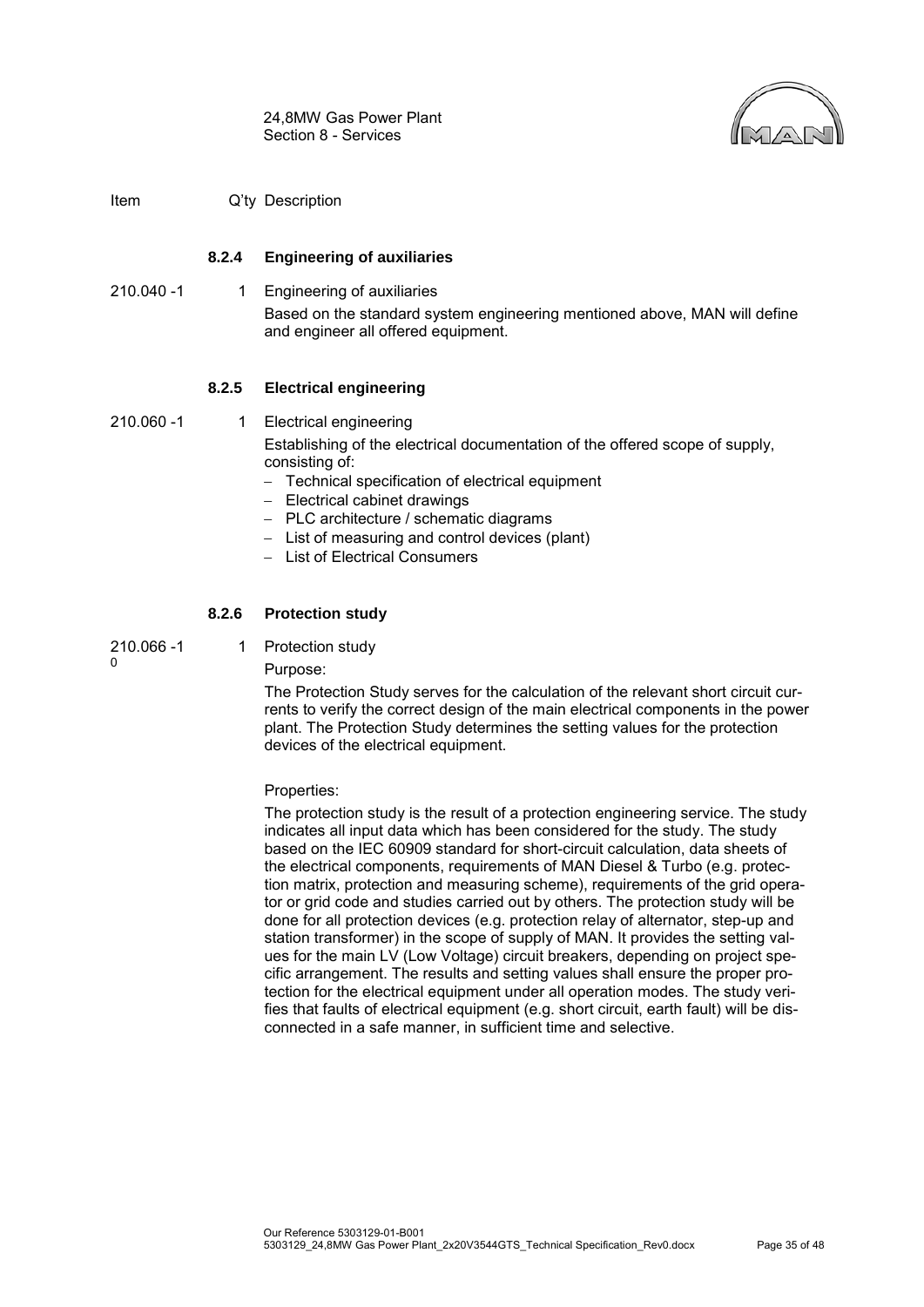Item Q'ty Description

### 8.2.4 Engineering of auxiliaries

210.040 -1 1 Engineering of auxiliaries

Based on the standard system engineering mentioned above, MAN will define and engineer all offered equipment.

### 8.2.5 Electrical engineering

210.060 -1 1 Electrical engineering

Establishing of the electrical documentation of the offered scope of supply, consisting of:

- Technical specification of electrical equipment
- Electrical cabinet drawings
- PLC architecture / schematic diagrams
- List of measuring and control devices (plant)
- List of Electrical Consumers

### 8.2.6 Protection study

210.066 -1 0 1 Protection study

Purpose:

The Protection Study serves for the calculation of the relevant short circuit currents to verify the correct design of the main electrical components in the power plant. The Protection Study determines the setting values for the protection devices of the electrical equipment.

Properties:

The protection study is the result of a protection engineering service. The study indicates all input data which has been considered for the study. The study based on the IEC 60909 standard for short-circuit calculation, data sheets of the electrical components, requirements of MAN Diesel & Turbo (e.g. protection matrix, protection and measuring scheme), requirements of the grid operator or grid code and studies carried out by others. The protection study will be done for all protection devices (e.g. protection relay of alternator, step-up and station transformer) in the scope of supply of MAN. It provides the setting values for the main LV (Low Voltage) circuit breakers, depending on project specific arrangement. The results and setting values shall ensure the proper protection for the electrical equipment under all operation modes. The study verifies that faults of electrical equipment (e.g. short circuit, earth fault) will be disconnected in a safe manner, in sufficient time and selective.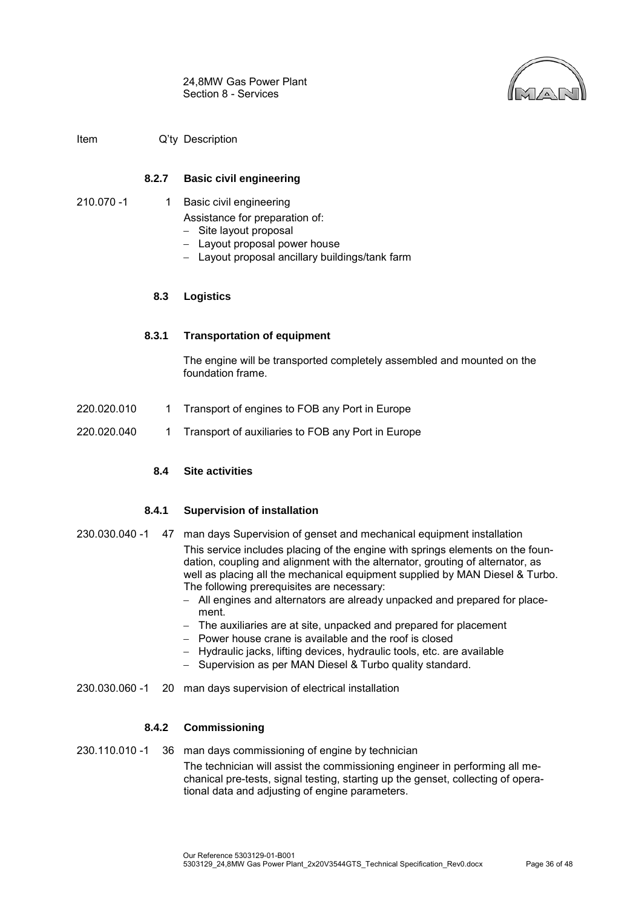| Item | Q'ty | Description |
|---|---|---|

### 8.2.7 Basic civil engineering

210.070 -1 | 1 | Basic civil engineering

Assistance for preparation of:

- Site layout proposal
- Layout proposal power house
- Layout proposal ancillary buildings/tank farm

## 8.3 Logistics

### 8.3.1 Transportation of equipment

The engine will be transported completely assembled and mounted on the foundation frame.

220.020.010 | 1 | Transport of engines to FOB any Port in Europe

220.020.040 | 1 | Transport of auxiliaries to FOB any Port in Europe

## 8.4 Site activities

### 8.4.1 Supervision of installation

230.030.040 -1 | 47 | man days Supervision of genset and mechanical equipment installation

This service includes placing of the engine with springs elements on the foundation, coupling and alignment with the alternator, grouting of alternator, as well as placing all the mechanical equipment supplied by MAN Diesel & Turbo. The following prerequisites are necessary:

- All engines and alternators are already unpacked and prepared for placement.
- The auxiliaries are at site, unpacked and prepared for placement
- Power house crane is available and the roof is closed
- Hydraulic jacks, lifting devices, hydraulic tools, etc. are available
- Supervision as per MAN Diesel & Turbo quality standard.

230.030.060 -1 | 20 | man days supervision of electrical installation

### 8.4.2 Commissioning

230.110.010 -1 | 36 | man days commissioning of engine by technician

The technician will assist the commissioning engineer in performing all mechanical pre-tests, signal testing, starting up the genset, collecting of operational data and adjusting of engine parameters.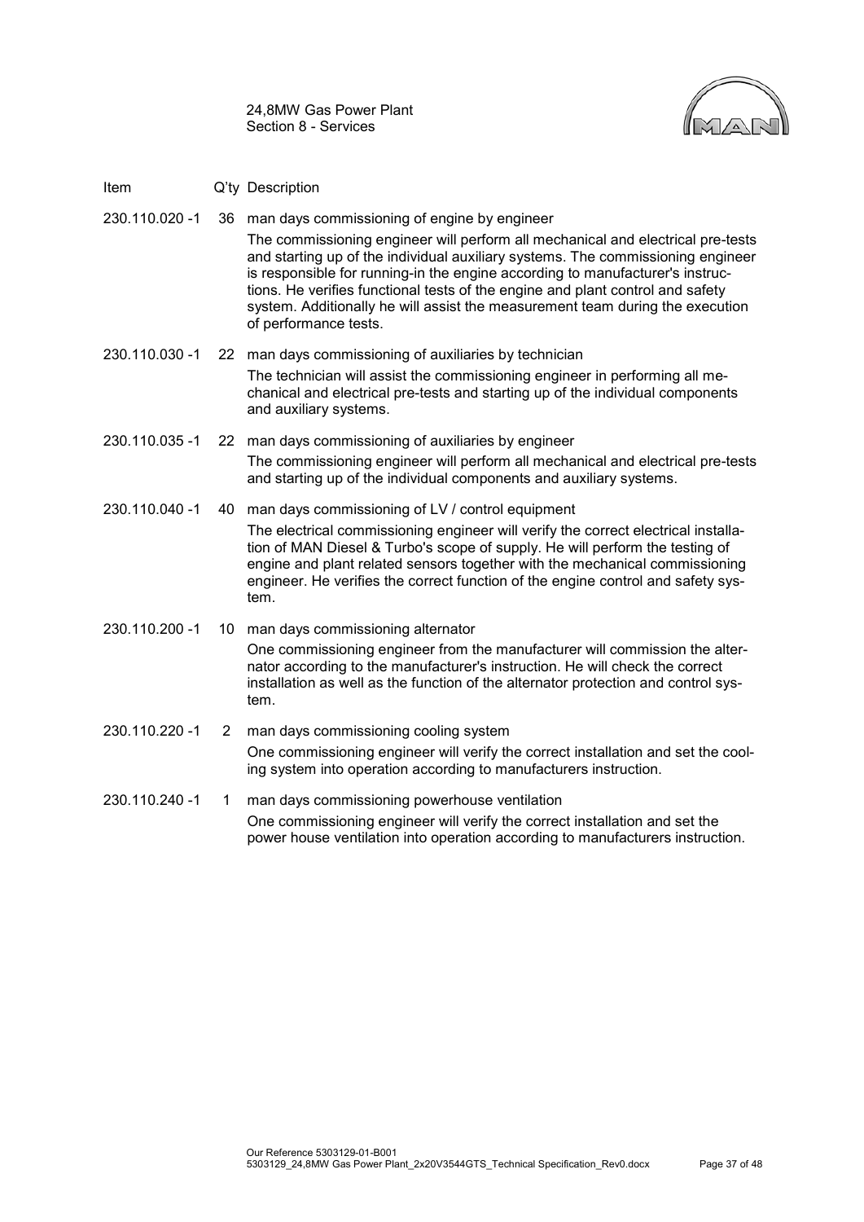| Item | Q'ty | Description |
|---|---|---|
| 230.110.020 -1 | 36 | man days commissioning of engine by engineer<br>The commissioning engineer will perform all mechanical and electrical pre-tests and starting up of the individual auxiliary systems. The commissioning engineer is responsible for running-in the engine according to manufacturer's instructions. He verifies functional tests of the engine and plant control and safety system. Additionally he will assist the measurement team during the execution of performance tests. |
| 230.110.030 -1 | 22 | man days commissioning of auxiliaries by technician<br>The technician will assist the commissioning engineer in performing all mechanical and electrical pre-tests and starting up of the individual components and auxiliary systems. |
| 230.110.035 -1 | 22 | man days commissioning of auxiliaries by engineer<br>The commissioning engineer will perform all mechanical and electrical pre-tests and starting up of the individual components and auxiliary systems. |
| 230.110.040 -1 | 40 | man days commissioning of LV / control equipment<br>The electrical commissioning engineer will verify the correct electrical installation of MAN Diesel & Turbo's scope of supply. He will perform the testing of engine and plant related sensors together with the mechanical commissioning engineer. He verifies the correct function of the engine control and safety system. |
| 230.110.200 -1 | 10 | man days commissioning alternator<br>One commissioning engineer from the manufacturer will commission the alternator according to the manufacturer's instruction. He will check the correct installation as well as the function of the alternator protection and control system. |
| 230.110.220 -1 | 2 | man days commissioning cooling system<br>One commissioning engineer will verify the correct installation and set the cooling system into operation according to manufacturers instruction. |
| 230.110.240 -1 | 1 | man days commissioning powerhouse ventilation<br>One commissioning engineer will verify the correct installation and set the power house ventilation into operation according to manufacturers instruction. |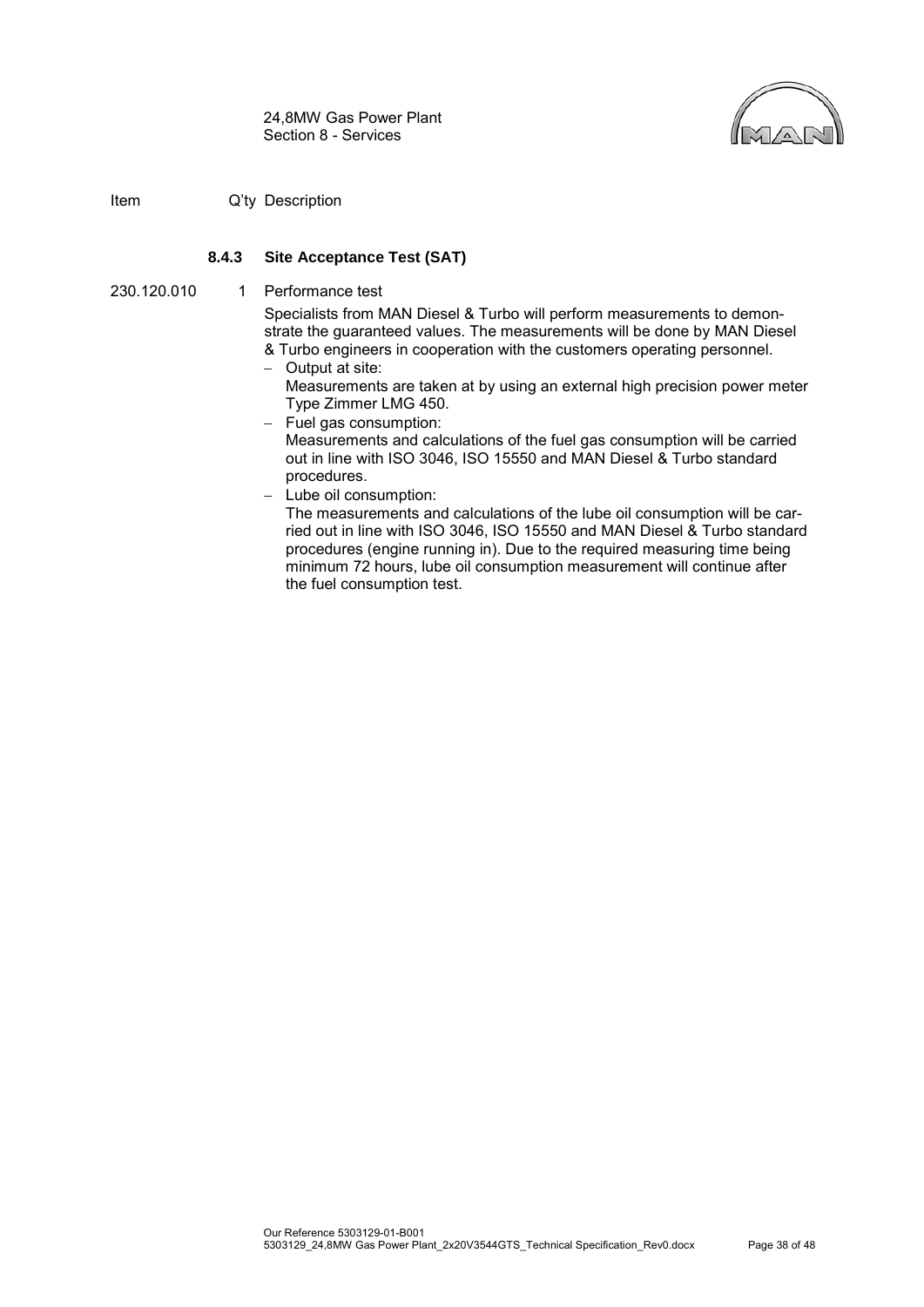| Item | Q'ty | Description |
|---|---|---|

### 8.4.3 Site Acceptance Test (SAT)

| | | |
|---|---|---|
| 230.120.010 | 1 | Performance test |

Specialists from MAN Diesel & Turbo will perform measurements to demonstrate the guaranteed values. The measurements will be done by MAN Diesel & Turbo engineers in cooperation with the customers operating personnel.

- Output at site:
  Measurements are taken at by using an external high precision power meter Type Zimmer LMG 450.
- Fuel gas consumption:
  Measurements and calculations of the fuel gas consumption will be carried out in line with ISO 3046, ISO 15550 and MAN Diesel & Turbo standard procedures.
- Lube oil consumption:
  The measurements and calculations of the lube oil consumption will be carried out in line with ISO 3046, ISO 15550 and MAN Diesel & Turbo standard procedures (engine running in). Due to the required measuring time being minimum 72 hours, lube oil consumption measurement will continue after the fuel consumption test.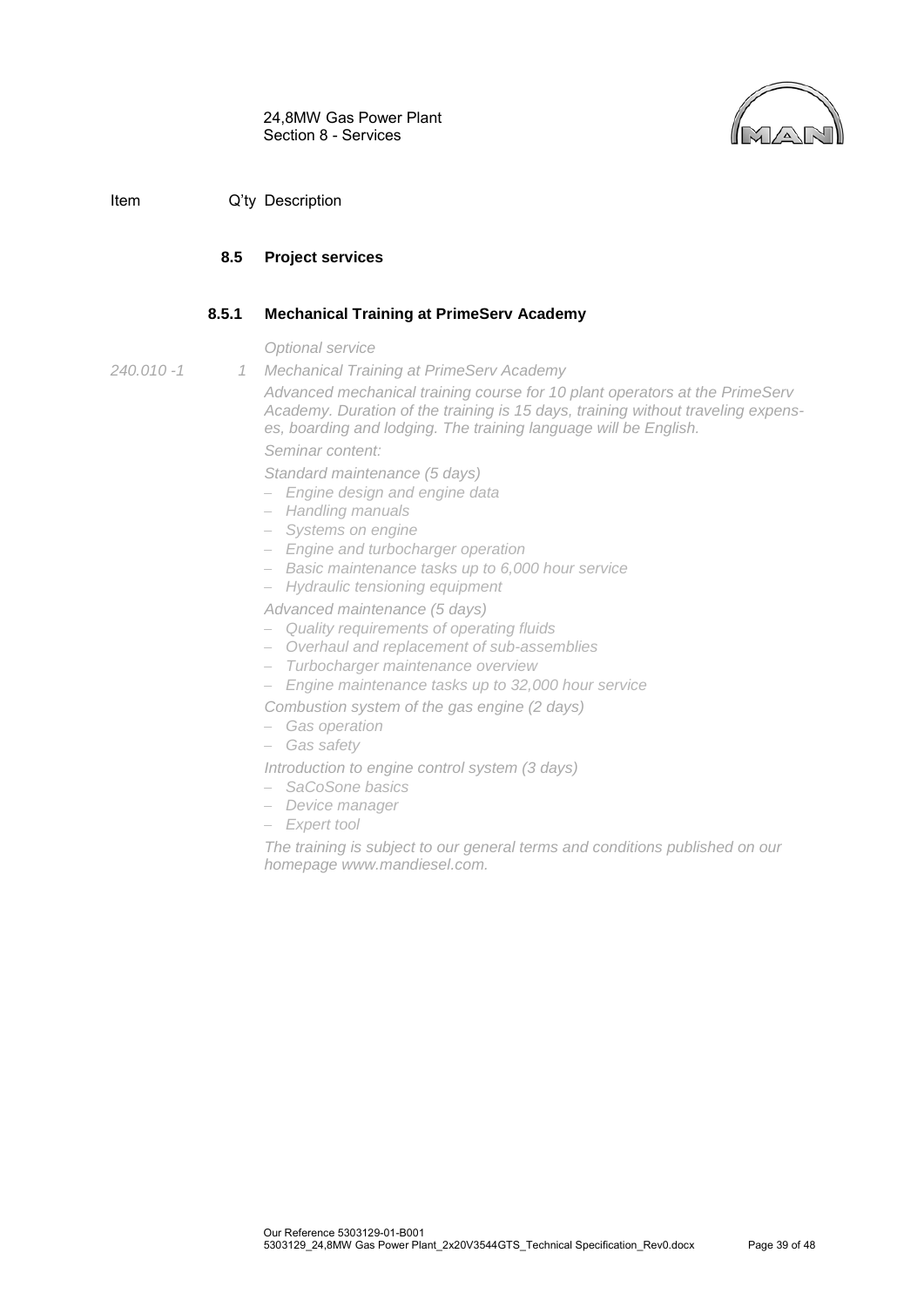| Item | Q'ty | Description |
|---|---|---|

## 8.5 Project services

### 8.5.1 Mechanical Training at PrimeServ Academy

*Optional service*

*240.010 -1* &nbsp;&nbsp; *1* &nbsp;&nbsp; *Mechanical Training at PrimeServ Academy*

*Advanced mechanical training course for 10 plant operators at the PrimeServ Academy. Duration of the training is 15 days, training without traveling expenses, boarding and lodging. The training language will be English.*

*Seminar content:*

*Standard maintenance (5 days)*

- *Engine design and engine data*
- *Handling manuals*
- *Systems on engine*
- *Engine and turbocharger operation*
- *Basic maintenance tasks up to 6,000 hour service*
- *Hydraulic tensioning equipment*

*Advanced maintenance (5 days)*

- *Quality requirements of operating fluids*
- *Overhaul and replacement of sub-assemblies*
- *Turbocharger maintenance overview*
- *Engine maintenance tasks up to 32,000 hour service*

*Combustion system of the gas engine (2 days)*

- *Gas operation*
- *Gas safety*

*Introduction to engine control system (3 days)*

- *SaCoSone basics*
- *Device manager*
- *Expert tool*

*The training is subject to our general terms and conditions published on our homepage www.mandiesel.com.*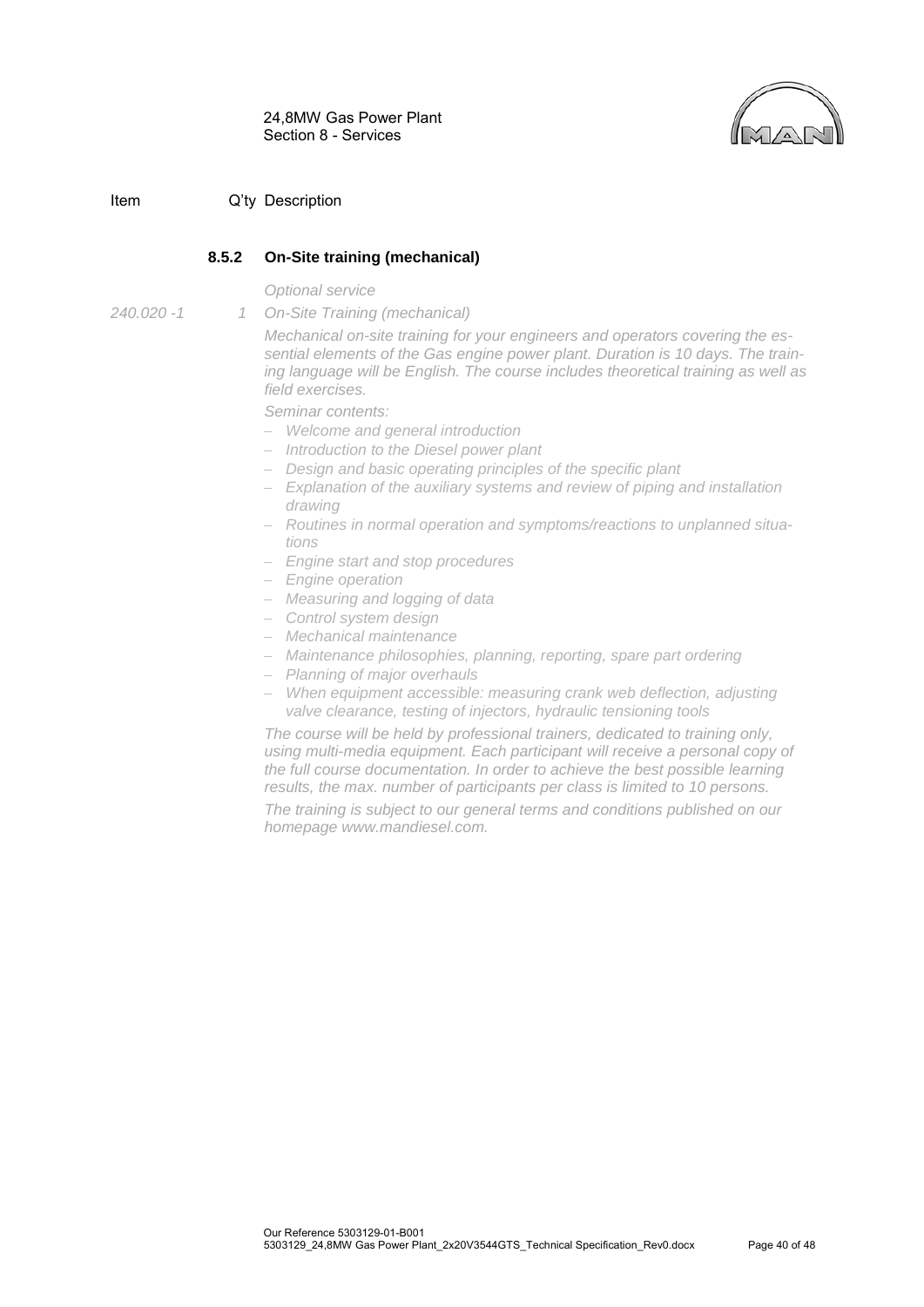Item Q'ty Description

### 8.5.2 On-Site training (mechanical)

*Optional service*

*240.020 -1* *1* *On-Site Training (mechanical)*

*Mechanical on-site training for your engineers and operators covering the essential elements of the Gas engine power plant. Duration is 10 days. The training language will be English. The course includes theoretical training as well as field exercises.*

*Seminar contents:*

- *Welcome and general introduction*
- *Introduction to the Diesel power plant*
- *Design and basic operating principles of the specific plant*
- *Explanation of the auxiliary systems and review of piping and installation drawing*
- *Routines in normal operation and symptoms/reactions to unplanned situations*
- *Engine start and stop procedures*
- *Engine operation*
- *Measuring and logging of data*
- *Control system design*
- *Mechanical maintenance*
- *Maintenance philosophies, planning, reporting, spare part ordering*
- *Planning of major overhauls*
- *When equipment accessible: measuring crank web deflection, adjusting valve clearance, testing of injectors, hydraulic tensioning tools*

*The course will be held by professional trainers, dedicated to training only, using multi-media equipment. Each participant will receive a personal copy of the full course documentation. In order to achieve the best possible learning results, the max. number of participants per class is limited to 10 persons.*

*The training is subject to our general terms and conditions published on our homepage www.mandiesel.com.*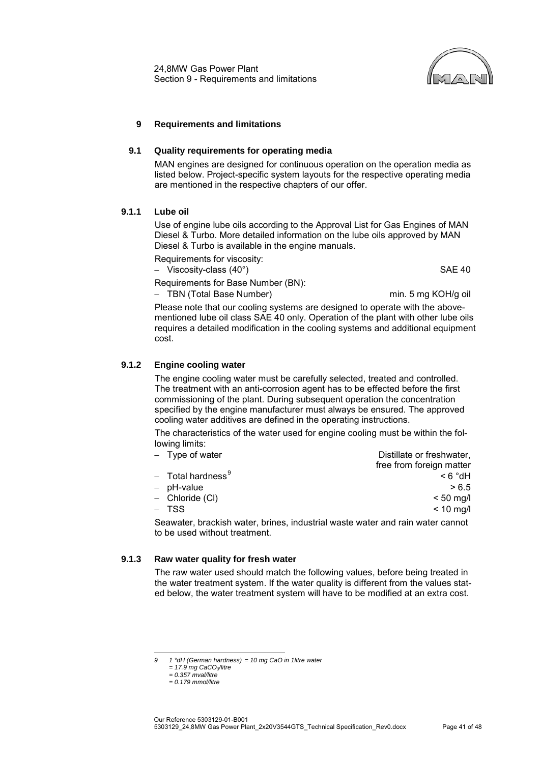# 9 Requirements and limitations

## 9.1 Quality requirements for operating media

MAN engines are designed for continuous operation on the operation media as listed below. Project-specific system layouts for the respective operating media are mentioned in the respective chapters of our offer.

### 9.1.1 Lube oil

Use of engine lube oils according to the Approval List for Gas Engines of MAN Diesel & Turbo. More detailed information on the lube oils approved by MAN Diesel & Turbo is available in the engine manuals.

Requirements for viscosity:

| | |
|---|---|
| – Viscosity-class (40°) | SAE 40 |

Requirements for Base Number (BN):

| | |
|---|---|
| – TBN (Total Base Number) | min. 5 mg KOH/g oil |

Please note that our cooling systems are designed to operate with the above-mentioned lube oil class SAE 40 only. Operation of the plant with other lube oils requires a detailed modification in the cooling systems and additional equipment cost.

### 9.1.2 Engine cooling water

The engine cooling water must be carefully selected, treated and controlled. The treatment with an anti-corrosion agent has to be effected before the first commissioning of the plant. During subsequent operation the concentration specified by the engine manufacturer must always be ensured. The approved cooling water additives are defined in the operating instructions.

The characteristics of the water used for engine cooling must be within the following limits:

| | |
|---|---|
| – Type of water | Distillate or freshwater, free from foreign matter |
| – Total hardness[9] | < 6 °dH |
| – pH-value | > 6.5 |
| – Chloride (Cl) | < 50 mg/l |
| – TSS | < 10 mg/l |

Seawater, brackish water, brines, industrial waste water and rain water cannot to be used without treatment.

### 9.1.3 Raw water quality for fresh water

The raw water used should match the following values, before being treated in the water treatment system. If the water quality is different from the values stated below, the water treatment system will have to be modified at an extra cost.

---

*9 1 °dH (German hardness) = 10 mg CaO in 1litre water*
*= 17.9 mg $CaCO_3$/litre*
*= 0.357 mval/litre*
*= 0.179 mmol/litre*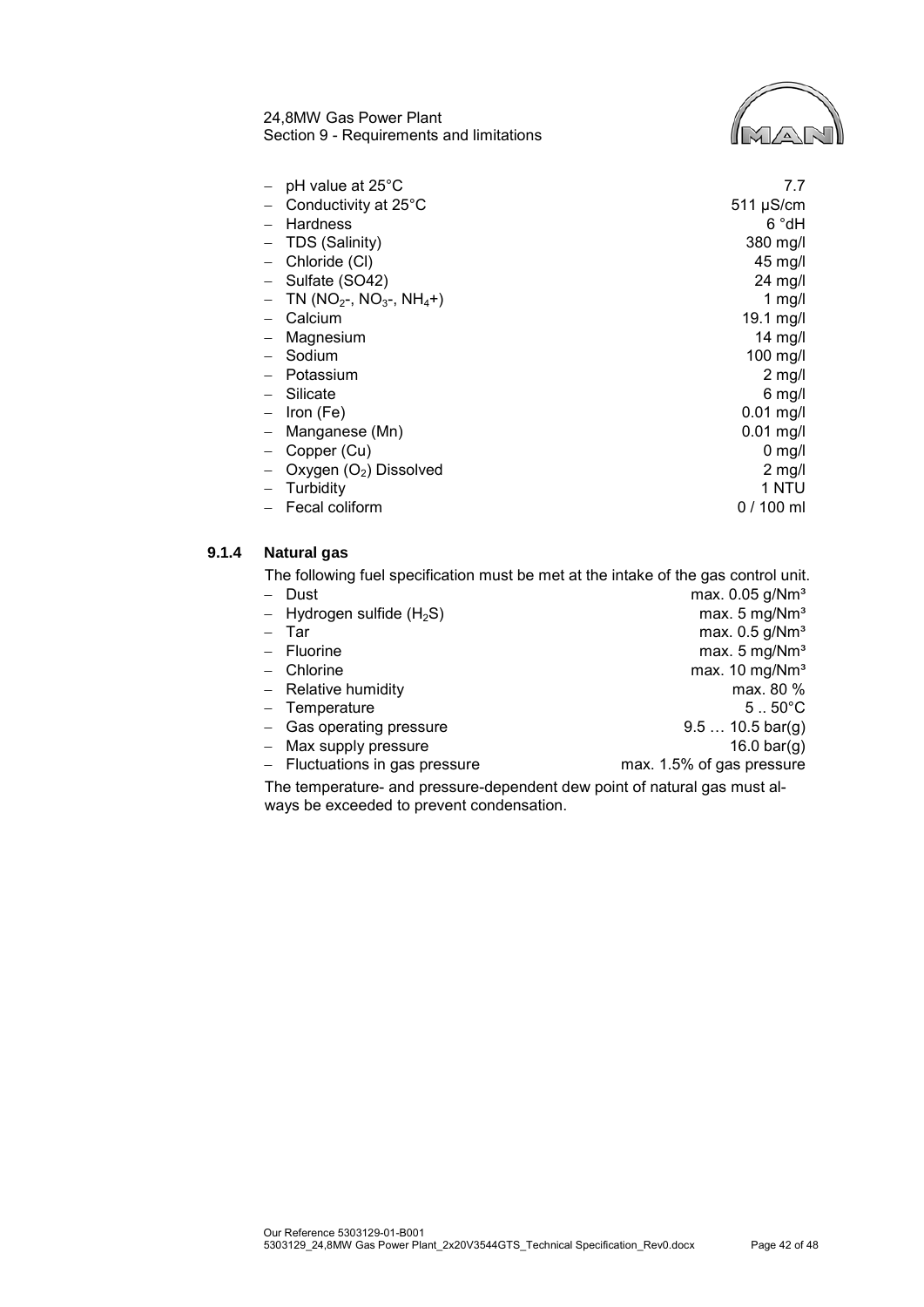- pH value at 25°C 7.7
- Conductivity at 25°C 511 µS/cm
- Hardness 6 °dH
- TDS (Salinity) 380 mg/l
- Chloride (Cl) 45 mg/l
- Sulfate (SO42) 24 mg/l
- TN ($NO_2$-, $NO_3$-, $NH_4$+) 1 mg/l
- Calcium 19.1 mg/l
- Magnesium 14 mg/l
- Sodium 100 mg/l
- Potassium 2 mg/l
- Silicate 6 mg/l
- Iron (Fe) 0.01 mg/l
- Manganese (Mn) 0.01 mg/l
- Copper (Cu) 0 mg/l
- Oxygen ($O_2$) Dissolved 2 mg/l
- Turbidity 1 NTU
- Fecal coliform 0 / 100 ml

### 9.1.4 Natural gas

The following fuel specification must be met at the intake of the gas control unit.

- Dust max. 0.05 g/Nm³
- Hydrogen sulfide ($H_2S$) max. 5 mg/Nm³
- Tar max. 0.5 g/Nm³
- Fluorine max. 5 mg/Nm³
- Chlorine max. 10 mg/Nm³
- Relative humidity max. 80 %
- Temperature 5 .. 50°C
- Gas operating pressure 9.5 … 10.5 bar(g)
- Max supply pressure 16.0 bar(g)
- Fluctuations in gas pressure max. 1.5% of gas pressure

The temperature- and pressure-dependent dew point of natural gas must always be exceeded to prevent condensation.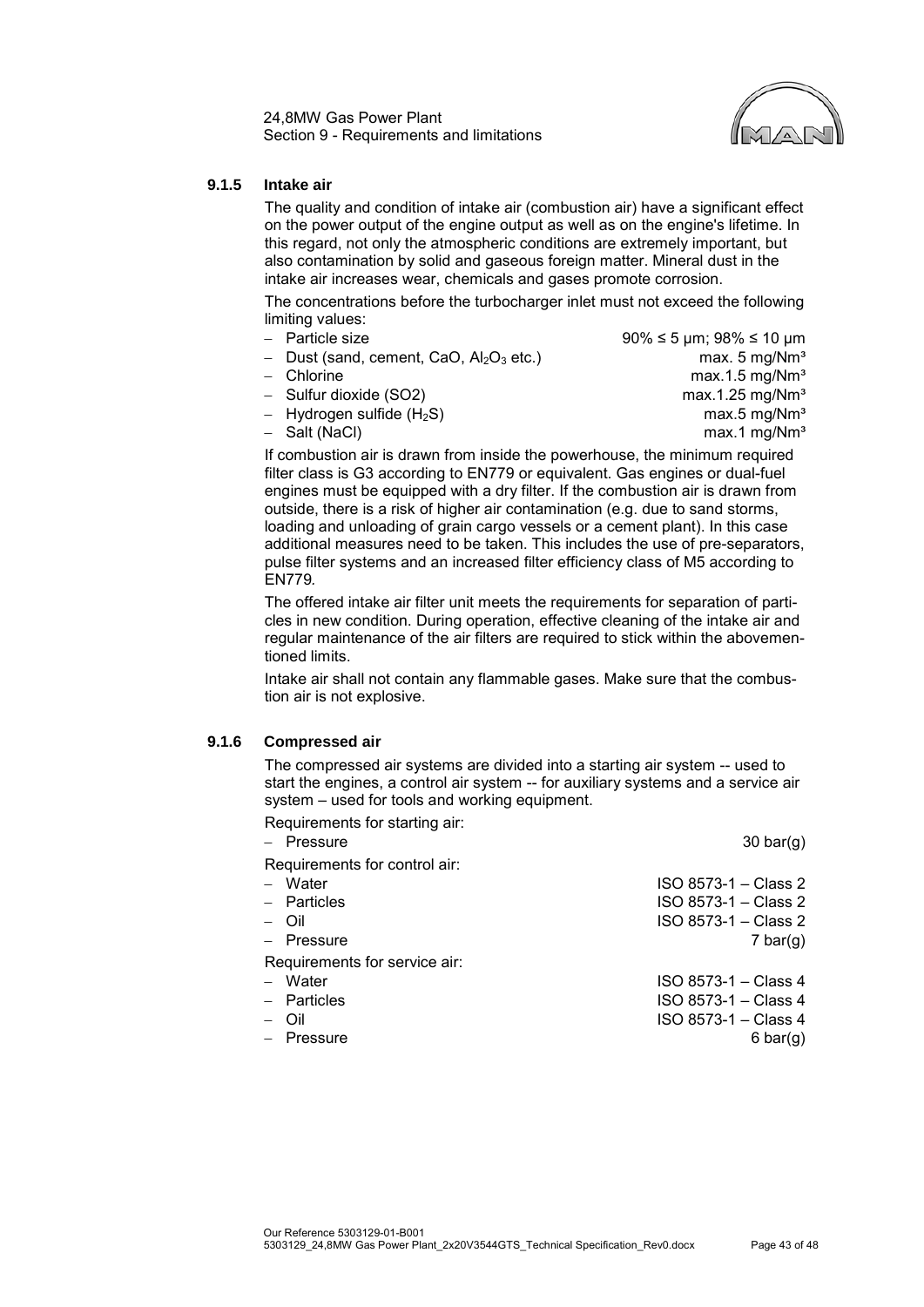### 9.1.5 Intake air

The quality and condition of intake air (combustion air) have a significant effect on the power output of the engine output as well as on the engine's lifetime. In this regard, not only the atmospheric conditions are extremely important, but also contamination by solid and gaseous foreign matter. Mineral dust in the intake air increases wear, chemicals and gases promote corrosion.

The concentrations before the turbocharger inlet must not exceed the following limiting values:

| | |
|---|---|
| – Particle size | 90% ≤ 5 µm; 98% ≤ 10 µm |
| – Dust (sand, cement, CaO, $Al_2O_3$ etc.) | max. 5 mg/Nm³ |
| – Chlorine | max.1.5 mg/Nm³ |
| – Sulfur dioxide (SO2) | max.1.25 mg/Nm³ |
| – Hydrogen sulfide ($H_2S$) | max.5 mg/Nm³ |
| – Salt (NaCl) | max.1 mg/Nm³ |

If combustion air is drawn from inside the powerhouse, the minimum required filter class is G3 according to EN779 or equivalent. Gas engines or dual-fuel engines must be equipped with a dry filter. If the combustion air is drawn from outside, there is a risk of higher air contamination (e.g. due to sand storms, loading and unloading of grain cargo vessels or a cement plant). In this case additional measures need to be taken. This includes the use of pre-separators, pulse filter systems and an increased filter efficiency class of M5 according to EN779.

The offered intake air filter unit meets the requirements for separation of particles in new condition. During operation, effective cleaning of the intake air and regular maintenance of the air filters are required to stick within the abovementioned limits.

Intake air shall not contain any flammable gases. Make sure that the combustion air is not explosive.

### 9.1.6 Compressed air

The compressed air systems are divided into a starting air system -- used to start the engines, a control air system -- for auxiliary systems and a service air system – used for tools and working equipment.

Requirements for starting air:

| | |
|---|---|
| – Pressure | 30 bar(g) |

Requirements for control air:

| | |
|---|---|
| – Water | ISO 8573-1 – Class 2 |
| – Particles | ISO 8573-1 – Class 2 |
| – Oil | ISO 8573-1 – Class 2 |
| – Pressure | 7 bar(g) |

Requirements for service air:

| | |
|---|---|
| – Water | ISO 8573-1 – Class 4 |
| – Particles | ISO 8573-1 – Class 4 |
| – Oil | ISO 8573-1 – Class 4 |
| – Pressure | 6 bar(g) |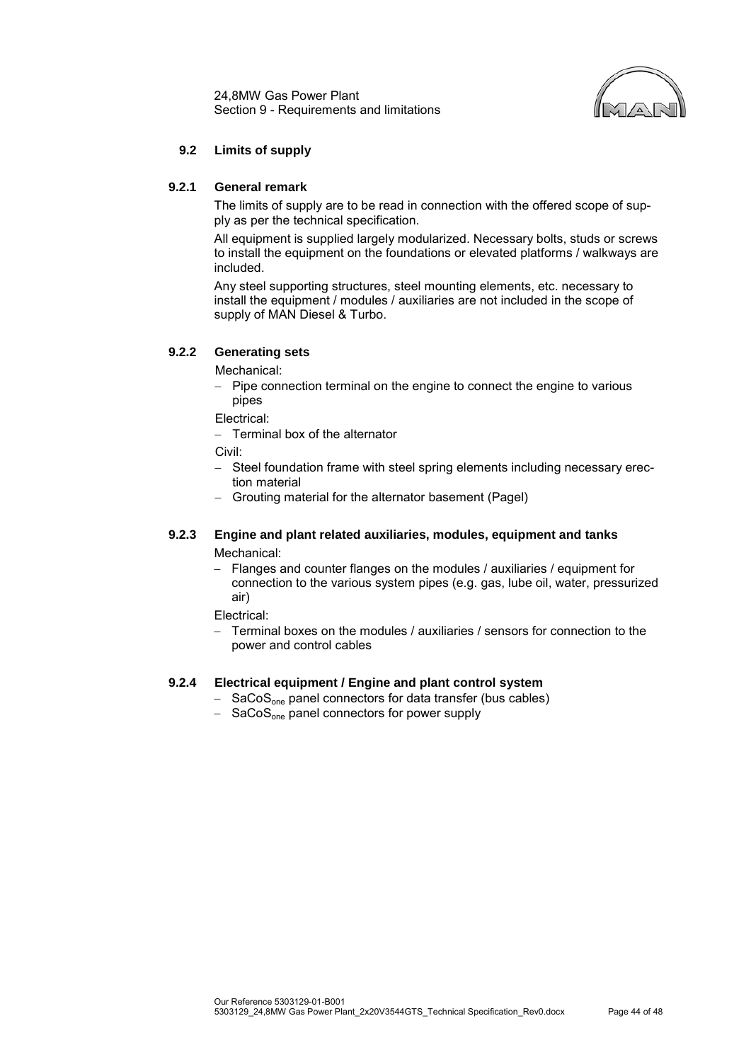## 9.2 Limits of supply

### 9.2.1 General remark

The limits of supply are to be read in connection with the offered scope of supply as per the technical specification.

All equipment is supplied largely modularized. Necessary bolts, studs or screws to install the equipment on the foundations or elevated platforms / walkways are included.

Any steel supporting structures, steel mounting elements, etc. necessary to install the equipment / modules / auxiliaries are not included in the scope of supply of MAN Diesel & Turbo.

### 9.2.2 Generating sets

Mechanical:

- Pipe connection terminal on the engine to connect the engine to various pipes

Electrical:

- Terminal box of the alternator

Civil:

- Steel foundation frame with steel spring elements including necessary erection material
- Grouting material for the alternator basement (Pagel)

### 9.2.3 Engine and plant related auxiliaries, modules, equipment and tanks

Mechanical:

- Flanges and counter flanges on the modules / auxiliaries / equipment for connection to the various system pipes (e.g. gas, lube oil, water, pressurized air)

Electrical:

- Terminal boxes on the modules / auxiliaries / sensors for connection to the power and control cables

### 9.2.4 Electrical equipment / Engine and plant control system

- $SaCoS_{one}$ panel connectors for data transfer (bus cables)
- $SaCoS_{one}$ panel connectors for power supply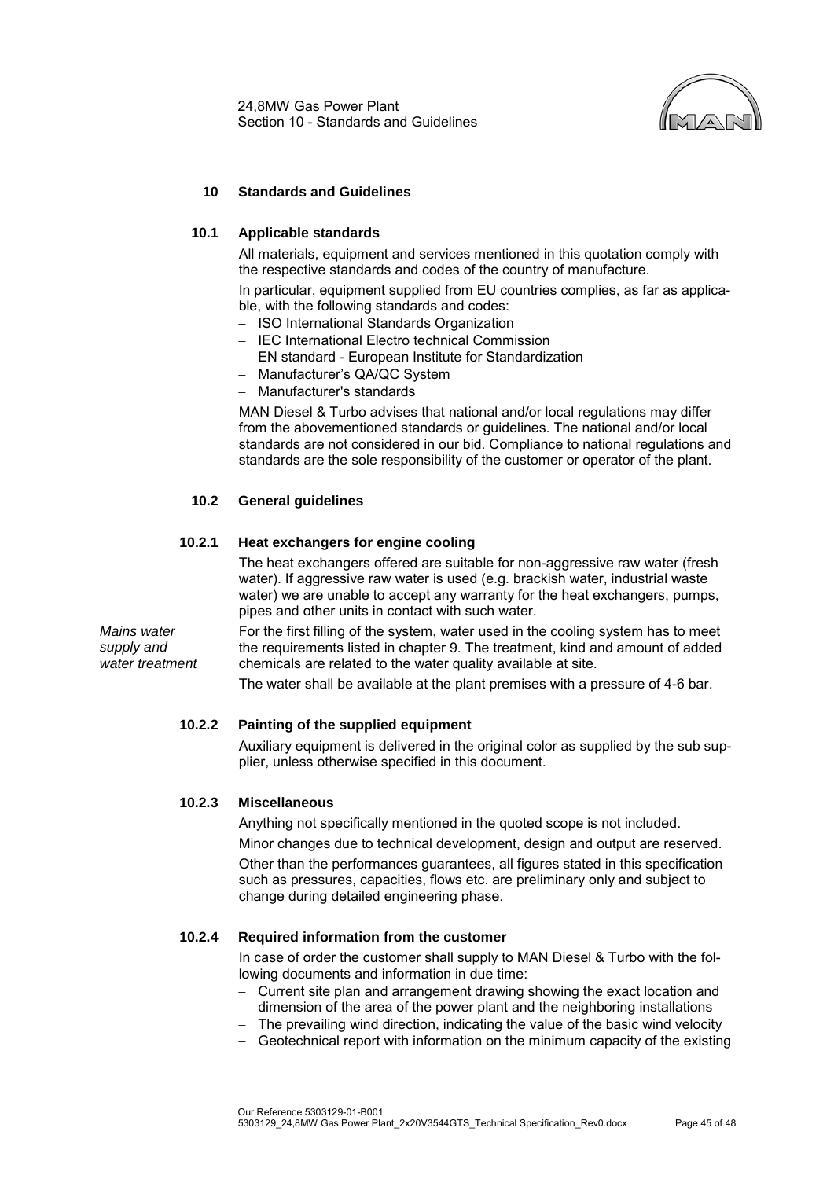## 10 Standards and Guidelines

### 10.1 Applicable standards

All materials, equipment and services mentioned in this quotation comply with the respective standards and codes of the country of manufacture.

In particular, equipment supplied from EU countries complies, as far as applicable, with the following standards and codes:

- ISO International Standards Organization
- IEC International Electro technical Commission
- EN standard - European Institute for Standardization
- Manufacturer's QA/QC System
- Manufacturer's standards

MAN Diesel & Turbo advises that national and/or local regulations may differ from the abovementioned standards or guidelines. The national and/or local standards are not considered in our bid. Compliance to national regulations and standards are the sole responsibility of the customer or operator of the plant.

### 10.2 General guidelines

#### 10.2.1 Heat exchangers for engine cooling

The heat exchangers offered are suitable for non-aggressive raw water (fresh water). If aggressive raw water is used (e.g. brackish water, industrial waste water) we are unable to accept any warranty for the heat exchangers, pumps, pipes and other units in contact with such water.

*Mains water supply and water treatment*

For the first filling of the system, water used in the cooling system has to meet the requirements listed in chapter 9. The treatment, kind and amount of added chemicals are related to the water quality available at site.

The water shall be available at the plant premises with a pressure of 4-6 bar.

#### 10.2.2 Painting of the supplied equipment

Auxiliary equipment is delivered in the original color as supplied by the sub supplier, unless otherwise specified in this document.

#### 10.2.3 Miscellaneous

Anything not specifically mentioned in the quoted scope is not included.

Minor changes due to technical development, design and output are reserved.

Other than the performances guarantees, all figures stated in this specification such as pressures, capacities, flows etc. are preliminary only and subject to change during detailed engineering phase.

#### 10.2.4 Required information from the customer

In case of order the customer shall supply to MAN Diesel & Turbo with the following documents and information in due time:

- Current site plan and arrangement drawing showing the exact location and dimension of the area of the power plant and the neighboring installations
- The prevailing wind direction, indicating the value of the basic wind velocity
- Geotechnical report with information on the minimum capacity of the existing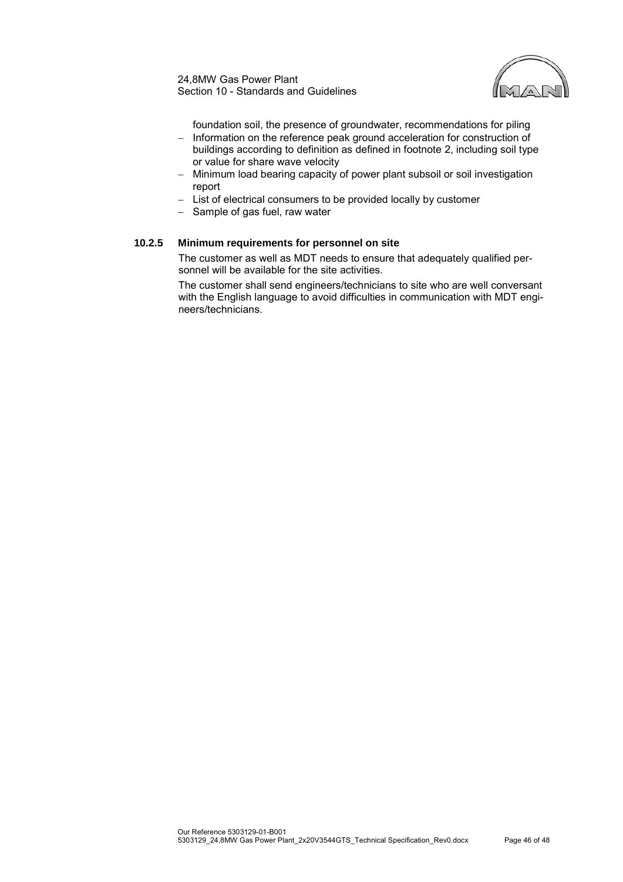foundation soil, the presence of groundwater, recommendations for piling

- Information on the reference peak ground acceleration for construction of buildings according to definition as defined in footnote 2, including soil type or value for share wave velocity
- Minimum load bearing capacity of power plant subsoil or soil investigation report
- List of electrical consumers to be provided locally by customer
- Sample of gas fuel, raw water

### 10.2.5 Minimum requirements for personnel on site

The customer as well as MDT needs to ensure that adequately qualified personnel will be available for the site activities.

The customer shall send engineers/technicians to site who are well conversant with the English language to avoid difficulties in communication with MDT engineers/technicians.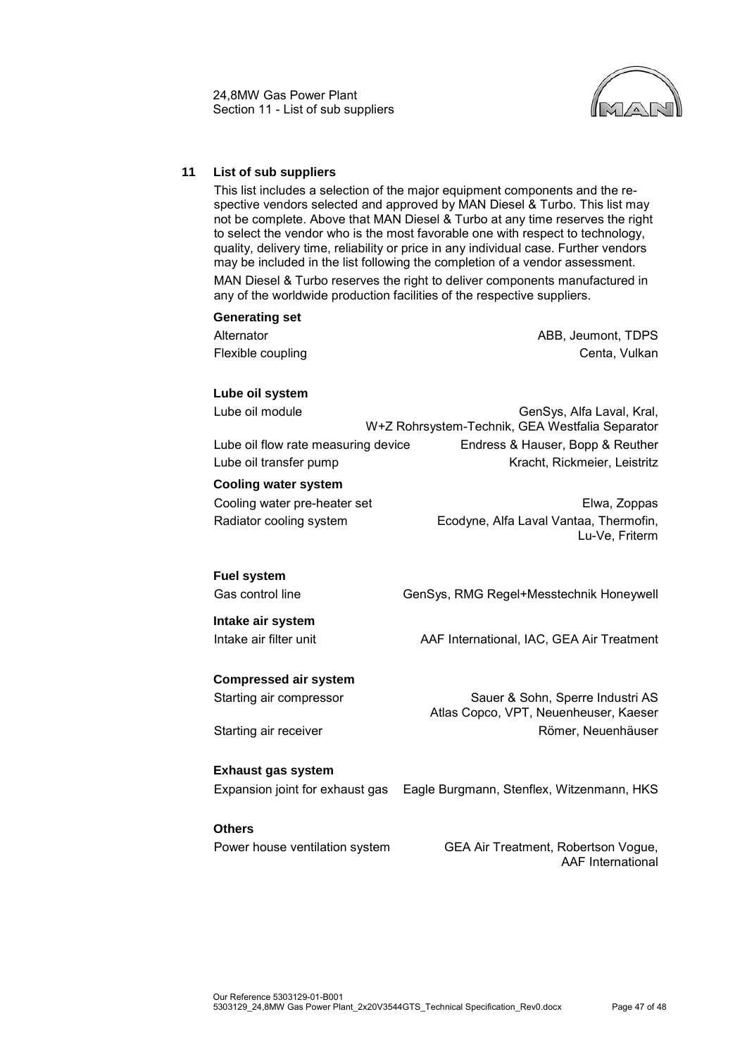## 11 List of sub suppliers

This list includes a selection of the major equipment components and the respective vendors selected and approved by MAN Diesel & Turbo. This list may not be complete. Above that MAN Diesel & Turbo at any time reserves the right to select the vendor who is the most favorable one with respect to technology, quality, delivery time, reliability or price in any individual case. Further vendors may be included in the list following the completion of a vendor assessment.

MAN Diesel & Turbo reserves the right to deliver components manufactured in any of the worldwide production facilities of the respective suppliers.

**Generating set**

| | |
|---|---|
| Alternator | ABB, Jeumont, TDPS |
| Flexible coupling | Centa, Vulkan |

**Lube oil system**

| | |
|---|---|
| Lube oil module | GenSys, Alfa Laval, Kral, W+Z Rohrsystem-Technik, GEA Westfalia Separator |
| Lube oil flow rate measuring device | Endress & Hauser, Bopp & Reuther |
| Lube oil transfer pump | Kracht, Rickmeier, Leistritz |

**Cooling water system**

| | |
|---|---|
| Cooling water pre-heater set | Elwa, Zoppas |
| Radiator cooling system | Ecodyne, Alfa Laval Vantaa, Thermofin, Lu-Ve, Friterm |

**Fuel system**

| | |
|---|---|
| Gas control line | GenSys, RMG Regel+Messtechnik Honeywell |

**Intake air system**

| | |
|---|---|
| Intake air filter unit | AAF International, IAC, GEA Air Treatment |

**Compressed air system**

| | |
|---|---|
| Starting air compressor | Sauer & Sohn, Sperre Industri AS Atlas Copco, VPT, Neuenheuser, Kaeser |
| Starting air receiver | Römer, Neuenhäuser |

**Exhaust gas system**

| | |
|---|---|
| Expansion joint for exhaust gas | Eagle Burgmann, Stenflex, Witzenmann, HKS |

**Others**

| | |
|---|---|
| Power house ventilation system | GEA Air Treatment, Robertson Vogue, AAF International |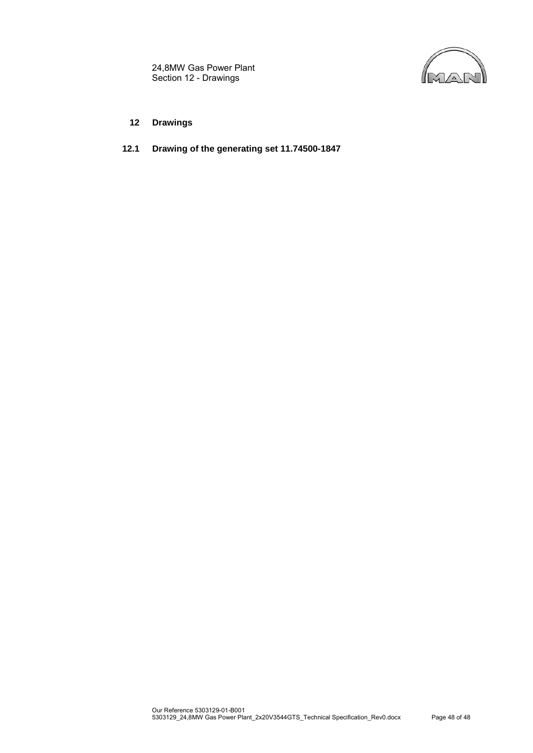## 12 Drawings

### 12.1 Drawing of the generating set 11.74500-1847